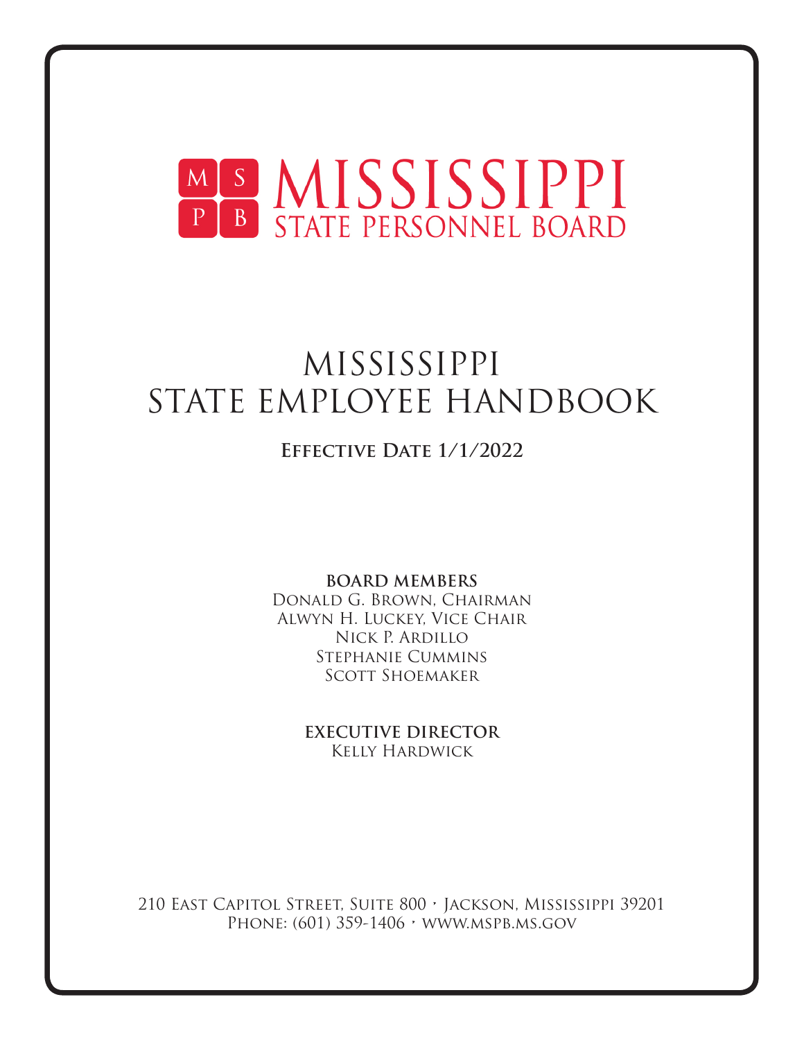# MISSISSIPPI STATE PERSONNEL BOARD

# MISSISSIPPI STATE EMPLOYEE HANDBOOK

**Effective Date 1/1/2022**

**BOARD MEMBERS**

Donald G. Brown, Chairman
Alwyn H. Luckey, Vice Chair
Nick P. Ardillo
Stephanie Cummins
Scott Shoemaker

**EXECUTIVE DIRECTOR**

Kelly Hardwick

210 East Capitol Street, Suite 800 • Jackson, Mississippi 39201
Phone: (601) 359-1406 • www.mspb.ms.gov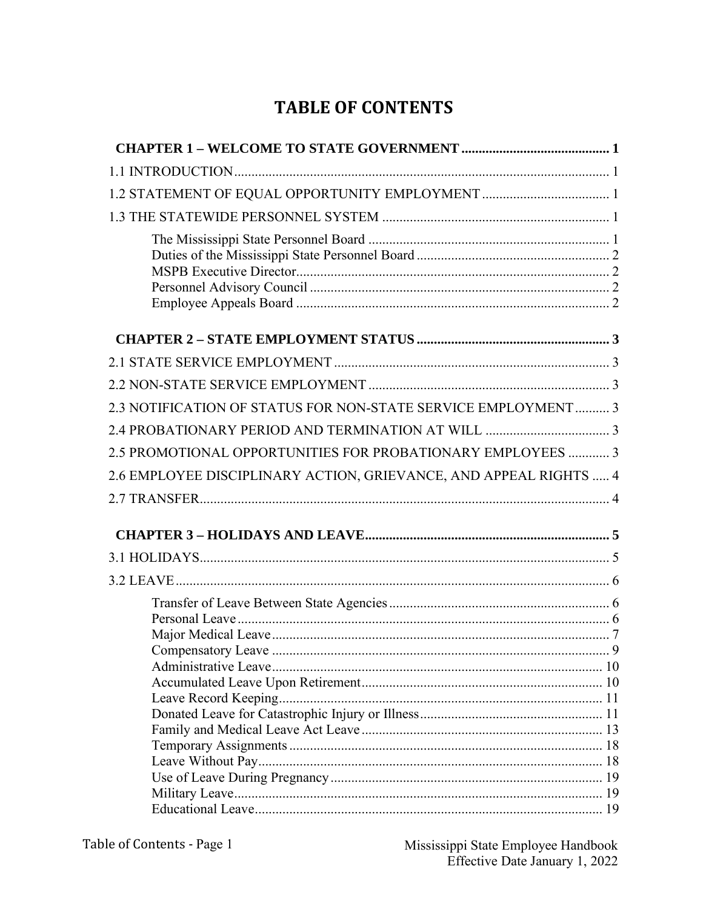# TABLE OF CONTENTS

**CHAPTER 1 – WELCOME TO STATE GOVERNMENT .......................................... 1**

1.1 INTRODUCTION .......................................................................................................... 1

1.2 STATEMENT OF EQUAL OPPORTUNITY EMPLOYMENT ..................................... 1

1.3 THE STATEWIDE PERSONNEL SYSTEM ................................................................. 1

- The Mississippi State Personnel Board ...................................................................... 1
- Duties of the Mississippi State Personnel Board ........................................................ 2
- MSPB Executive Director ........................................................................................... 2
- Personnel Advisory Council ....................................................................................... 2
- Employee Appeals Board ........................................................................................... 2

**CHAPTER 2 – STATE EMPLOYMENT STATUS ....................................................... 3**

2.1 STATE SERVICE EMPLOYMENT ............................................................................... 3

2.2 NON-STATE SERVICE EMPLOYMENT ..................................................................... 3

2.3 NOTIFICATION OF STATUS FOR NON-STATE SERVICE EMPLOYMENT .......... 3

2.4 PROBATIONARY PERIOD AND TERMINATION AT WILL .................................... 3

2.5 PROMOTIONAL OPPORTUNITIES FOR PROBATIONARY EMPLOYEES ............ 3

2.6 EMPLOYEE DISCIPLINARY ACTION, GRIEVANCE, AND APPEAL RIGHTS ..... 4

2.7 TRANSFER ...................................................................................................................... 4

**CHAPTER 3 – HOLIDAYS AND LEAVE ...................................................................... 5**

3.1 HOLIDAYS ...................................................................................................................... 5

3.2 LEAVE ............................................................................................................................. 6

- Transfer of Leave Between State Agencies ................................................................ 6
- Personal Leave ............................................................................................................ 6
- Major Medical Leave ................................................................................................... 7
- Compensatory Leave ................................................................................................... 9
- Administrative Leave ................................................................................................... 10
- Accumulated Leave Upon Retirement ........................................................................ 10
- Leave Record Keeping ................................................................................................ 11
- Donated Leave for Catastrophic Injury or Illness ....................................................... 11
- Family and Medical Leave Act Leave ........................................................................ 13
- Temporary Assignments ............................................................................................. 18
- Leave Without Pay ...................................................................................................... 18
- Use of Leave During Pregnancy ................................................................................. 19
- Military Leave ............................................................................................................. 19
- Educational Leave ....................................................................................................... 19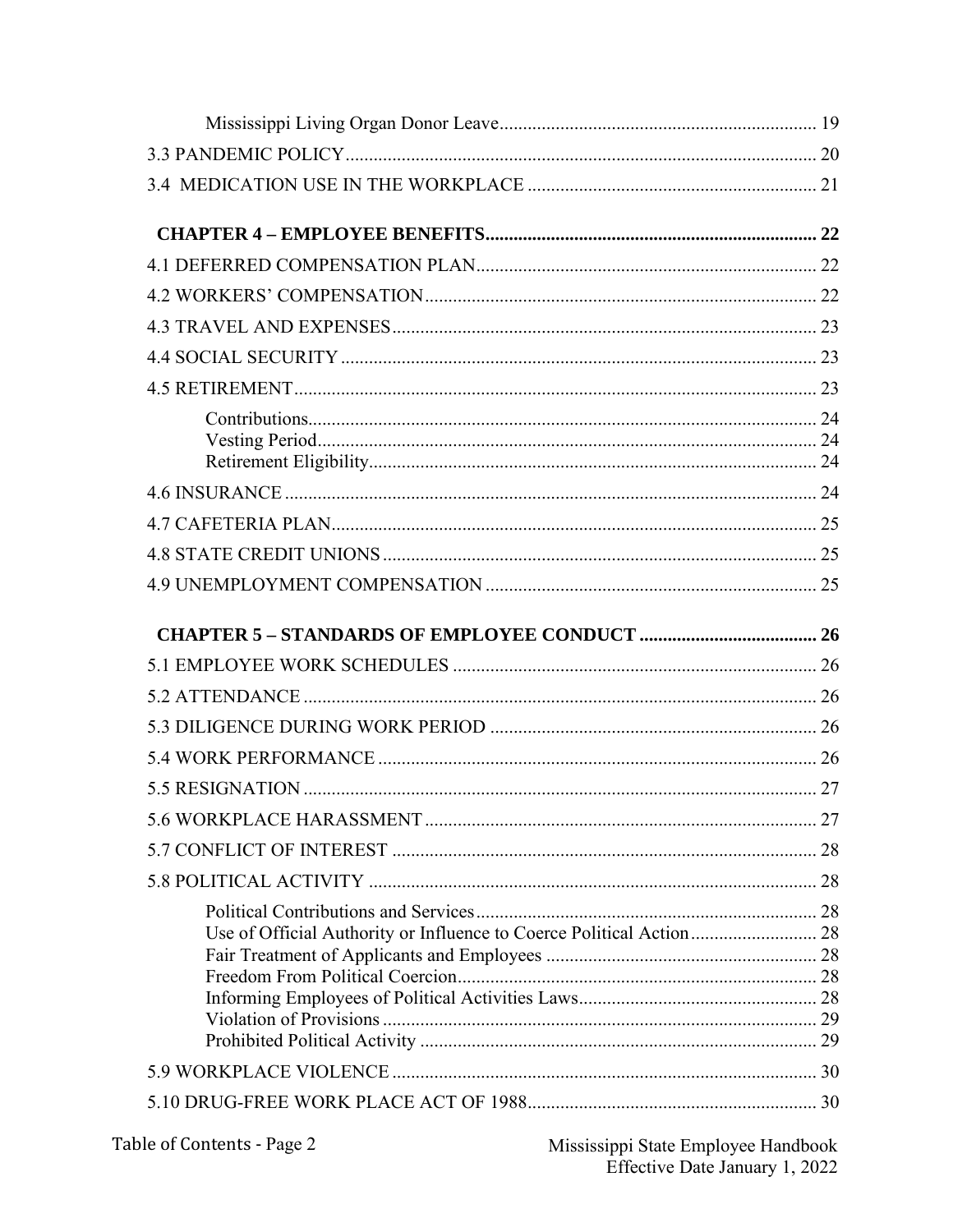Mississippi Living Organ Donor Leave ..... 19

3.3 PANDEMIC POLICY ..... 20

3.4 MEDICATION USE IN THE WORKPLACE ..... 21

**CHAPTER 4 – EMPLOYEE BENEFITS ..... 22**

4.1 DEFERRED COMPENSATION PLAN ..... 22

4.2 WORKERS' COMPENSATION ..... 22

4.3 TRAVEL AND EXPENSES ..... 23

4.4 SOCIAL SECURITY ..... 23

4.5 RETIREMENT ..... 23

Contributions ..... 24
Vesting Period ..... 24
Retirement Eligibility ..... 24

4.6 INSURANCE ..... 24

4.7 CAFETERIA PLAN ..... 25

4.8 STATE CREDIT UNIONS ..... 25

4.9 UNEMPLOYMENT COMPENSATION ..... 25

**CHAPTER 5 – STANDARDS OF EMPLOYEE CONDUCT ..... 26**

5.1 EMPLOYEE WORK SCHEDULES ..... 26

5.2 ATTENDANCE ..... 26

5.3 DILIGENCE DURING WORK PERIOD ..... 26

5.4 WORK PERFORMANCE ..... 26

5.5 RESIGNATION ..... 27

5.6 WORKPLACE HARASSMENT ..... 27

5.7 CONFLICT OF INTEREST ..... 28

5.8 POLITICAL ACTIVITY ..... 28

Political Contributions and Services ..... 28
Use of Official Authority or Influence to Coerce Political Action ..... 28
Fair Treatment of Applicants and Employees ..... 28
Freedom From Political Coercion ..... 28
Informing Employees of Political Activities Laws ..... 28
Violation of Provisions ..... 29
Prohibited Political Activity ..... 29

5.9 WORKPLACE VIOLENCE ..... 30

5.10 DRUG-FREE WORK PLACE ACT OF 1988 ..... 30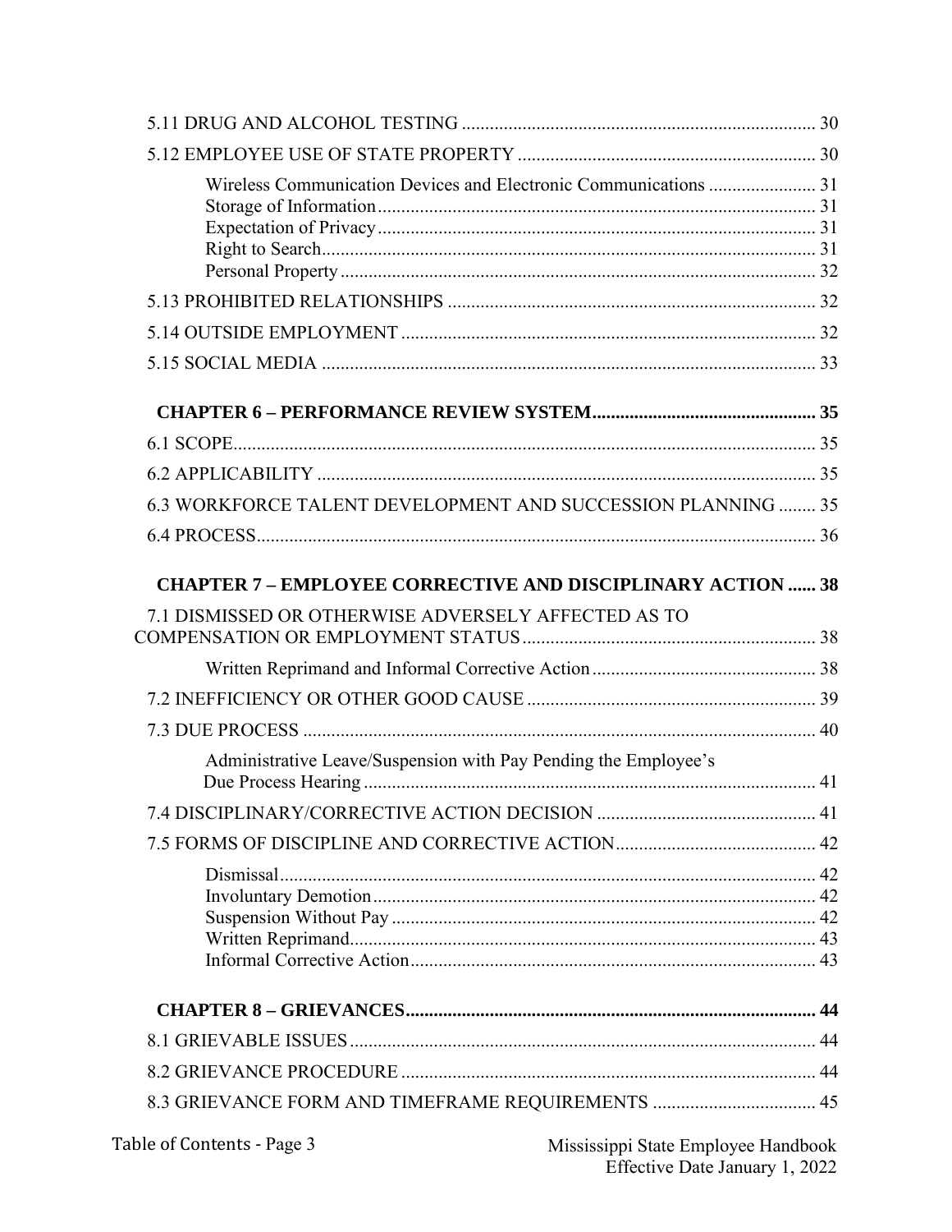5.11 DRUG AND ALCOHOL TESTING ........................................................................ 30

5.12 EMPLOYEE USE OF STATE PROPERTY ............................................................ 30

Wireless Communication Devices and Electronic Communications ....................... 31
Storage of Information ............................................................................................. 31
Expectation of Privacy ............................................................................................. 31
Right to Search .......................................................................................................... 31
Personal Property ...................................................................................................... 32

5.13 PROHIBITED RELATIONSHIPS .......................................................................... 32

5.14 OUTSIDE EMPLOYMENT ..................................................................................... 32

5.15 SOCIAL MEDIA ....................................................................................................... 33

**CHAPTER 6 – PERFORMANCE REVIEW SYSTEM............................................... 35**

6.1 SCOPE ........................................................................................................................ 35

6.2 APPLICABILITY ....................................................................................................... 35

6.3 WORKFORCE TALENT DEVELOPMENT AND SUCCESSION PLANNING ........ 35

6.4 PROCESS ................................................................................................................... 36

**CHAPTER 7 – EMPLOYEE CORRECTIVE AND DISCIPLINARY ACTION ...... 38**

7.1 DISMISSED OR OTHERWISE ADVERSELY AFFECTED AS TO COMPENSATION OR EMPLOYMENT STATUS .............................................................. 38

Written Reprimand and Informal Corrective Action ................................................ 38

7.2 INEFFICIENCY OR OTHER GOOD CAUSE ............................................................ 39

7.3 DUE PROCESS ............................................................................................................ 40

Administrative Leave/Suspension with Pay Pending the Employee's Due Process Hearing ................................................................................................. 41

7.4 DISCIPLINARY/CORRECTIVE ACTION DECISION .............................................. 41

7.5 FORMS OF DISCIPLINE AND CORRECTIVE ACTION ........................................... 42

Dismissal ................................................................................................................... 42
Involuntary Demotion ............................................................................................... 42
Suspension Without Pay ........................................................................................... 42
Written Reprimand .................................................................................................... 43
Informal Corrective Action ....................................................................................... 43

**CHAPTER 8 – GRIEVANCES ........................................................................................ 44**

8.1 GRIEVABLE ISSUES .................................................................................................... 44

8.2 GRIEVANCE PROCEDURE ......................................................................................... 44

8.3 GRIEVANCE FORM AND TIMEFRAME REQUIREMENTS ................................... 45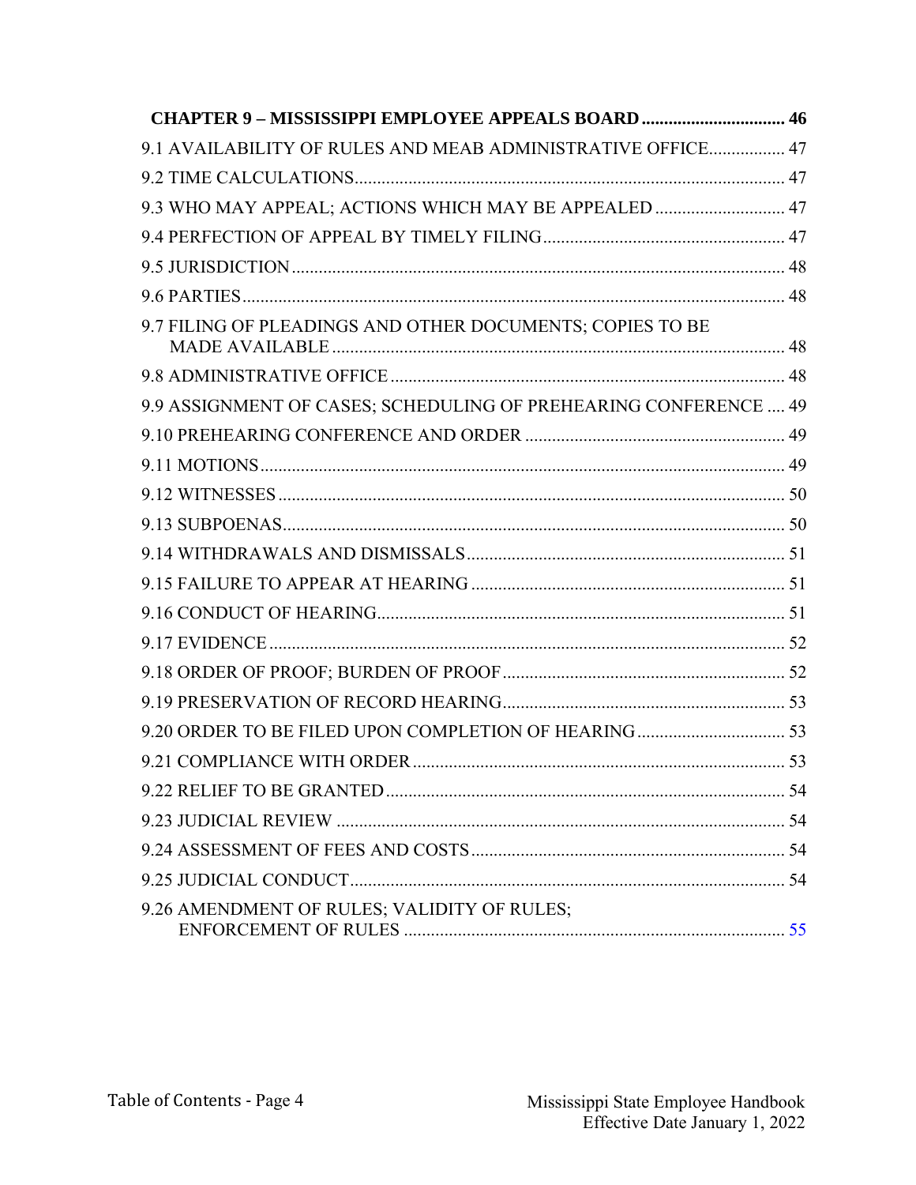**CHAPTER 9 – MISSISSIPPI EMPLOYEE APPEALS BOARD ................................ 46**

9.1 AVAILABILITY OF RULES AND MEAB ADMINISTRATIVE OFFICE................. 47

9.2 TIME CALCULATIONS................................................................................................ 47

9.3 WHO MAY APPEAL; ACTIONS WHICH MAY BE APPEALED ............................ 47

9.4 PERFECTION OF APPEAL BY TIMELY FILING...................................................... 47

9.5 JURISDICTION.............................................................................................................. 48

9.6 PARTIES........................................................................................................................ 48

9.7 FILING OF PLEADINGS AND OTHER DOCUMENTS; COPIES TO BE MADE AVAILABLE ..................................................................................................... 48

9.8 ADMINISTRATIVE OFFICE....................................................................................... 48

9.9 ASSIGNMENT OF CASES; SCHEDULING OF PREHEARING CONFERENCE .... 49

9.10 PREHEARING CONFERENCE AND ORDER .......................................................... 49

9.11 MOTIONS..................................................................................................................... 49

9.12 WITNESSES ................................................................................................................. 50

9.13 SUBPOENAS................................................................................................................ 50

9.14 WITHDRAWALS AND DISMISSALS....................................................................... 51

9.15 FAILURE TO APPEAR AT HEARING ...................................................................... 51

9.16 CONDUCT OF HEARING........................................................................................... 51

9.17 EVIDENCE ................................................................................................................... 52

9.18 ORDER OF PROOF; BURDEN OF PROOF............................................................... 52

9.19 PRESERVATION OF RECORD HEARING............................................................... 53

9.20 ORDER TO BE FILED UPON COMPLETION OF HEARING................................. 53

9.21 COMPLIANCE WITH ORDER................................................................................... 53

9.22 RELIEF TO BE GRANTED......................................................................................... 54

9.23 JUDICIAL REVIEW .................................................................................................... 54

9.24 ASSESSMENT OF FEES AND COSTS...................................................................... 54

9.25 JUDICIAL CONDUCT................................................................................................. 54

9.26 AMENDMENT OF RULES; VALIDITY OF RULES; ENFORCEMENT OF RULES ..................................................................................... 55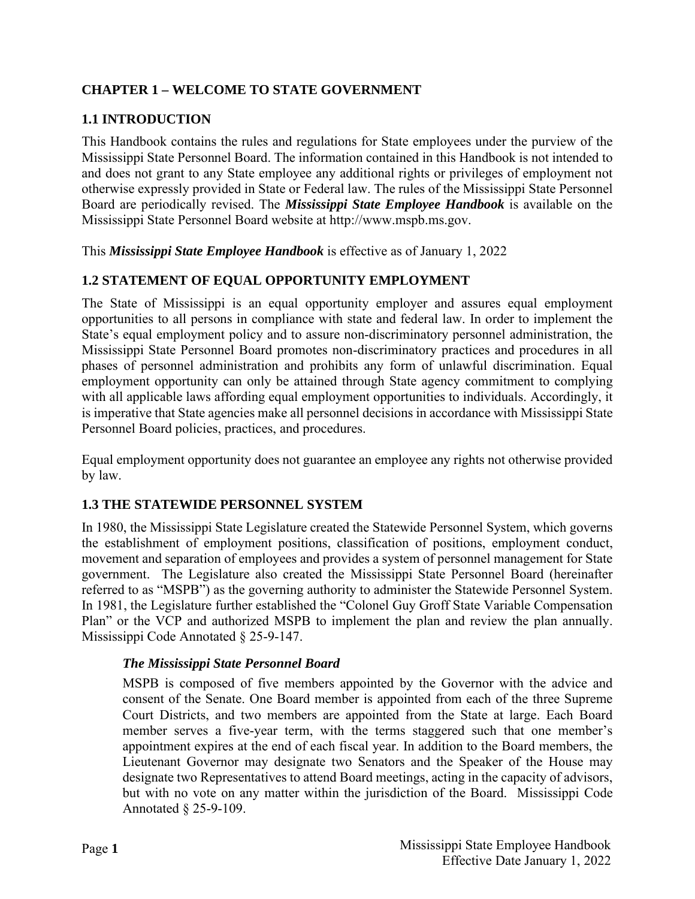## CHAPTER 1 – WELCOME TO STATE GOVERNMENT

### 1.1 INTRODUCTION

This Handbook contains the rules and regulations for State employees under the purview of the Mississippi State Personnel Board. The information contained in this Handbook is not intended to and does not grant to any State employee any additional rights or privileges of employment not otherwise expressly provided in State or Federal law. The rules of the Mississippi State Personnel Board are periodically revised. The ***Mississippi State Employee Handbook*** is available on the Mississippi State Personnel Board website at http://www.mspb.ms.gov.

This ***Mississippi State Employee Handbook*** is effective as of January 1, 2022

### 1.2 STATEMENT OF EQUAL OPPORTUNITY EMPLOYMENT

The State of Mississippi is an equal opportunity employer and assures equal employment opportunities to all persons in compliance with state and federal law. In order to implement the State's equal employment policy and to assure non-discriminatory personnel administration, the Mississippi State Personnel Board promotes non-discriminatory practices and procedures in all phases of personnel administration and prohibits any form of unlawful discrimination. Equal employment opportunity can only be attained through State agency commitment to complying with all applicable laws affording equal employment opportunities to individuals. Accordingly, it is imperative that State agencies make all personnel decisions in accordance with Mississippi State Personnel Board policies, practices, and procedures.

Equal employment opportunity does not guarantee an employee any rights not otherwise provided by law.

### 1.3 THE STATEWIDE PERSONNEL SYSTEM

In 1980, the Mississippi State Legislature created the Statewide Personnel System, which governs the establishment of employment positions, classification of positions, employment conduct, movement and separation of employees and provides a system of personnel management for State government. The Legislature also created the Mississippi State Personnel Board (hereinafter referred to as "MSPB") as the governing authority to administer the Statewide Personnel System. In 1981, the Legislature further established the "Colonel Guy Groff State Variable Compensation Plan" or the VCP and authorized MSPB to implement the plan and review the plan annually. Mississippi Code Annotated § 25-9-147.

#### *The Mississippi State Personnel Board*

MSPB is composed of five members appointed by the Governor with the advice and consent of the Senate. One Board member is appointed from each of the three Supreme Court Districts, and two members are appointed from the State at large. Each Board member serves a five-year term, with the terms staggered such that one member's appointment expires at the end of each fiscal year. In addition to the Board members, the Lieutenant Governor may designate two Senators and the Speaker of the House may designate two Representatives to attend Board meetings, acting in the capacity of advisors, but with no vote on any matter within the jurisdiction of the Board. Mississippi Code Annotated § 25-9-109.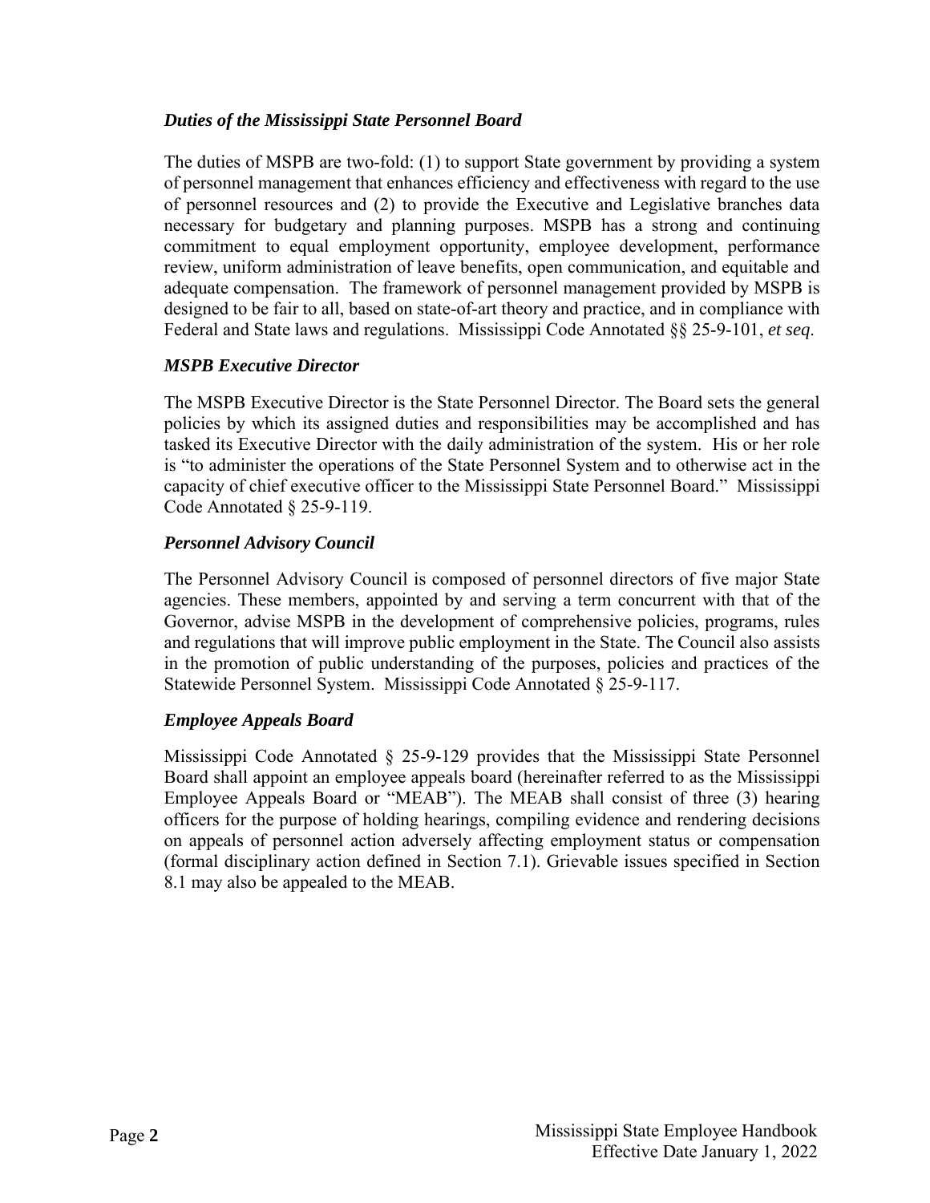### *Duties of the Mississippi State Personnel Board*

The duties of MSPB are two-fold: (1) to support State government by providing a system of personnel management that enhances efficiency and effectiveness with regard to the use of personnel resources and (2) to provide the Executive and Legislative branches data necessary for budgetary and planning purposes. MSPB has a strong and continuing commitment to equal employment opportunity, employee development, performance review, uniform administration of leave benefits, open communication, and equitable and adequate compensation. The framework of personnel management provided by MSPB is designed to be fair to all, based on state-of-art theory and practice, and in compliance with Federal and State laws and regulations. Mississippi Code Annotated §§ 25-9-101, *et seq*.

### *MSPB Executive Director*

The MSPB Executive Director is the State Personnel Director. The Board sets the general policies by which its assigned duties and responsibilities may be accomplished and has tasked its Executive Director with the daily administration of the system. His or her role is "to administer the operations of the State Personnel System and to otherwise act in the capacity of chief executive officer to the Mississippi State Personnel Board." Mississippi Code Annotated § 25-9-119.

### *Personnel Advisory Council*

The Personnel Advisory Council is composed of personnel directors of five major State agencies. These members, appointed by and serving a term concurrent with that of the Governor, advise MSPB in the development of comprehensive policies, programs, rules and regulations that will improve public employment in the State. The Council also assists in the promotion of public understanding of the purposes, policies and practices of the Statewide Personnel System. Mississippi Code Annotated § 25-9-117.

### *Employee Appeals Board*

Mississippi Code Annotated § 25-9-129 provides that the Mississippi State Personnel Board shall appoint an employee appeals board (hereinafter referred to as the Mississippi Employee Appeals Board or "MEAB"). The MEAB shall consist of three (3) hearing officers for the purpose of holding hearings, compiling evidence and rendering decisions on appeals of personnel action adversely affecting employment status or compensation (formal disciplinary action defined in Section 7.1). Grievable issues specified in Section 8.1 may also be appealed to the MEAB.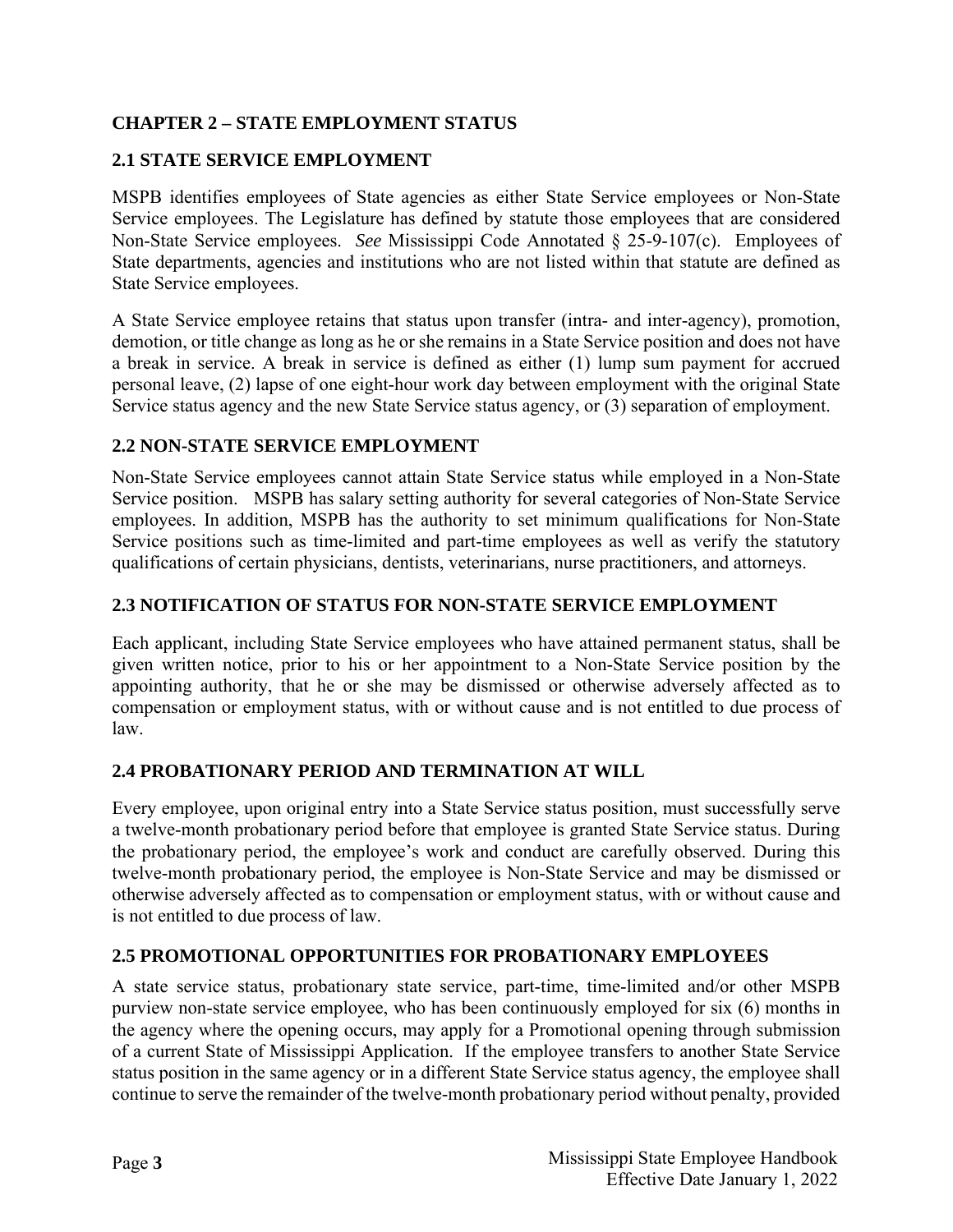## CHAPTER 2 – STATE EMPLOYMENT STATUS

### 2.1 STATE SERVICE EMPLOYMENT

MSPB identifies employees of State agencies as either State Service employees or Non-State Service employees. The Legislature has defined by statute those employees that are considered Non-State Service employees. *See* Mississippi Code Annotated § 25-9-107(c). Employees of State departments, agencies and institutions who are not listed within that statute are defined as State Service employees.

A State Service employee retains that status upon transfer (intra- and inter-agency), promotion, demotion, or title change as long as he or she remains in a State Service position and does not have a break in service. A break in service is defined as either (1) lump sum payment for accrued personal leave, (2) lapse of one eight-hour work day between employment with the original State Service status agency and the new State Service status agency, or (3) separation of employment.

### 2.2 NON-STATE SERVICE EMPLOYMENT

Non-State Service employees cannot attain State Service status while employed in a Non-State Service position. MSPB has salary setting authority for several categories of Non-State Service employees. In addition, MSPB has the authority to set minimum qualifications for Non-State Service positions such as time-limited and part-time employees as well as verify the statutory qualifications of certain physicians, dentists, veterinarians, nurse practitioners, and attorneys.

### 2.3 NOTIFICATION OF STATUS FOR NON-STATE SERVICE EMPLOYMENT

Each applicant, including State Service employees who have attained permanent status, shall be given written notice, prior to his or her appointment to a Non-State Service position by the appointing authority, that he or she may be dismissed or otherwise adversely affected as to compensation or employment status, with or without cause and is not entitled to due process of law.

### 2.4 PROBATIONARY PERIOD AND TERMINATION AT WILL

Every employee, upon original entry into a State Service status position, must successfully serve a twelve-month probationary period before that employee is granted State Service status. During the probationary period, the employee's work and conduct are carefully observed. During this twelve-month probationary period, the employee is Non-State Service and may be dismissed or otherwise adversely affected as to compensation or employment status, with or without cause and is not entitled to due process of law.

### 2.5 PROMOTIONAL OPPORTUNITIES FOR PROBATIONARY EMPLOYEES

A state service status, probationary state service, part-time, time-limited and/or other MSPB purview non-state service employee, who has been continuously employed for six (6) months in the agency where the opening occurs, may apply for a Promotional opening through submission of a current State of Mississippi Application. If the employee transfers to another State Service status position in the same agency or in a different State Service status agency, the employee shall continue to serve the remainder of the twelve-month probationary period without penalty, provided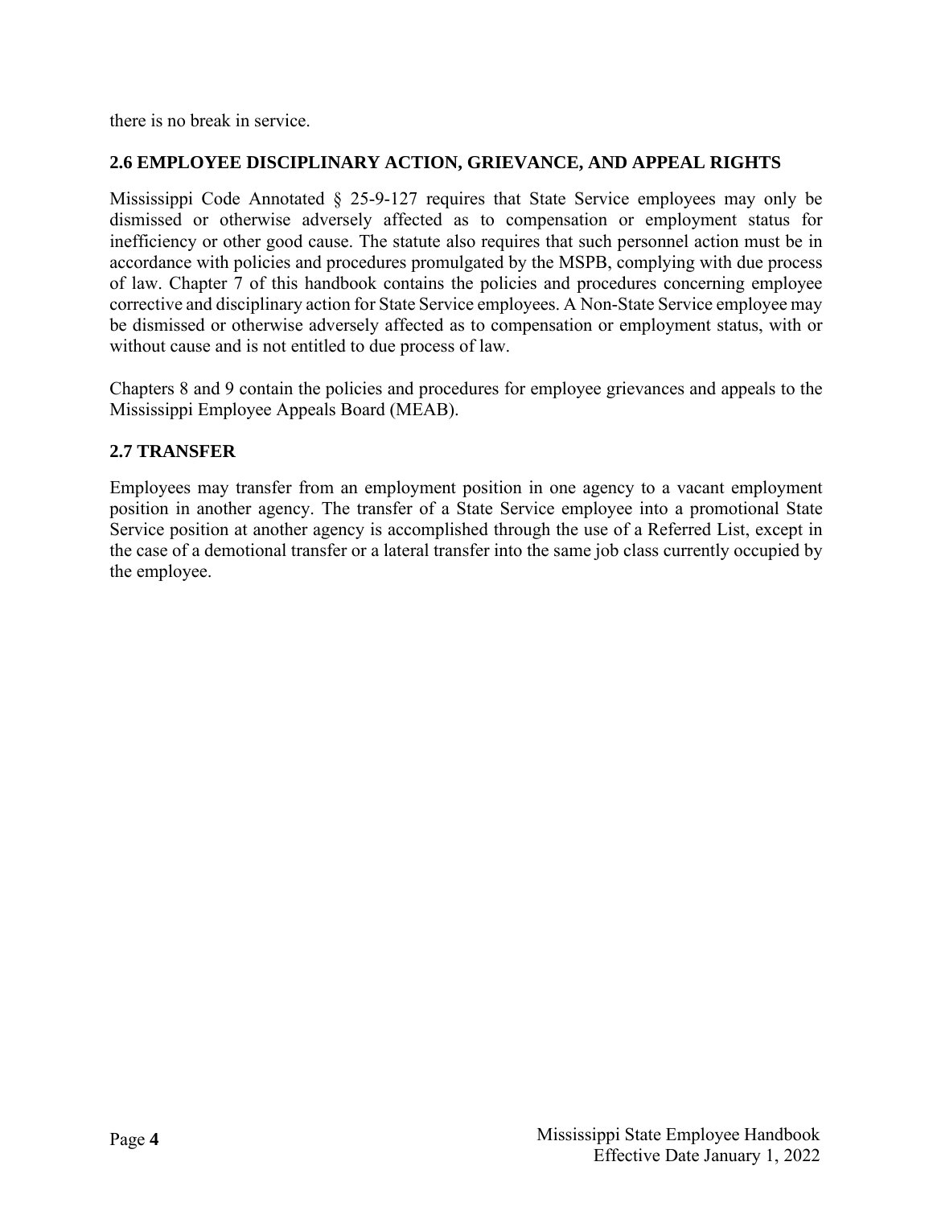there is no break in service.

## 2.6 EMPLOYEE DISCIPLINARY ACTION, GRIEVANCE, AND APPEAL RIGHTS

Mississippi Code Annotated § 25-9-127 requires that State Service employees may only be dismissed or otherwise adversely affected as to compensation or employment status for inefficiency or other good cause. The statute also requires that such personnel action must be in accordance with policies and procedures promulgated by the MSPB, complying with due process of law. Chapter 7 of this handbook contains the policies and procedures concerning employee corrective and disciplinary action for State Service employees. A Non-State Service employee may be dismissed or otherwise adversely affected as to compensation or employment status, with or without cause and is not entitled to due process of law.

Chapters 8 and 9 contain the policies and procedures for employee grievances and appeals to the Mississippi Employee Appeals Board (MEAB).

## 2.7 TRANSFER

Employees may transfer from an employment position in one agency to a vacant employment position in another agency. The transfer of a State Service employee into a promotional State Service position at another agency is accomplished through the use of a Referred List, except in the case of a demotional transfer or a lateral transfer into the same job class currently occupied by the employee.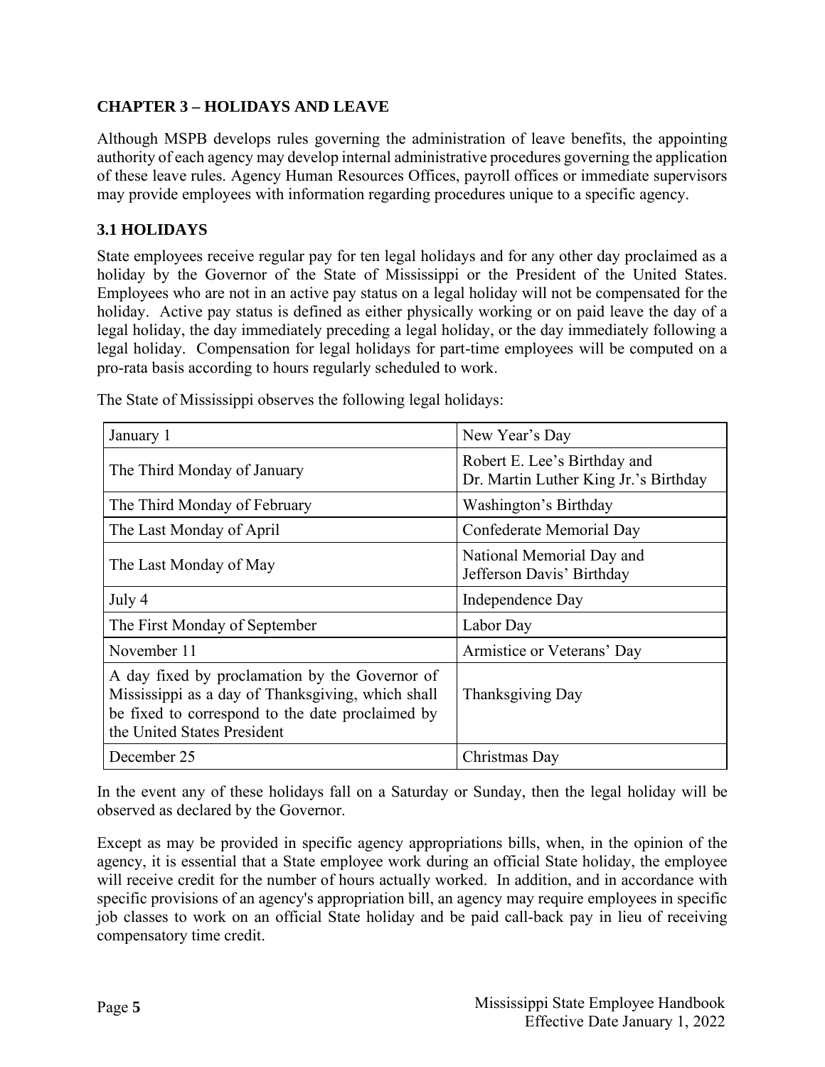## CHAPTER 3 – HOLIDAYS AND LEAVE

Although MSPB develops rules governing the administration of leave benefits, the appointing authority of each agency may develop internal administrative procedures governing the application of these leave rules. Agency Human Resources Offices, payroll offices or immediate supervisors may provide employees with information regarding procedures unique to a specific agency.

### 3.1 HOLIDAYS

State employees receive regular pay for ten legal holidays and for any other day proclaimed as a holiday by the Governor of the State of Mississippi or the President of the United States. Employees who are not in an active pay status on a legal holiday will not be compensated for the holiday. Active pay status is defined as either physically working or on paid leave the day of a legal holiday, the day immediately preceding a legal holiday, or the day immediately following a legal holiday. Compensation for legal holidays for part-time employees will be computed on a pro-rata basis according to hours regularly scheduled to work.

The State of Mississippi observes the following legal holidays:

| Date | Holiday |
|---|---|
| January 1 | New Year's Day |
| The Third Monday of January | Robert E. Lee's Birthday and Dr. Martin Luther King Jr.'s Birthday |
| The Third Monday of February | Washington's Birthday |
| The Last Monday of April | Confederate Memorial Day |
| The Last Monday of May | National Memorial Day and Jefferson Davis' Birthday |
| July 4 | Independence Day |
| The First Monday of September | Labor Day |
| November 11 | Armistice or Veterans' Day |
| A day fixed by proclamation by the Governor of Mississippi as a day of Thanksgiving, which shall be fixed to correspond to the date proclaimed by the United States President | Thanksgiving Day |
| December 25 | Christmas Day |

In the event any of these holidays fall on a Saturday or Sunday, then the legal holiday will be observed as declared by the Governor.

Except as may be provided in specific agency appropriations bills, when, in the opinion of the agency, it is essential that a State employee work during an official State holiday, the employee will receive credit for the number of hours actually worked. In addition, and in accordance with specific provisions of an agency's appropriation bill, an agency may require employees in specific job classes to work on an official State holiday and be paid call-back pay in lieu of receiving compensatory time credit.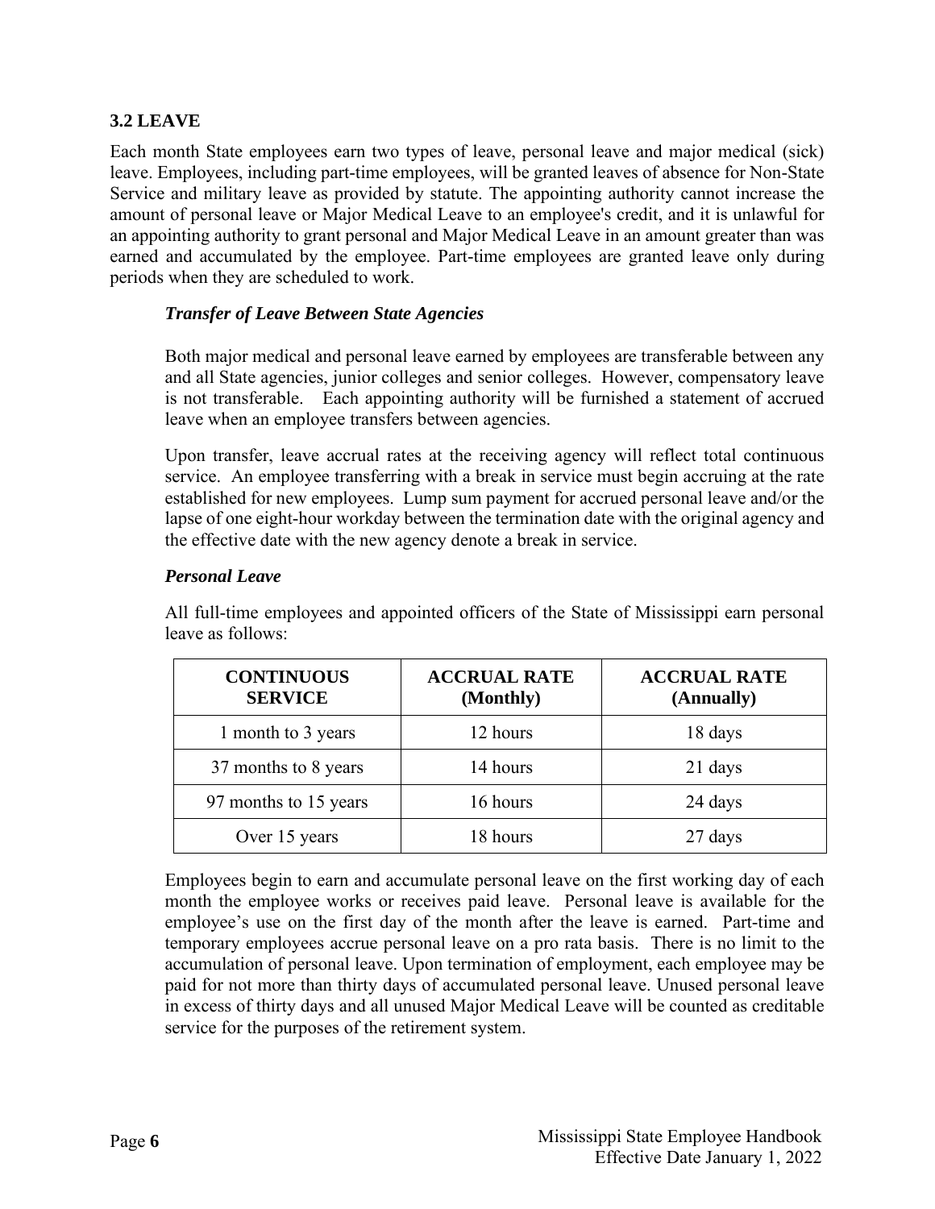## 3.2 LEAVE

Each month State employees earn two types of leave, personal leave and major medical (sick) leave. Employees, including part-time employees, will be granted leaves of absence for Non-State Service and military leave as provided by statute. The appointing authority cannot increase the amount of personal leave or Major Medical Leave to an employee's credit, and it is unlawful for an appointing authority to grant personal and Major Medical Leave in an amount greater than was earned and accumulated by the employee. Part-time employees are granted leave only during periods when they are scheduled to work.

### *Transfer of Leave Between State Agencies*

Both major medical and personal leave earned by employees are transferable between any and all State agencies, junior colleges and senior colleges. However, compensatory leave is not transferable. Each appointing authority will be furnished a statement of accrued leave when an employee transfers between agencies.

Upon transfer, leave accrual rates at the receiving agency will reflect total continuous service. An employee transferring with a break in service must begin accruing at the rate established for new employees. Lump sum payment for accrued personal leave and/or the lapse of one eight-hour workday between the termination date with the original agency and the effective date with the new agency denote a break in service.

### *Personal Leave*

All full-time employees and appointed officers of the State of Mississippi earn personal leave as follows:

| CONTINUOUS SERVICE | ACCRUAL RATE (Monthly) | ACCRUAL RATE (Annually) |
|---|---|---|
| 1 month to 3 years | 12 hours | 18 days |
| 37 months to 8 years | 14 hours | 21 days |
| 97 months to 15 years | 16 hours | 24 days |
| Over 15 years | 18 hours | 27 days |

Employees begin to earn and accumulate personal leave on the first working day of each month the employee works or receives paid leave. Personal leave is available for the employee's use on the first day of the month after the leave is earned. Part-time and temporary employees accrue personal leave on a pro rata basis. There is no limit to the accumulation of personal leave. Upon termination of employment, each employee may be paid for not more than thirty days of accumulated personal leave. Unused personal leave in excess of thirty days and all unused Major Medical Leave will be counted as creditable service for the purposes of the retirement system.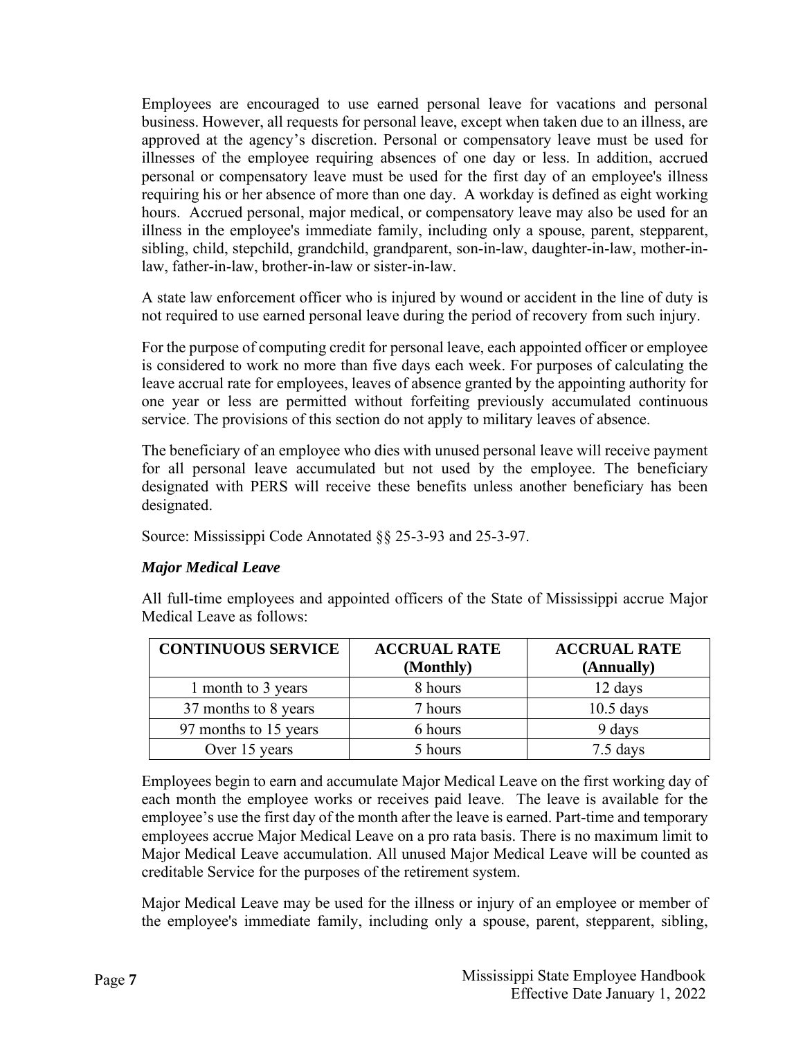Employees are encouraged to use earned personal leave for vacations and personal business. However, all requests for personal leave, except when taken due to an illness, are approved at the agency's discretion. Personal or compensatory leave must be used for illnesses of the employee requiring absences of one day or less. In addition, accrued personal or compensatory leave must be used for the first day of an employee's illness requiring his or her absence of more than one day. A workday is defined as eight working hours. Accrued personal, major medical, or compensatory leave may also be used for an illness in the employee's immediate family, including only a spouse, parent, stepparent, sibling, child, stepchild, grandchild, grandparent, son-in-law, daughter-in-law, mother-in-law, father-in-law, brother-in-law or sister-in-law.

A state law enforcement officer who is injured by wound or accident in the line of duty is not required to use earned personal leave during the period of recovery from such injury.

For the purpose of computing credit for personal leave, each appointed officer or employee is considered to work no more than five days each week. For purposes of calculating the leave accrual rate for employees, leaves of absence granted by the appointing authority for one year or less are permitted without forfeiting previously accumulated continuous service. The provisions of this section do not apply to military leaves of absence.

The beneficiary of an employee who dies with unused personal leave will receive payment for all personal leave accumulated but not used by the employee. The beneficiary designated with PERS will receive these benefits unless another beneficiary has been designated.

Source: Mississippi Code Annotated §§ 25-3-93 and 25-3-97.

### *Major Medical Leave*

All full-time employees and appointed officers of the State of Mississippi accrue Major Medical Leave as follows:

| CONTINUOUS SERVICE | ACCRUAL RATE (Monthly) | ACCRUAL RATE (Annually) |
|---|---|---|
| 1 month to 3 years | 8 hours | 12 days |
| 37 months to 8 years | 7 hours | 10.5 days |
| 97 months to 15 years | 6 hours | 9 days |
| Over 15 years | 5 hours | 7.5 days |

Employees begin to earn and accumulate Major Medical Leave on the first working day of each month the employee works or receives paid leave. The leave is available for the employee's use the first day of the month after the leave is earned. Part-time and temporary employees accrue Major Medical Leave on a pro rata basis. There is no maximum limit to Major Medical Leave accumulation. All unused Major Medical Leave will be counted as creditable Service for the purposes of the retirement system.

Major Medical Leave may be used for the illness or injury of an employee or member of the employee's immediate family, including only a spouse, parent, stepparent, sibling,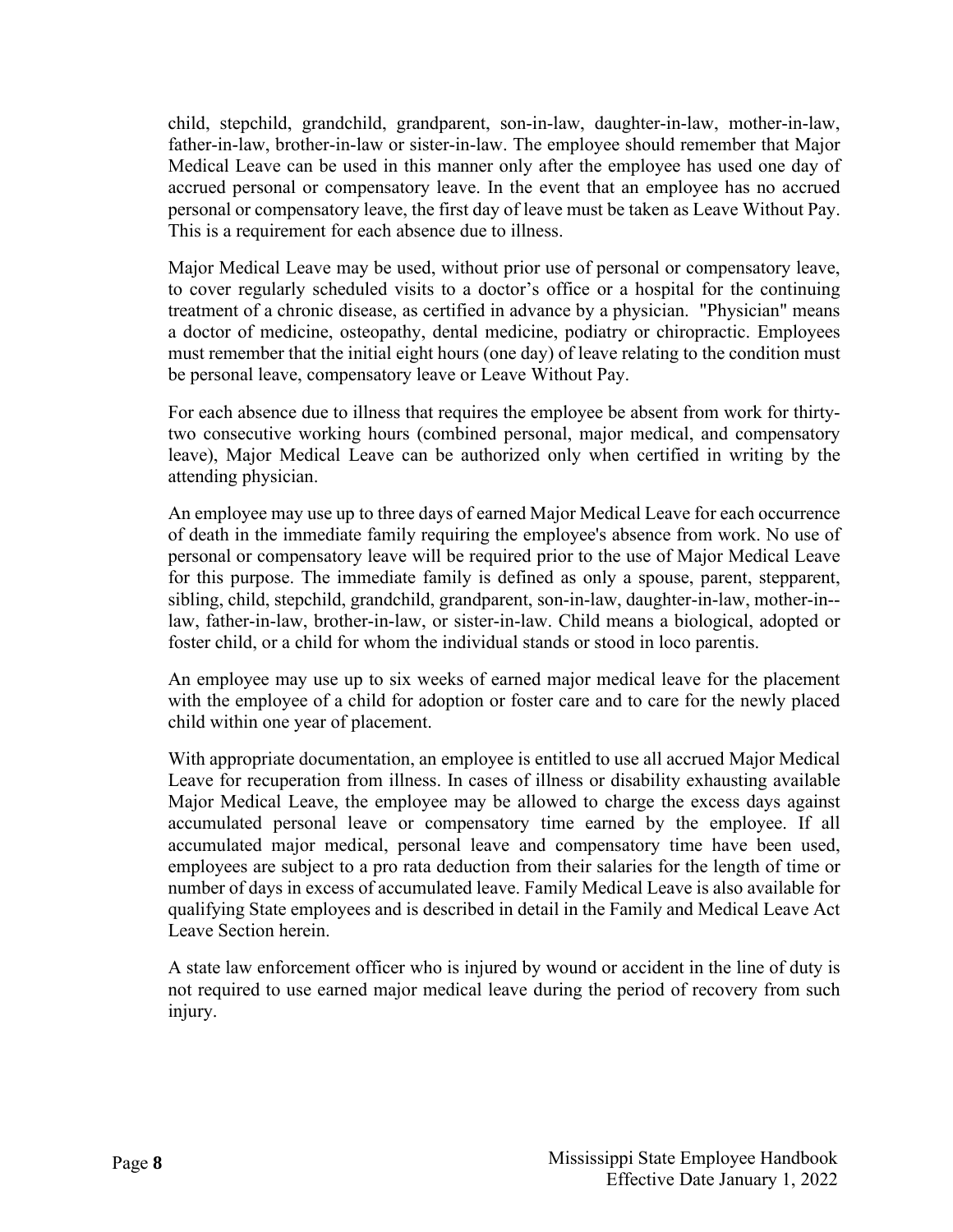child, stepchild, grandchild, grandparent, son-in-law, daughter-in-law, mother-in-law, father-in-law, brother-in-law or sister-in-law. The employee should remember that Major Medical Leave can be used in this manner only after the employee has used one day of accrued personal or compensatory leave. In the event that an employee has no accrued personal or compensatory leave, the first day of leave must be taken as Leave Without Pay. This is a requirement for each absence due to illness.

Major Medical Leave may be used, without prior use of personal or compensatory leave, to cover regularly scheduled visits to a doctor's office or a hospital for the continuing treatment of a chronic disease, as certified in advance by a physician. "Physician" means a doctor of medicine, osteopathy, dental medicine, podiatry or chiropractic. Employees must remember that the initial eight hours (one day) of leave relating to the condition must be personal leave, compensatory leave or Leave Without Pay.

For each absence due to illness that requires the employee be absent from work for thirty-two consecutive working hours (combined personal, major medical, and compensatory leave), Major Medical Leave can be authorized only when certified in writing by the attending physician.

An employee may use up to three days of earned Major Medical Leave for each occurrence of death in the immediate family requiring the employee's absence from work. No use of personal or compensatory leave will be required prior to the use of Major Medical Leave for this purpose. The immediate family is defined as only a spouse, parent, stepparent, sibling, child, stepchild, grandchild, grandparent, son-in-law, daughter-in-law, mother-in--law, father-in-law, brother-in-law, or sister-in-law. Child means a biological, adopted or foster child, or a child for whom the individual stands or stood in loco parentis.

An employee may use up to six weeks of earned major medical leave for the placement with the employee of a child for adoption or foster care and to care for the newly placed child within one year of placement.

With appropriate documentation, an employee is entitled to use all accrued Major Medical Leave for recuperation from illness. In cases of illness or disability exhausting available Major Medical Leave, the employee may be allowed to charge the excess days against accumulated personal leave or compensatory time earned by the employee. If all accumulated major medical, personal leave and compensatory time have been used, employees are subject to a pro rata deduction from their salaries for the length of time or number of days in excess of accumulated leave. Family Medical Leave is also available for qualifying State employees and is described in detail in the Family and Medical Leave Act Leave Section herein.

A state law enforcement officer who is injured by wound or accident in the line of duty is not required to use earned major medical leave during the period of recovery from such injury.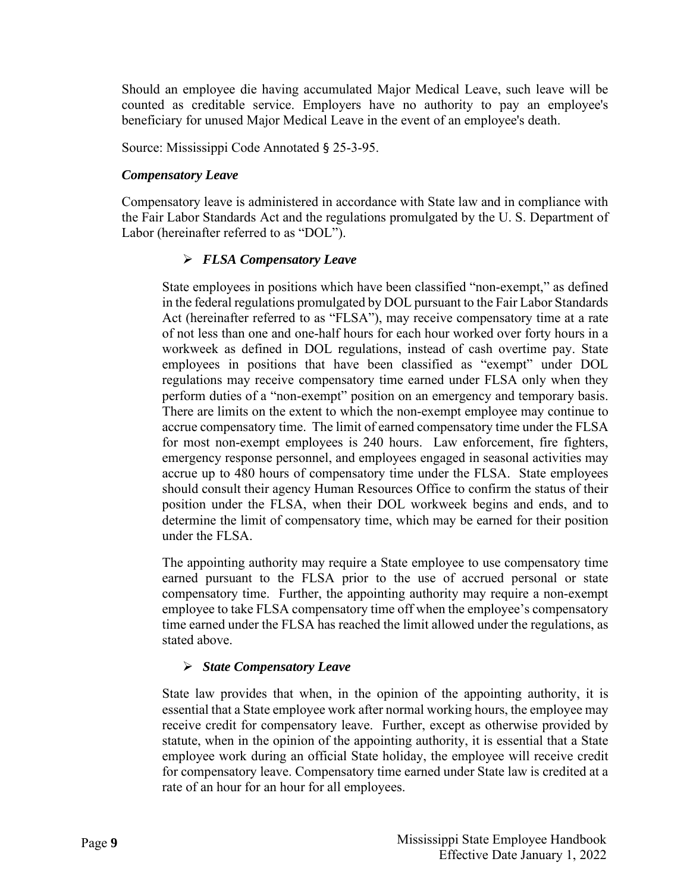Should an employee die having accumulated Major Medical Leave, such leave will be counted as creditable service. Employers have no authority to pay an employee's beneficiary for unused Major Medical Leave in the event of an employee's death.

Source: Mississippi Code Annotated § 25-3-95.

### *Compensatory Leave*

Compensatory leave is administered in accordance with State law and in compliance with the Fair Labor Standards Act and the regulations promulgated by the U. S. Department of Labor (hereinafter referred to as "DOL").

- ***FLSA Compensatory Leave***

  State employees in positions which have been classified "non-exempt," as defined in the federal regulations promulgated by DOL pursuant to the Fair Labor Standards Act (hereinafter referred to as "FLSA"), may receive compensatory time at a rate of not less than one and one-half hours for each hour worked over forty hours in a workweek as defined in DOL regulations, instead of cash overtime pay. State employees in positions that have been classified as "exempt" under DOL regulations may receive compensatory time earned under FLSA only when they perform duties of a "non-exempt" position on an emergency and temporary basis. There are limits on the extent to which the non-exempt employee may continue to accrue compensatory time. The limit of earned compensatory time under the FLSA for most non-exempt employees is 240 hours. Law enforcement, fire fighters, emergency response personnel, and employees engaged in seasonal activities may accrue up to 480 hours of compensatory time under the FLSA. State employees should consult their agency Human Resources Office to confirm the status of their position under the FLSA, when their DOL workweek begins and ends, and to determine the limit of compensatory time, which may be earned for their position under the FLSA.

  The appointing authority may require a State employee to use compensatory time earned pursuant to the FLSA prior to the use of accrued personal or state compensatory time. Further, the appointing authority may require a non-exempt employee to take FLSA compensatory time off when the employee's compensatory time earned under the FLSA has reached the limit allowed under the regulations, as stated above.

- ***State Compensatory Leave***

  State law provides that when, in the opinion of the appointing authority, it is essential that a State employee work after normal working hours, the employee may receive credit for compensatory leave. Further, except as otherwise provided by statute, when in the opinion of the appointing authority, it is essential that a State employee work during an official State holiday, the employee will receive credit for compensatory leave. Compensatory time earned under State law is credited at a rate of an hour for an hour for all employees.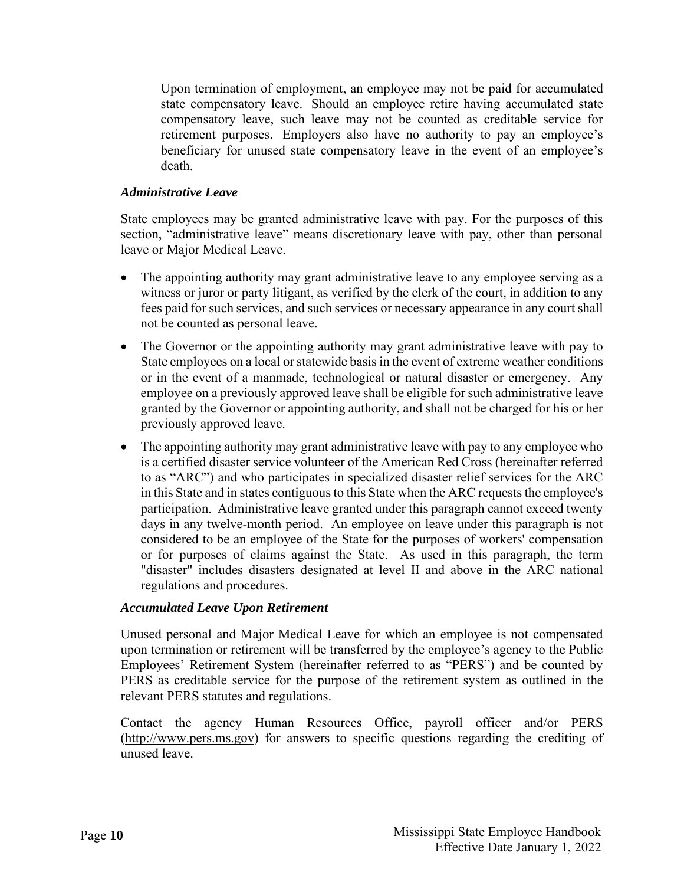Upon termination of employment, an employee may not be paid for accumulated state compensatory leave. Should an employee retire having accumulated state compensatory leave, such leave may not be counted as creditable service for retirement purposes. Employers also have no authority to pay an employee's beneficiary for unused state compensatory leave in the event of an employee's death.

### *Administrative Leave*

State employees may be granted administrative leave with pay. For the purposes of this section, "administrative leave" means discretionary leave with pay, other than personal leave or Major Medical Leave.

- The appointing authority may grant administrative leave to any employee serving as a witness or juror or party litigant, as verified by the clerk of the court, in addition to any fees paid for such services, and such services or necessary appearance in any court shall not be counted as personal leave.
- The Governor or the appointing authority may grant administrative leave with pay to State employees on a local or statewide basis in the event of extreme weather conditions or in the event of a manmade, technological or natural disaster or emergency. Any employee on a previously approved leave shall be eligible for such administrative leave granted by the Governor or appointing authority, and shall not be charged for his or her previously approved leave.
- The appointing authority may grant administrative leave with pay to any employee who is a certified disaster service volunteer of the American Red Cross (hereinafter referred to as "ARC") and who participates in specialized disaster relief services for the ARC in this State and in states contiguous to this State when the ARC requests the employee's participation. Administrative leave granted under this paragraph cannot exceed twenty days in any twelve-month period. An employee on leave under this paragraph is not considered to be an employee of the State for the purposes of workers' compensation or for purposes of claims against the State. As used in this paragraph, the term "disaster" includes disasters designated at level II and above in the ARC national regulations and procedures.

### *Accumulated Leave Upon Retirement*

Unused personal and Major Medical Leave for which an employee is not compensated upon termination or retirement will be transferred by the employee's agency to the Public Employees' Retirement System (hereinafter referred to as "PERS") and be counted by PERS as creditable service for the purpose of the retirement system as outlined in the relevant PERS statutes and regulations.

Contact the agency Human Resources Office, payroll officer and/or PERS (http://www.pers.ms.gov) for answers to specific questions regarding the crediting of unused leave.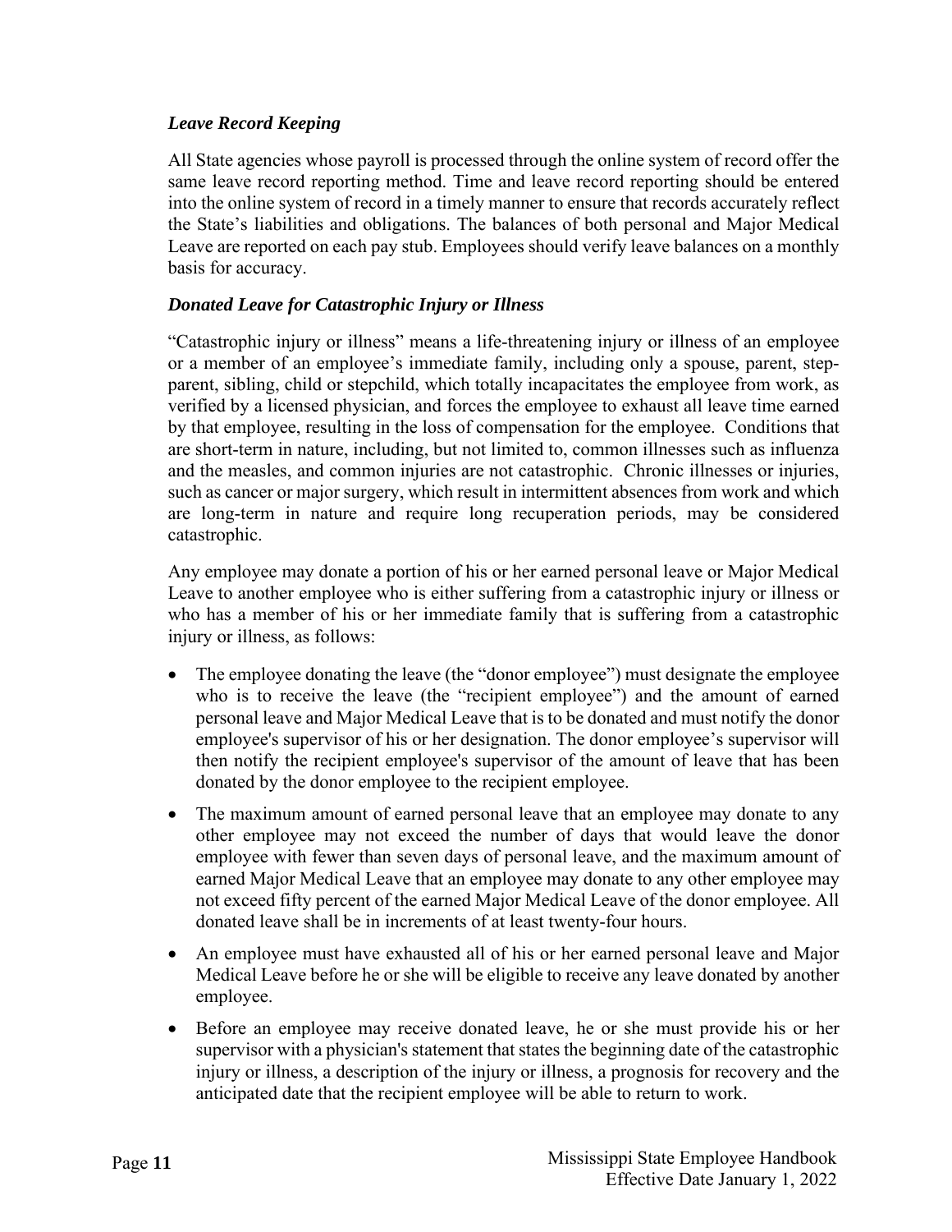### *Leave Record Keeping*

All State agencies whose payroll is processed through the online system of record offer the same leave record reporting method. Time and leave record reporting should be entered into the online system of record in a timely manner to ensure that records accurately reflect the State's liabilities and obligations. The balances of both personal and Major Medical Leave are reported on each pay stub. Employees should verify leave balances on a monthly basis for accuracy.

### *Donated Leave for Catastrophic Injury or Illness*

"Catastrophic injury or illness" means a life-threatening injury or illness of an employee or a member of an employee's immediate family, including only a spouse, parent, step-parent, sibling, child or stepchild, which totally incapacitates the employee from work, as verified by a licensed physician, and forces the employee to exhaust all leave time earned by that employee, resulting in the loss of compensation for the employee. Conditions that are short-term in nature, including, but not limited to, common illnesses such as influenza and the measles, and common injuries are not catastrophic. Chronic illnesses or injuries, such as cancer or major surgery, which result in intermittent absences from work and which are long-term in nature and require long recuperation periods, may be considered catastrophic.

Any employee may donate a portion of his or her earned personal leave or Major Medical Leave to another employee who is either suffering from a catastrophic injury or illness or who has a member of his or her immediate family that is suffering from a catastrophic injury or illness, as follows:

- The employee donating the leave (the "donor employee") must designate the employee who is to receive the leave (the "recipient employee") and the amount of earned personal leave and Major Medical Leave that is to be donated and must notify the donor employee's supervisor of his or her designation. The donor employee's supervisor will then notify the recipient employee's supervisor of the amount of leave that has been donated by the donor employee to the recipient employee.
- The maximum amount of earned personal leave that an employee may donate to any other employee may not exceed the number of days that would leave the donor employee with fewer than seven days of personal leave, and the maximum amount of earned Major Medical Leave that an employee may donate to any other employee may not exceed fifty percent of the earned Major Medical Leave of the donor employee. All donated leave shall be in increments of at least twenty-four hours.
- An employee must have exhausted all of his or her earned personal leave and Major Medical Leave before he or she will be eligible to receive any leave donated by another employee.
- Before an employee may receive donated leave, he or she must provide his or her supervisor with a physician's statement that states the beginning date of the catastrophic injury or illness, a description of the injury or illness, a prognosis for recovery and the anticipated date that the recipient employee will be able to return to work.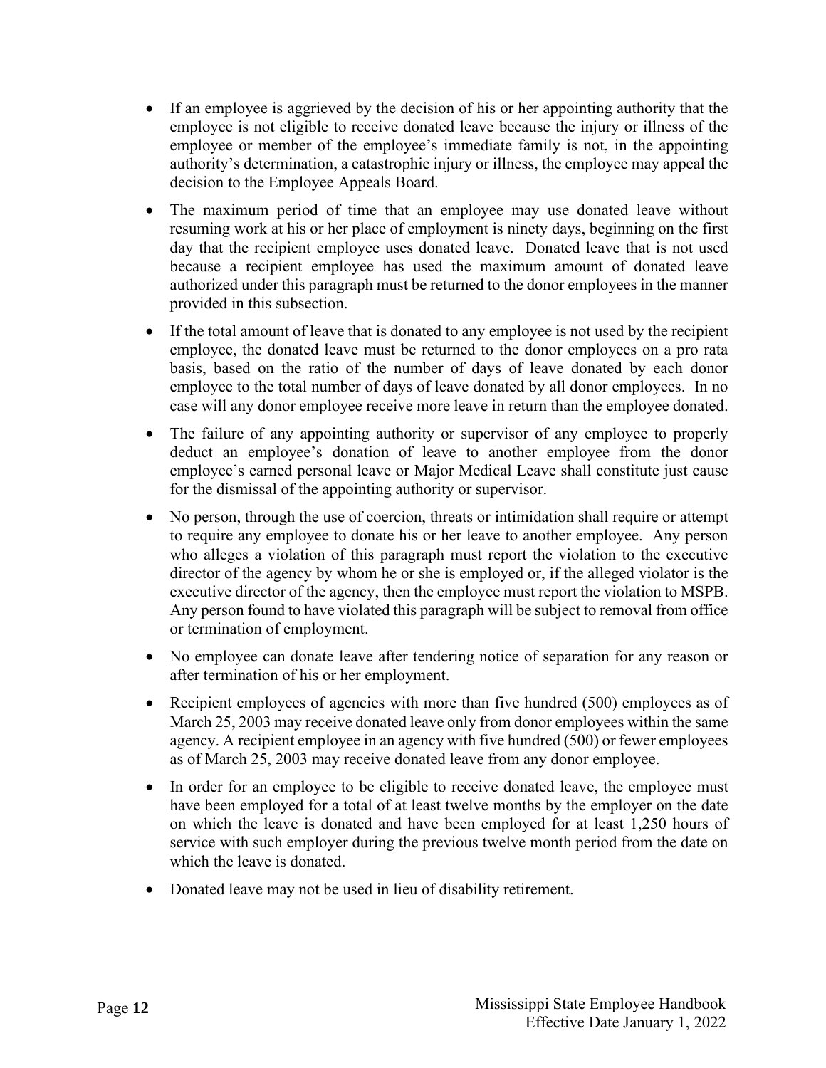- If an employee is aggrieved by the decision of his or her appointing authority that the employee is not eligible to receive donated leave because the injury or illness of the employee or member of the employee's immediate family is not, in the appointing authority's determination, a catastrophic injury or illness, the employee may appeal the decision to the Employee Appeals Board.
- The maximum period of time that an employee may use donated leave without resuming work at his or her place of employment is ninety days, beginning on the first day that the recipient employee uses donated leave. Donated leave that is not used because a recipient employee has used the maximum amount of donated leave authorized under this paragraph must be returned to the donor employees in the manner provided in this subsection.
- If the total amount of leave that is donated to any employee is not used by the recipient employee, the donated leave must be returned to the donor employees on a pro rata basis, based on the ratio of the number of days of leave donated by each donor employee to the total number of days of leave donated by all donor employees. In no case will any donor employee receive more leave in return than the employee donated.
- The failure of any appointing authority or supervisor of any employee to properly deduct an employee's donation of leave to another employee from the donor employee's earned personal leave or Major Medical Leave shall constitute just cause for the dismissal of the appointing authority or supervisor.
- No person, through the use of coercion, threats or intimidation shall require or attempt to require any employee to donate his or her leave to another employee. Any person who alleges a violation of this paragraph must report the violation to the executive director of the agency by whom he or she is employed or, if the alleged violator is the executive director of the agency, then the employee must report the violation to MSPB. Any person found to have violated this paragraph will be subject to removal from office or termination of employment.
- No employee can donate leave after tendering notice of separation for any reason or after termination of his or her employment.
- Recipient employees of agencies with more than five hundred (500) employees as of March 25, 2003 may receive donated leave only from donor employees within the same agency. A recipient employee in an agency with five hundred (500) or fewer employees as of March 25, 2003 may receive donated leave from any donor employee.
- In order for an employee to be eligible to receive donated leave, the employee must have been employed for a total of at least twelve months by the employer on the date on which the leave is donated and have been employed for at least 1,250 hours of service with such employer during the previous twelve month period from the date on which the leave is donated.
- Donated leave may not be used in lieu of disability retirement.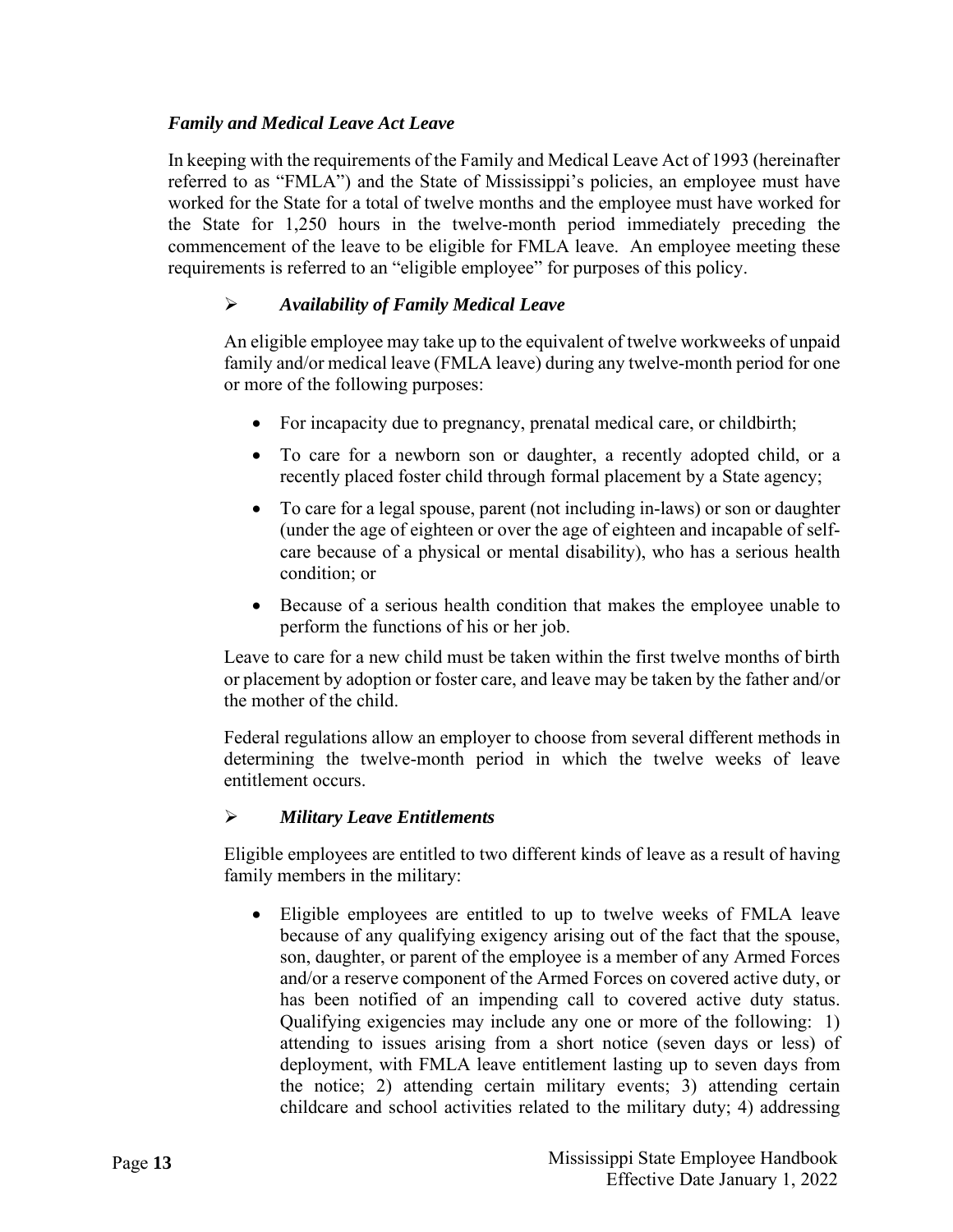### *Family and Medical Leave Act Leave*

In keeping with the requirements of the Family and Medical Leave Act of 1993 (hereinafter referred to as "FMLA") and the State of Mississippi's policies, an employee must have worked for the State for a total of twelve months and the employee must have worked for the State for 1,250 hours in the twelve-month period immediately preceding the commencement of the leave to be eligible for FMLA leave. An employee meeting these requirements is referred to an "eligible employee" for purposes of this policy.

#### ➢ *Availability of Family Medical Leave*

An eligible employee may take up to the equivalent of twelve workweeks of unpaid family and/or medical leave (FMLA leave) during any twelve-month period for one or more of the following purposes:

- For incapacity due to pregnancy, prenatal medical care, or childbirth;
- To care for a newborn son or daughter, a recently adopted child, or a recently placed foster child through formal placement by a State agency;
- To care for a legal spouse, parent (not including in-laws) or son or daughter (under the age of eighteen or over the age of eighteen and incapable of self-care because of a physical or mental disability), who has a serious health condition; or
- Because of a serious health condition that makes the employee unable to perform the functions of his or her job.

Leave to care for a new child must be taken within the first twelve months of birth or placement by adoption or foster care, and leave may be taken by the father and/or the mother of the child.

Federal regulations allow an employer to choose from several different methods in determining the twelve-month period in which the twelve weeks of leave entitlement occurs.

#### ➢ *Military Leave Entitlements*

Eligible employees are entitled to two different kinds of leave as a result of having family members in the military:

- Eligible employees are entitled to up to twelve weeks of FMLA leave because of any qualifying exigency arising out of the fact that the spouse, son, daughter, or parent of the employee is a member of any Armed Forces and/or a reserve component of the Armed Forces on covered active duty, or has been notified of an impending call to covered active duty status. Qualifying exigencies may include any one or more of the following: 1) attending to issues arising from a short notice (seven days or less) of deployment, with FMLA leave entitlement lasting up to seven days from the notice; 2) attending certain military events; 3) attending certain childcare and school activities related to the military duty; 4) addressing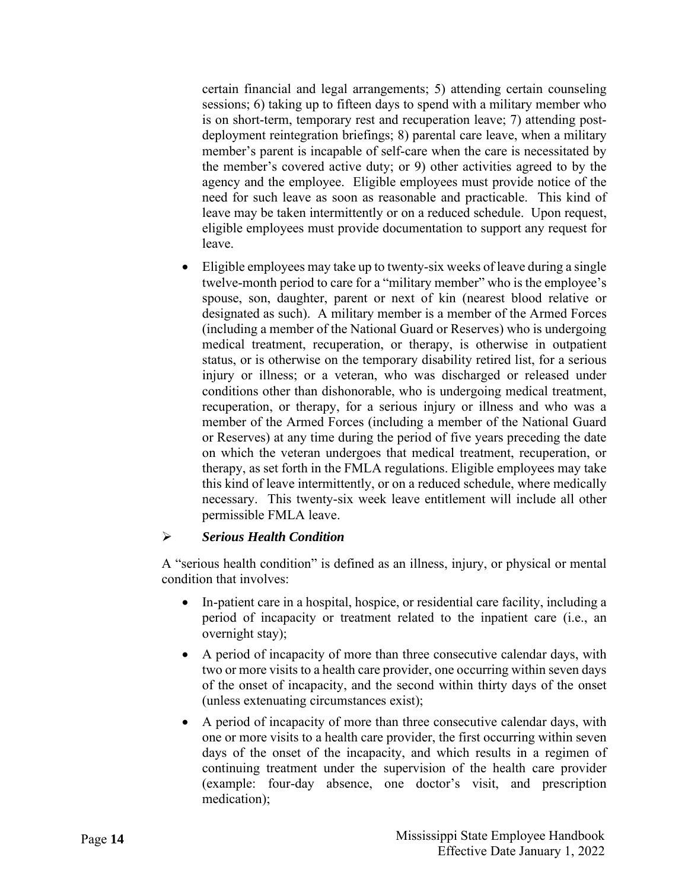certain financial and legal arrangements; 5) attending certain counseling sessions; 6) taking up to fifteen days to spend with a military member who is on short-term, temporary rest and recuperation leave; 7) attending post-deployment reintegration briefings; 8) parental care leave, when a military member's parent is incapable of self-care when the care is necessitated by the member's covered active duty; or 9) other activities agreed to by the agency and the employee. Eligible employees must provide notice of the need for such leave as soon as reasonable and practicable. This kind of leave may be taken intermittently or on a reduced schedule. Upon request, eligible employees must provide documentation to support any request for leave.

- Eligible employees may take up to twenty-six weeks of leave during a single twelve-month period to care for a "military member" who is the employee's spouse, son, daughter, parent or next of kin (nearest blood relative or designated as such). A military member is a member of the Armed Forces (including a member of the National Guard or Reserves) who is undergoing medical treatment, recuperation, or therapy, is otherwise in outpatient status, or is otherwise on the temporary disability retired list, for a serious injury or illness; or a veteran, who was discharged or released under conditions other than dishonorable, who is undergoing medical treatment, recuperation, or therapy, for a serious injury or illness and who was a member of the Armed Forces (including a member of the National Guard or Reserves) at any time during the period of five years preceding the date on which the veteran undergoes that medical treatment, recuperation, or therapy, as set forth in the FMLA regulations. Eligible employees may take this kind of leave intermittently, or on a reduced schedule, where medically necessary. This twenty-six week leave entitlement will include all other permissible FMLA leave.

➢ ***Serious Health Condition***

A "serious health condition" is defined as an illness, injury, or physical or mental condition that involves:

- In-patient care in a hospital, hospice, or residential care facility, including a period of incapacity or treatment related to the inpatient care (i.e., an overnight stay);
- A period of incapacity of more than three consecutive calendar days, with two or more visits to a health care provider, one occurring within seven days of the onset of incapacity, and the second within thirty days of the onset (unless extenuating circumstances exist);
- A period of incapacity of more than three consecutive calendar days, with one or more visits to a health care provider, the first occurring within seven days of the onset of the incapacity, and which results in a regimen of continuing treatment under the supervision of the health care provider (example: four-day absence, one doctor's visit, and prescription medication);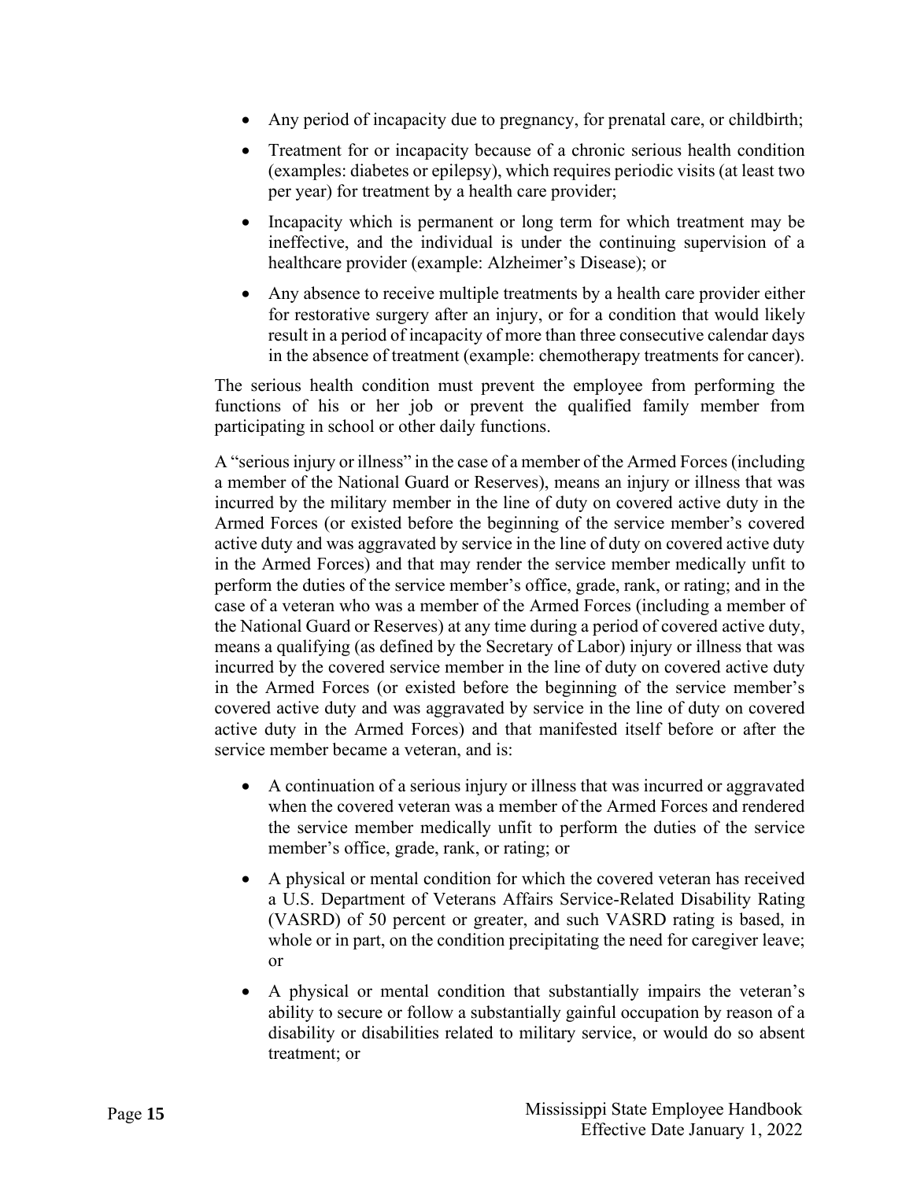- Any period of incapacity due to pregnancy, for prenatal care, or childbirth;
- Treatment for or incapacity because of a chronic serious health condition (examples: diabetes or epilepsy), which requires periodic visits (at least two per year) for treatment by a health care provider;
- Incapacity which is permanent or long term for which treatment may be ineffective, and the individual is under the continuing supervision of a healthcare provider (example: Alzheimer's Disease); or
- Any absence to receive multiple treatments by a health care provider either for restorative surgery after an injury, or for a condition that would likely result in a period of incapacity of more than three consecutive calendar days in the absence of treatment (example: chemotherapy treatments for cancer).

The serious health condition must prevent the employee from performing the functions of his or her job or prevent the qualified family member from participating in school or other daily functions.

A "serious injury or illness" in the case of a member of the Armed Forces (including a member of the National Guard or Reserves), means an injury or illness that was incurred by the military member in the line of duty on covered active duty in the Armed Forces (or existed before the beginning of the service member's covered active duty and was aggravated by service in the line of duty on covered active duty in the Armed Forces) and that may render the service member medically unfit to perform the duties of the service member's office, grade, rank, or rating; and in the case of a veteran who was a member of the Armed Forces (including a member of the National Guard or Reserves) at any time during a period of covered active duty, means a qualifying (as defined by the Secretary of Labor) injury or illness that was incurred by the covered service member in the line of duty on covered active duty in the Armed Forces (or existed before the beginning of the service member's covered active duty and was aggravated by service in the line of duty on covered active duty in the Armed Forces) and that manifested itself before or after the service member became a veteran, and is:

- A continuation of a serious injury or illness that was incurred or aggravated when the covered veteran was a member of the Armed Forces and rendered the service member medically unfit to perform the duties of the service member's office, grade, rank, or rating; or
- A physical or mental condition for which the covered veteran has received a U.S. Department of Veterans Affairs Service-Related Disability Rating (VASRD) of 50 percent or greater, and such VASRD rating is based, in whole or in part, on the condition precipitating the need for caregiver leave; or
- A physical or mental condition that substantially impairs the veteran's ability to secure or follow a substantially gainful occupation by reason of a disability or disabilities related to military service, or would do so absent treatment; or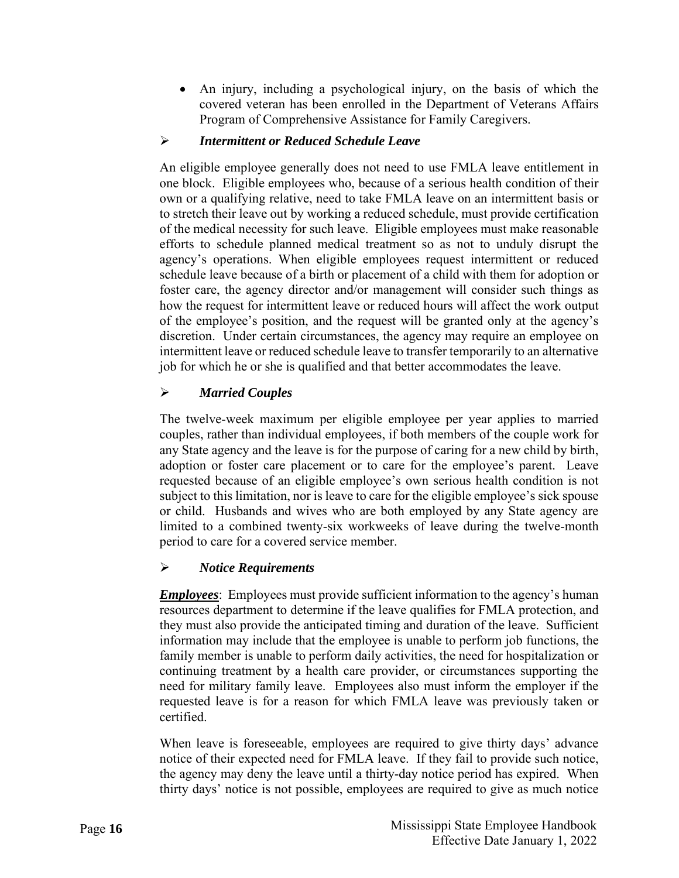- An injury, including a psychological injury, on the basis of which the covered veteran has been enrolled in the Department of Veterans Affairs Program of Comprehensive Assistance for Family Caregivers.

### ➢ *Intermittent or Reduced Schedule Leave*

An eligible employee generally does not need to use FMLA leave entitlement in one block. Eligible employees who, because of a serious health condition of their own or a qualifying relative, need to take FMLA leave on an intermittent basis or to stretch their leave out by working a reduced schedule, must provide certification of the medical necessity for such leave. Eligible employees must make reasonable efforts to schedule planned medical treatment so as not to unduly disrupt the agency's operations. When eligible employees request intermittent or reduced schedule leave because of a birth or placement of a child with them for adoption or foster care, the agency director and/or management will consider such things as how the request for intermittent leave or reduced hours will affect the work output of the employee's position, and the request will be granted only at the agency's discretion. Under certain circumstances, the agency may require an employee on intermittent leave or reduced schedule leave to transfer temporarily to an alternative job for which he or she is qualified and that better accommodates the leave.

### ➢ *Married Couples*

The twelve-week maximum per eligible employee per year applies to married couples, rather than individual employees, if both members of the couple work for any State agency and the leave is for the purpose of caring for a new child by birth, adoption or foster care placement or to care for the employee's parent. Leave requested because of an eligible employee's own serious health condition is not subject to this limitation, nor is leave to care for the eligible employee's sick spouse or child. Husbands and wives who are both employed by any State agency are limited to a combined twenty-six workweeks of leave during the twelve-month period to care for a covered service member.

### ➢ *Notice Requirements*

***Employees***: Employees must provide sufficient information to the agency's human resources department to determine if the leave qualifies for FMLA protection, and they must also provide the anticipated timing and duration of the leave. Sufficient information may include that the employee is unable to perform job functions, the family member is unable to perform daily activities, the need for hospitalization or continuing treatment by a health care provider, or circumstances supporting the need for military family leave. Employees also must inform the employer if the requested leave is for a reason for which FMLA leave was previously taken or certified.

When leave is foreseeable, employees are required to give thirty days' advance notice of their expected need for FMLA leave. If they fail to provide such notice, the agency may deny the leave until a thirty-day notice period has expired. When thirty days' notice is not possible, employees are required to give as much notice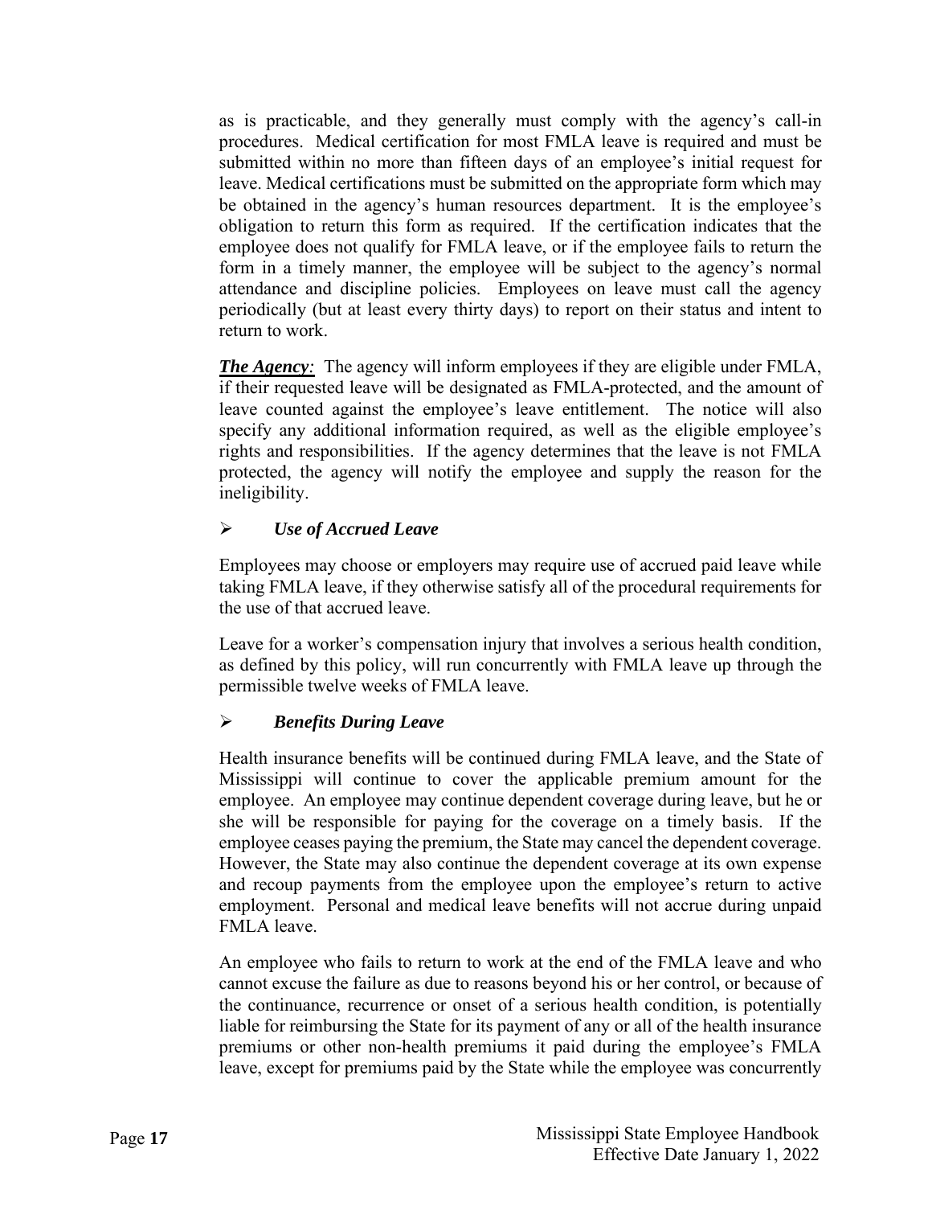as is practicable, and they generally must comply with the agency's call-in procedures. Medical certification for most FMLA leave is required and must be submitted within no more than fifteen days of an employee's initial request for leave. Medical certifications must be submitted on the appropriate form which may be obtained in the agency's human resources department. It is the employee's obligation to return this form as required. If the certification indicates that the employee does not qualify for FMLA leave, or if the employee fails to return the form in a timely manner, the employee will be subject to the agency's normal attendance and discipline policies. Employees on leave must call the agency periodically (but at least every thirty days) to report on their status and intent to return to work.

***The Agency:*** The agency will inform employees if they are eligible under FMLA, if their requested leave will be designated as FMLA-protected, and the amount of leave counted against the employee's leave entitlement. The notice will also specify any additional information required, as well as the eligible employee's rights and responsibilities. If the agency determines that the leave is not FMLA protected, the agency will notify the employee and supply the reason for the ineligibility.

- ***Use of Accrued Leave***

Employees may choose or employers may require use of accrued paid leave while taking FMLA leave, if they otherwise satisfy all of the procedural requirements for the use of that accrued leave.

Leave for a worker's compensation injury that involves a serious health condition, as defined by this policy, will run concurrently with FMLA leave up through the permissible twelve weeks of FMLA leave.

- ***Benefits During Leave***

Health insurance benefits will be continued during FMLA leave, and the State of Mississippi will continue to cover the applicable premium amount for the employee. An employee may continue dependent coverage during leave, but he or she will be responsible for paying for the coverage on a timely basis. If the employee ceases paying the premium, the State may cancel the dependent coverage. However, the State may also continue the dependent coverage at its own expense and recoup payments from the employee upon the employee's return to active employment. Personal and medical leave benefits will not accrue during unpaid FMLA leave.

An employee who fails to return to work at the end of the FMLA leave and who cannot excuse the failure as due to reasons beyond his or her control, or because of the continuance, recurrence or onset of a serious health condition, is potentially liable for reimbursing the State for its payment of any or all of the health insurance premiums or other non-health premiums it paid during the employee's FMLA leave, except for premiums paid by the State while the employee was concurrently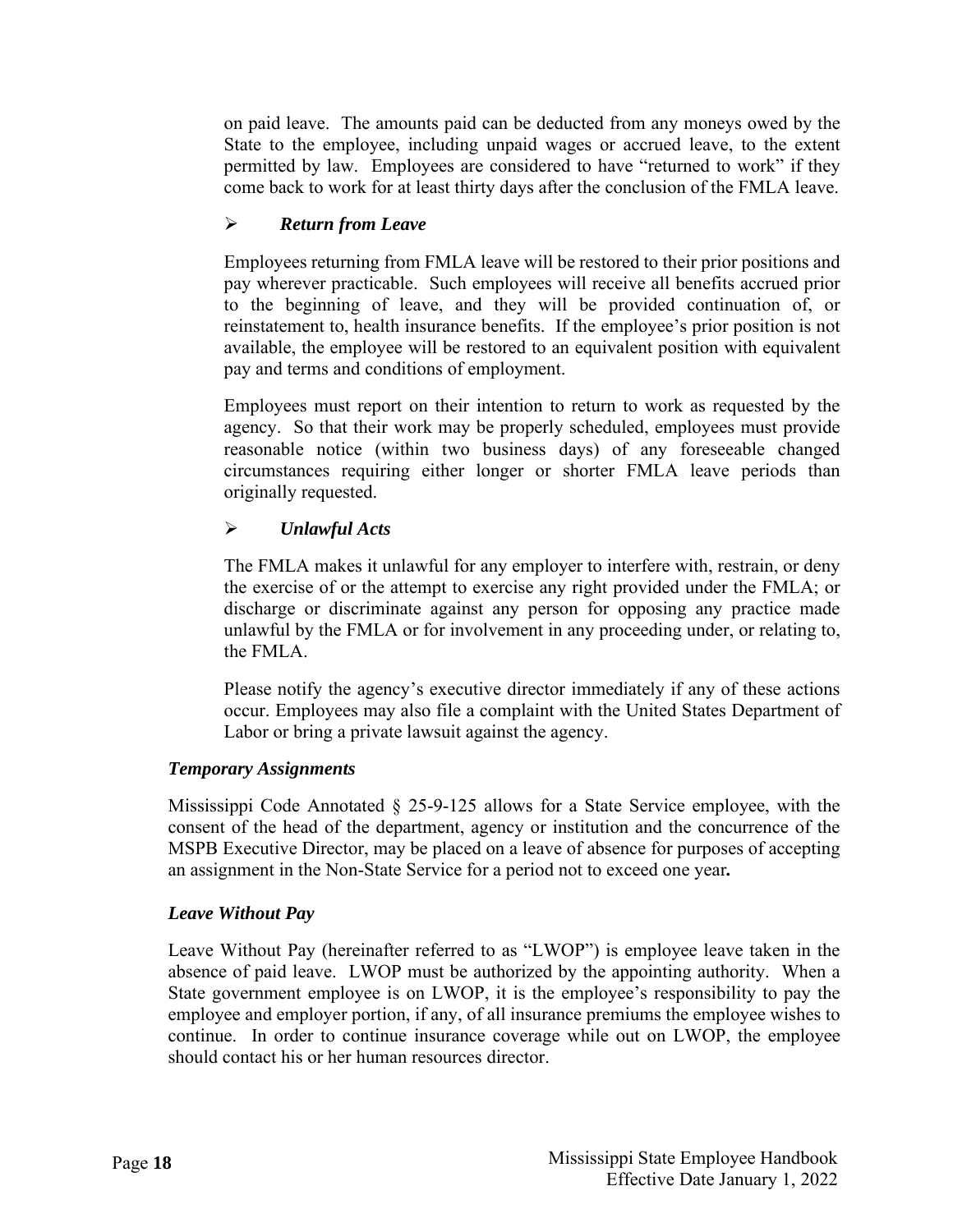on paid leave. The amounts paid can be deducted from any moneys owed by the State to the employee, including unpaid wages or accrued leave, to the extent permitted by law. Employees are considered to have "returned to work" if they come back to work for at least thirty days after the conclusion of the FMLA leave.

- ***Return from Leave***

Employees returning from FMLA leave will be restored to their prior positions and pay wherever practicable. Such employees will receive all benefits accrued prior to the beginning of leave, and they will be provided continuation of, or reinstatement to, health insurance benefits. If the employee's prior position is not available, the employee will be restored to an equivalent position with equivalent pay and terms and conditions of employment.

Employees must report on their intention to return to work as requested by the agency. So that their work may be properly scheduled, employees must provide reasonable notice (within two business days) of any foreseeable changed circumstances requiring either longer or shorter FMLA leave periods than originally requested.

- ***Unlawful Acts***

The FMLA makes it unlawful for any employer to interfere with, restrain, or deny the exercise of or the attempt to exercise any right provided under the FMLA; or discharge or discriminate against any person for opposing any practice made unlawful by the FMLA or for involvement in any proceeding under, or relating to, the FMLA.

Please notify the agency's executive director immediately if any of these actions occur. Employees may also file a complaint with the United States Department of Labor or bring a private lawsuit against the agency.

### *Temporary Assignments*

Mississippi Code Annotated § 25-9-125 allows for a State Service employee, with the consent of the head of the department, agency or institution and the concurrence of the MSPB Executive Director, may be placed on a leave of absence for purposes of accepting an assignment in the Non-State Service for a period not to exceed one year**.**

### *Leave Without Pay*

Leave Without Pay (hereinafter referred to as "LWOP") is employee leave taken in the absence of paid leave. LWOP must be authorized by the appointing authority. When a State government employee is on LWOP, it is the employee's responsibility to pay the employee and employer portion, if any, of all insurance premiums the employee wishes to continue. In order to continue insurance coverage while out on LWOP, the employee should contact his or her human resources director.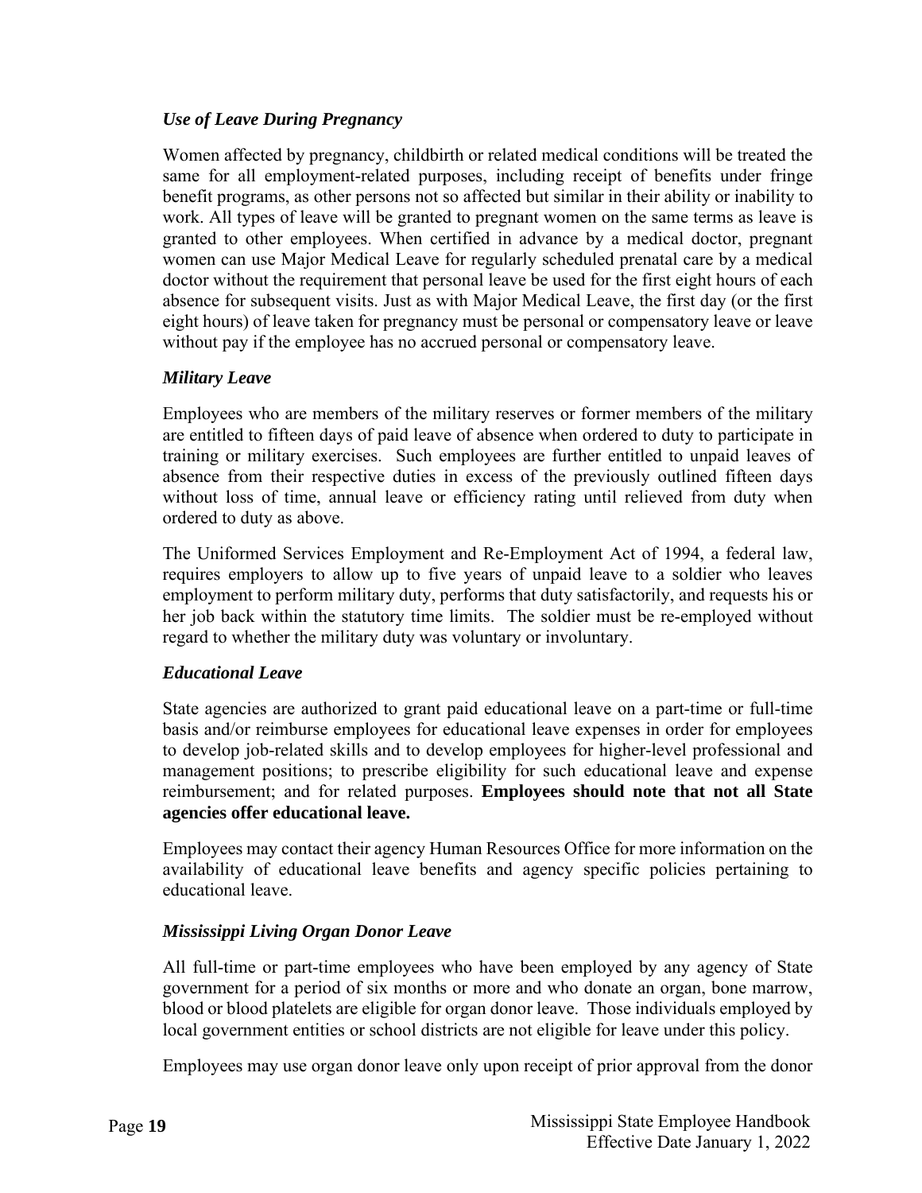### *Use of Leave During Pregnancy*

Women affected by pregnancy, childbirth or related medical conditions will be treated the same for all employment-related purposes, including receipt of benefits under fringe benefit programs, as other persons not so affected but similar in their ability or inability to work. All types of leave will be granted to pregnant women on the same terms as leave is granted to other employees. When certified in advance by a medical doctor, pregnant women can use Major Medical Leave for regularly scheduled prenatal care by a medical doctor without the requirement that personal leave be used for the first eight hours of each absence for subsequent visits. Just as with Major Medical Leave, the first day (or the first eight hours) of leave taken for pregnancy must be personal or compensatory leave or leave without pay if the employee has no accrued personal or compensatory leave.

### *Military Leave*

Employees who are members of the military reserves or former members of the military are entitled to fifteen days of paid leave of absence when ordered to duty to participate in training or military exercises. Such employees are further entitled to unpaid leaves of absence from their respective duties in excess of the previously outlined fifteen days without loss of time, annual leave or efficiency rating until relieved from duty when ordered to duty as above.

The Uniformed Services Employment and Re-Employment Act of 1994, a federal law, requires employers to allow up to five years of unpaid leave to a soldier who leaves employment to perform military duty, performs that duty satisfactorily, and requests his or her job back within the statutory time limits. The soldier must be re-employed without regard to whether the military duty was voluntary or involuntary.

### *Educational Leave*

State agencies are authorized to grant paid educational leave on a part-time or full-time basis and/or reimburse employees for educational leave expenses in order for employees to develop job-related skills and to develop employees for higher-level professional and management positions; to prescribe eligibility for such educational leave and expense reimbursement; and for related purposes. **Employees should note that not all State agencies offer educational leave.**

Employees may contact their agency Human Resources Office for more information on the availability of educational leave benefits and agency specific policies pertaining to educational leave.

### *Mississippi Living Organ Donor Leave*

All full-time or part-time employees who have been employed by any agency of State government for a period of six months or more and who donate an organ, bone marrow, blood or blood platelets are eligible for organ donor leave. Those individuals employed by local government entities or school districts are not eligible for leave under this policy.

Employees may use organ donor leave only upon receipt of prior approval from the donor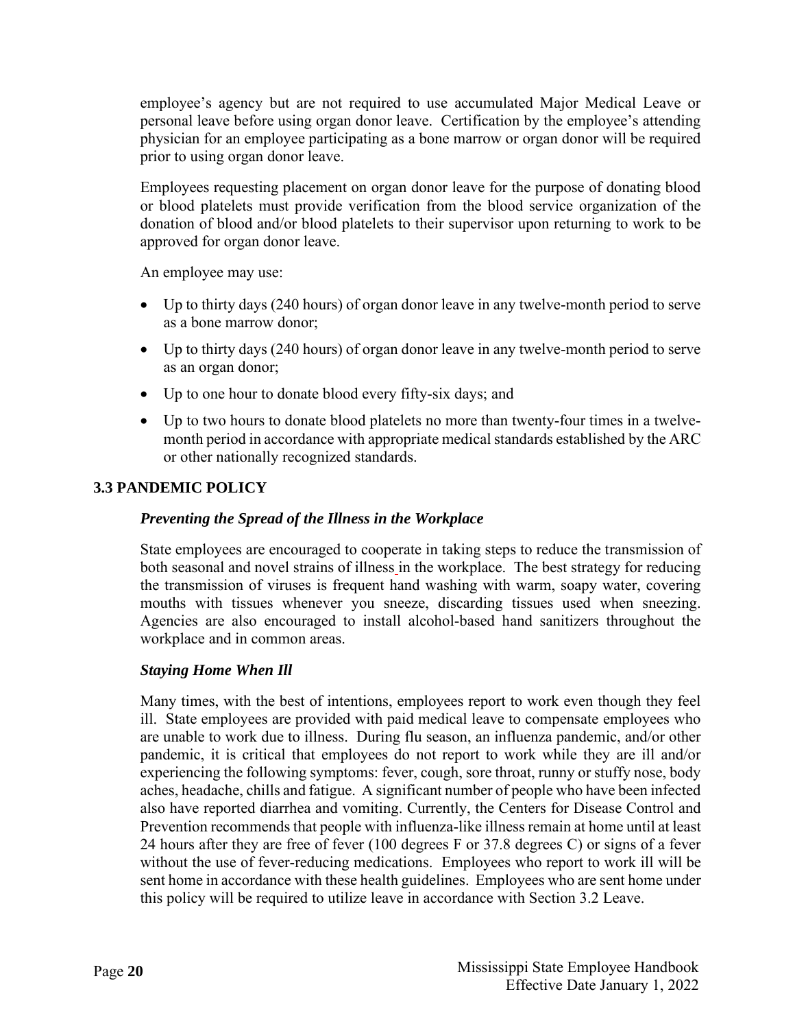employee's agency but are not required to use accumulated Major Medical Leave or personal leave before using organ donor leave. Certification by the employee's attending physician for an employee participating as a bone marrow or organ donor will be required prior to using organ donor leave.

Employees requesting placement on organ donor leave for the purpose of donating blood or blood platelets must provide verification from the blood service organization of the donation of blood and/or blood platelets to their supervisor upon returning to work to be approved for organ donor leave.

An employee may use:

- Up to thirty days (240 hours) of organ donor leave in any twelve-month period to serve as a bone marrow donor;
- Up to thirty days (240 hours) of organ donor leave in any twelve-month period to serve as an organ donor;
- Up to one hour to donate blood every fifty-six days; and
- Up to two hours to donate blood platelets no more than twenty-four times in a twelve-month period in accordance with appropriate medical standards established by the ARC or other nationally recognized standards.

## 3.3 PANDEMIC POLICY

### *Preventing the Spread of the Illness in the Workplace*

State employees are encouraged to cooperate in taking steps to reduce the transmission of both seasonal and novel strains of illness in the workplace. The best strategy for reducing the transmission of viruses is frequent hand washing with warm, soapy water, covering mouths with tissues whenever you sneeze, discarding tissues used when sneezing. Agencies are also encouraged to install alcohol-based hand sanitizers throughout the workplace and in common areas.

### *Staying Home When Ill*

Many times, with the best of intentions, employees report to work even though they feel ill. State employees are provided with paid medical leave to compensate employees who are unable to work due to illness. During flu season, an influenza pandemic, and/or other pandemic, it is critical that employees do not report to work while they are ill and/or experiencing the following symptoms: fever, cough, sore throat, runny or stuffy nose, body aches, headache, chills and fatigue. A significant number of people who have been infected also have reported diarrhea and vomiting. Currently, the Centers for Disease Control and Prevention recommends that people with influenza-like illness remain at home until at least 24 hours after they are free of fever (100 degrees F or 37.8 degrees C) or signs of a fever without the use of fever-reducing medications. Employees who report to work ill will be sent home in accordance with these health guidelines. Employees who are sent home under this policy will be required to utilize leave in accordance with Section 3.2 Leave.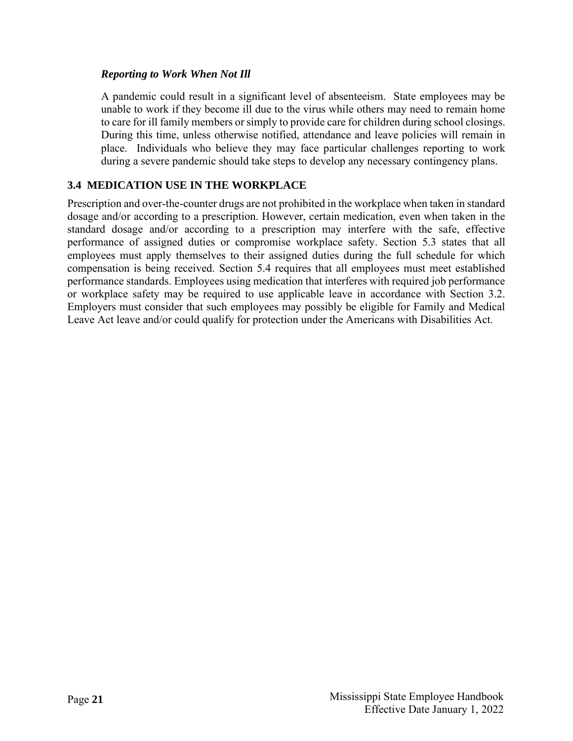### *Reporting to Work When Not Ill*

A pandemic could result in a significant level of absenteeism. State employees may be unable to work if they become ill due to the virus while others may need to remain home to care for ill family members or simply to provide care for children during school closings. During this time, unless otherwise notified, attendance and leave policies will remain in place. Individuals who believe they may face particular challenges reporting to work during a severe pandemic should take steps to develop any necessary contingency plans.

## 3.4 MEDICATION USE IN THE WORKPLACE

Prescription and over-the-counter drugs are not prohibited in the workplace when taken in standard dosage and/or according to a prescription. However, certain medication, even when taken in the standard dosage and/or according to a prescription may interfere with the safe, effective performance of assigned duties or compromise workplace safety. Section 5.3 states that all employees must apply themselves to their assigned duties during the full schedule for which compensation is being received. Section 5.4 requires that all employees must meet established performance standards. Employees using medication that interferes with required job performance or workplace safety may be required to use applicable leave in accordance with Section 3.2. Employers must consider that such employees may possibly be eligible for Family and Medical Leave Act leave and/or could qualify for protection under the Americans with Disabilities Act.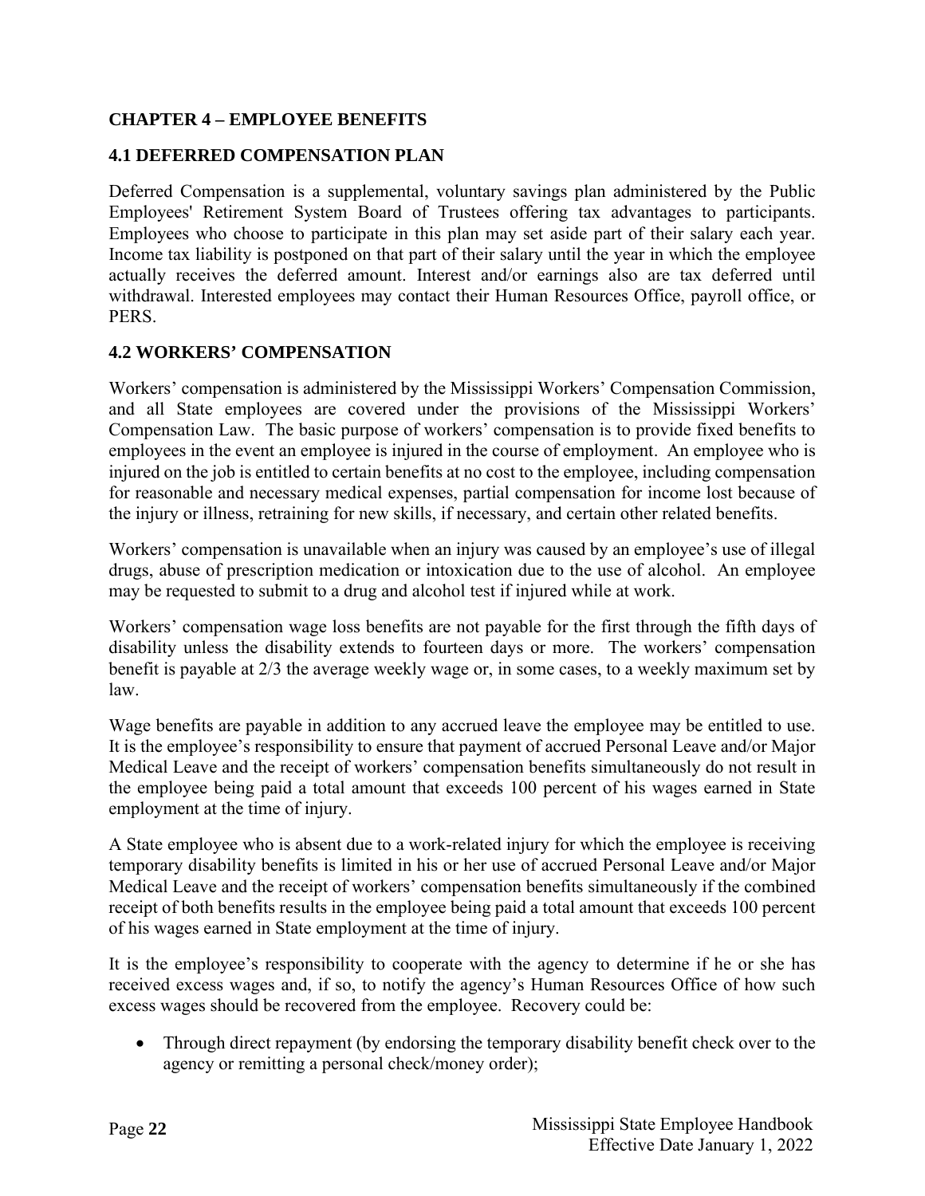## CHAPTER 4 – EMPLOYEE BENEFITS

### 4.1 DEFERRED COMPENSATION PLAN

Deferred Compensation is a supplemental, voluntary savings plan administered by the Public Employees' Retirement System Board of Trustees offering tax advantages to participants. Employees who choose to participate in this plan may set aside part of their salary each year. Income tax liability is postponed on that part of their salary until the year in which the employee actually receives the deferred amount. Interest and/or earnings also are tax deferred until withdrawal. Interested employees may contact their Human Resources Office, payroll office, or PERS.

### 4.2 WORKERS' COMPENSATION

Workers' compensation is administered by the Mississippi Workers' Compensation Commission, and all State employees are covered under the provisions of the Mississippi Workers' Compensation Law. The basic purpose of workers' compensation is to provide fixed benefits to employees in the event an employee is injured in the course of employment. An employee who is injured on the job is entitled to certain benefits at no cost to the employee, including compensation for reasonable and necessary medical expenses, partial compensation for income lost because of the injury or illness, retraining for new skills, if necessary, and certain other related benefits.

Workers' compensation is unavailable when an injury was caused by an employee's use of illegal drugs, abuse of prescription medication or intoxication due to the use of alcohol. An employee may be requested to submit to a drug and alcohol test if injured while at work.

Workers' compensation wage loss benefits are not payable for the first through the fifth days of disability unless the disability extends to fourteen days or more. The workers' compensation benefit is payable at 2/3 the average weekly wage or, in some cases, to a weekly maximum set by law.

Wage benefits are payable in addition to any accrued leave the employee may be entitled to use. It is the employee's responsibility to ensure that payment of accrued Personal Leave and/or Major Medical Leave and the receipt of workers' compensation benefits simultaneously do not result in the employee being paid a total amount that exceeds 100 percent of his wages earned in State employment at the time of injury.

A State employee who is absent due to a work-related injury for which the employee is receiving temporary disability benefits is limited in his or her use of accrued Personal Leave and/or Major Medical Leave and the receipt of workers' compensation benefits simultaneously if the combined receipt of both benefits results in the employee being paid a total amount that exceeds 100 percent of his wages earned in State employment at the time of injury.

It is the employee's responsibility to cooperate with the agency to determine if he or she has received excess wages and, if so, to notify the agency's Human Resources Office of how such excess wages should be recovered from the employee. Recovery could be:

- Through direct repayment (by endorsing the temporary disability benefit check over to the agency or remitting a personal check/money order);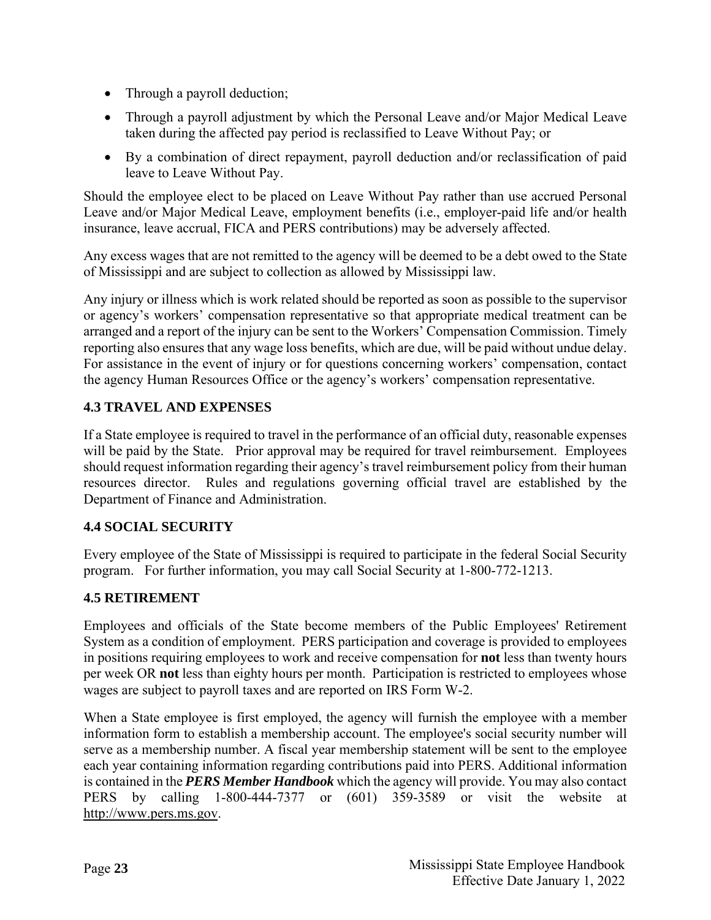- Through a payroll deduction;
- Through a payroll adjustment by which the Personal Leave and/or Major Medical Leave taken during the affected pay period is reclassified to Leave Without Pay; or
- By a combination of direct repayment, payroll deduction and/or reclassification of paid leave to Leave Without Pay.

Should the employee elect to be placed on Leave Without Pay rather than use accrued Personal Leave and/or Major Medical Leave, employment benefits (i.e., employer-paid life and/or health insurance, leave accrual, FICA and PERS contributions) may be adversely affected.

Any excess wages that are not remitted to the agency will be deemed to be a debt owed to the State of Mississippi and are subject to collection as allowed by Mississippi law.

Any injury or illness which is work related should be reported as soon as possible to the supervisor or agency's workers' compensation representative so that appropriate medical treatment can be arranged and a report of the injury can be sent to the Workers' Compensation Commission. Timely reporting also ensures that any wage loss benefits, which are due, will be paid without undue delay. For assistance in the event of injury or for questions concerning workers' compensation, contact the agency Human Resources Office or the agency's workers' compensation representative.

## 4.3 TRAVEL AND EXPENSES

If a State employee is required to travel in the performance of an official duty, reasonable expenses will be paid by the State. Prior approval may be required for travel reimbursement. Employees should request information regarding their agency's travel reimbursement policy from their human resources director. Rules and regulations governing official travel are established by the Department of Finance and Administration.

## 4.4 SOCIAL SECURITY

Every employee of the State of Mississippi is required to participate in the federal Social Security program. For further information, you may call Social Security at 1-800-772-1213.

## 4.5 RETIREMENT

Employees and officials of the State become members of the Public Employees' Retirement System as a condition of employment. PERS participation and coverage is provided to employees in positions requiring employees to work and receive compensation for **not** less than twenty hours per week OR **not** less than eighty hours per month. Participation is restricted to employees whose wages are subject to payroll taxes and are reported on IRS Form W-2.

When a State employee is first employed, the agency will furnish the employee with a member information form to establish a membership account. The employee's social security number will serve as a membership number. A fiscal year membership statement will be sent to the employee each year containing information regarding contributions paid into PERS. Additional information is contained in the ***PERS Member Handbook*** which the agency will provide. You may also contact PERS by calling 1-800-444-7377 or (601) 359-3589 or visit the website at http://www.pers.ms.gov.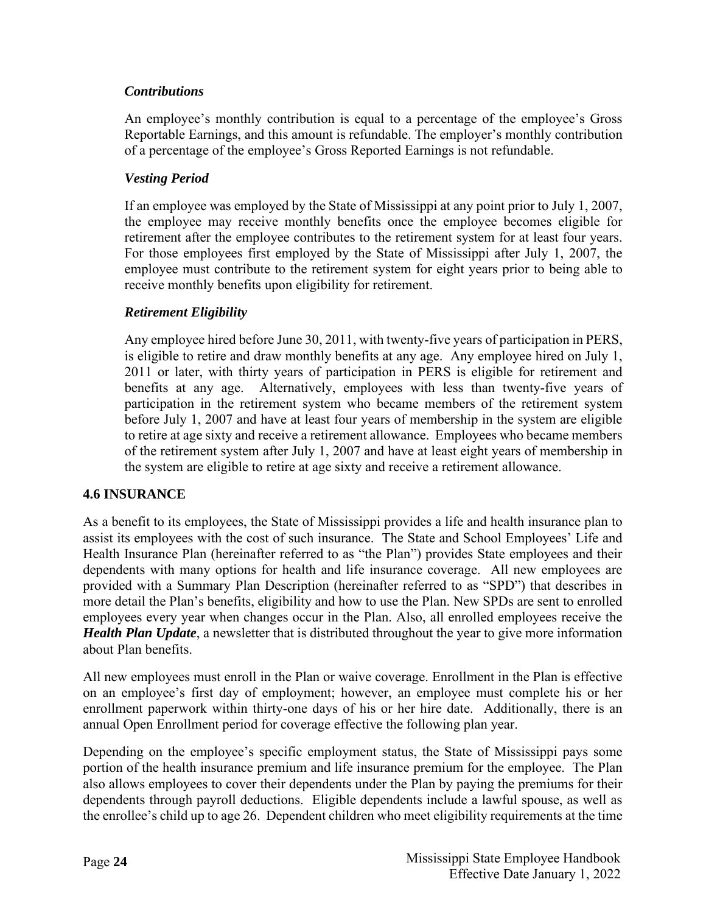### *Contributions*

An employee's monthly contribution is equal to a percentage of the employee's Gross Reportable Earnings, and this amount is refundable. The employer's monthly contribution of a percentage of the employee's Gross Reported Earnings is not refundable.

### *Vesting Period*

If an employee was employed by the State of Mississippi at any point prior to July 1, 2007, the employee may receive monthly benefits once the employee becomes eligible for retirement after the employee contributes to the retirement system for at least four years. For those employees first employed by the State of Mississippi after July 1, 2007, the employee must contribute to the retirement system for eight years prior to being able to receive monthly benefits upon eligibility for retirement.

### *Retirement Eligibility*

Any employee hired before June 30, 2011, with twenty-five years of participation in PERS, is eligible to retire and draw monthly benefits at any age. Any employee hired on July 1, 2011 or later, with thirty years of participation in PERS is eligible for retirement and benefits at any age. Alternatively, employees with less than twenty-five years of participation in the retirement system who became members of the retirement system before July 1, 2007 and have at least four years of membership in the system are eligible to retire at age sixty and receive a retirement allowance. Employees who became members of the retirement system after July 1, 2007 and have at least eight years of membership in the system are eligible to retire at age sixty and receive a retirement allowance.

## 4.6 INSURANCE

As a benefit to its employees, the State of Mississippi provides a life and health insurance plan to assist its employees with the cost of such insurance. The State and School Employees' Life and Health Insurance Plan (hereinafter referred to as "the Plan") provides State employees and their dependents with many options for health and life insurance coverage. All new employees are provided with a Summary Plan Description (hereinafter referred to as "SPD") that describes in more detail the Plan's benefits, eligibility and how to use the Plan. New SPDs are sent to enrolled employees every year when changes occur in the Plan. Also, all enrolled employees receive the ***Health Plan Update***, a newsletter that is distributed throughout the year to give more information about Plan benefits.

All new employees must enroll in the Plan or waive coverage. Enrollment in the Plan is effective on an employee's first day of employment; however, an employee must complete his or her enrollment paperwork within thirty-one days of his or her hire date. Additionally, there is an annual Open Enrollment period for coverage effective the following plan year.

Depending on the employee's specific employment status, the State of Mississippi pays some portion of the health insurance premium and life insurance premium for the employee. The Plan also allows employees to cover their dependents under the Plan by paying the premiums for their dependents through payroll deductions. Eligible dependents include a lawful spouse, as well as the enrollee's child up to age 26. Dependent children who meet eligibility requirements at the time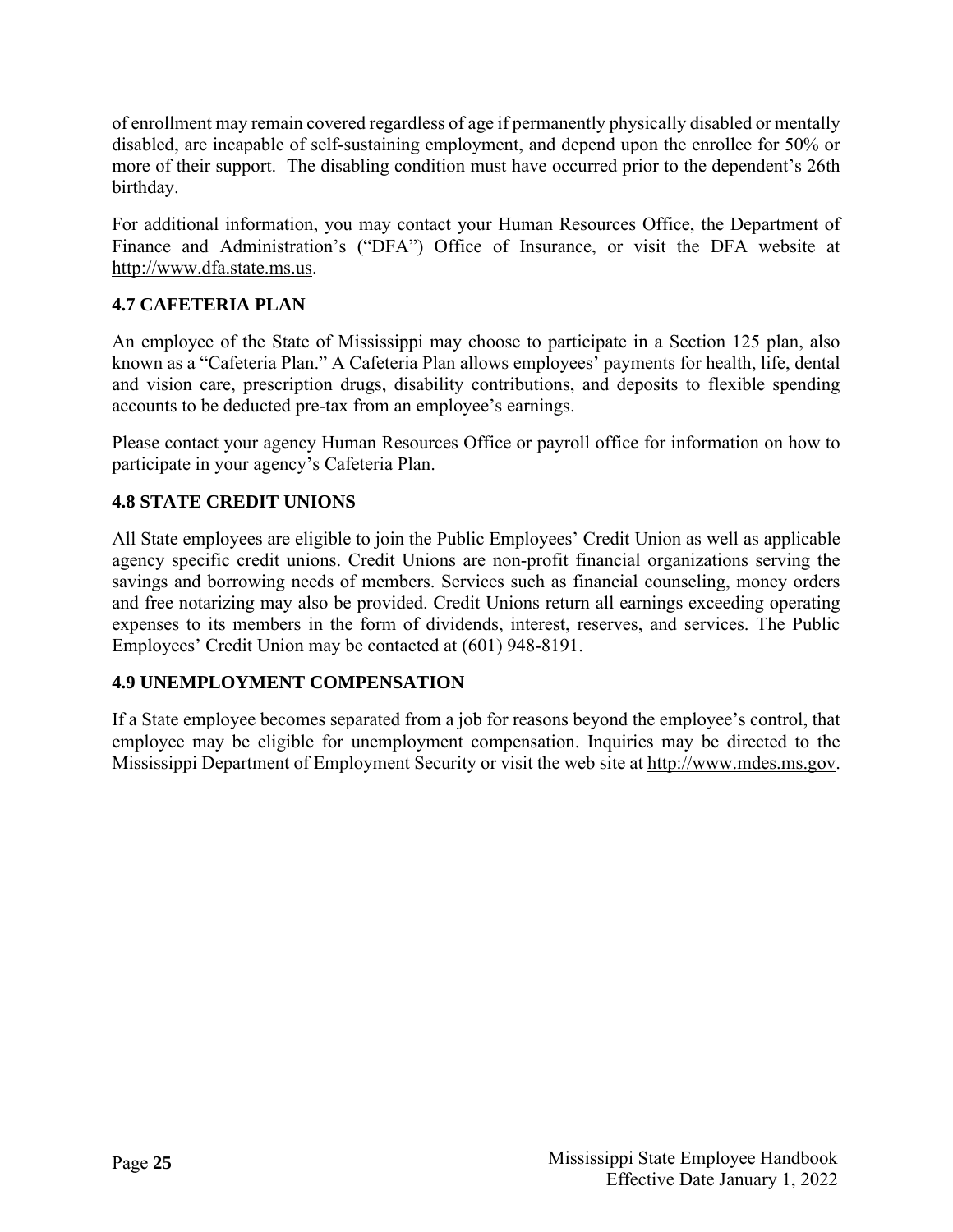of enrollment may remain covered regardless of age if permanently physically disabled or mentally disabled, are incapable of self-sustaining employment, and depend upon the enrollee for 50% or more of their support. The disabling condition must have occurred prior to the dependent's 26th birthday.

For additional information, you may contact your Human Resources Office, the Department of Finance and Administration's ("DFA") Office of Insurance, or visit the DFA website at http://www.dfa.state.ms.us.

### 4.7 CAFETERIA PLAN

An employee of the State of Mississippi may choose to participate in a Section 125 plan, also known as a "Cafeteria Plan." A Cafeteria Plan allows employees' payments for health, life, dental and vision care, prescription drugs, disability contributions, and deposits to flexible spending accounts to be deducted pre-tax from an employee's earnings.

Please contact your agency Human Resources Office or payroll office for information on how to participate in your agency's Cafeteria Plan.

### 4.8 STATE CREDIT UNIONS

All State employees are eligible to join the Public Employees' Credit Union as well as applicable agency specific credit unions. Credit Unions are non-profit financial organizations serving the savings and borrowing needs of members. Services such as financial counseling, money orders and free notarizing may also be provided. Credit Unions return all earnings exceeding operating expenses to its members in the form of dividends, interest, reserves, and services. The Public Employees' Credit Union may be contacted at (601) 948-8191.

### 4.9 UNEMPLOYMENT COMPENSATION

If a State employee becomes separated from a job for reasons beyond the employee's control, that employee may be eligible for unemployment compensation. Inquiries may be directed to the Mississippi Department of Employment Security or visit the web site at http://www.mdes.ms.gov.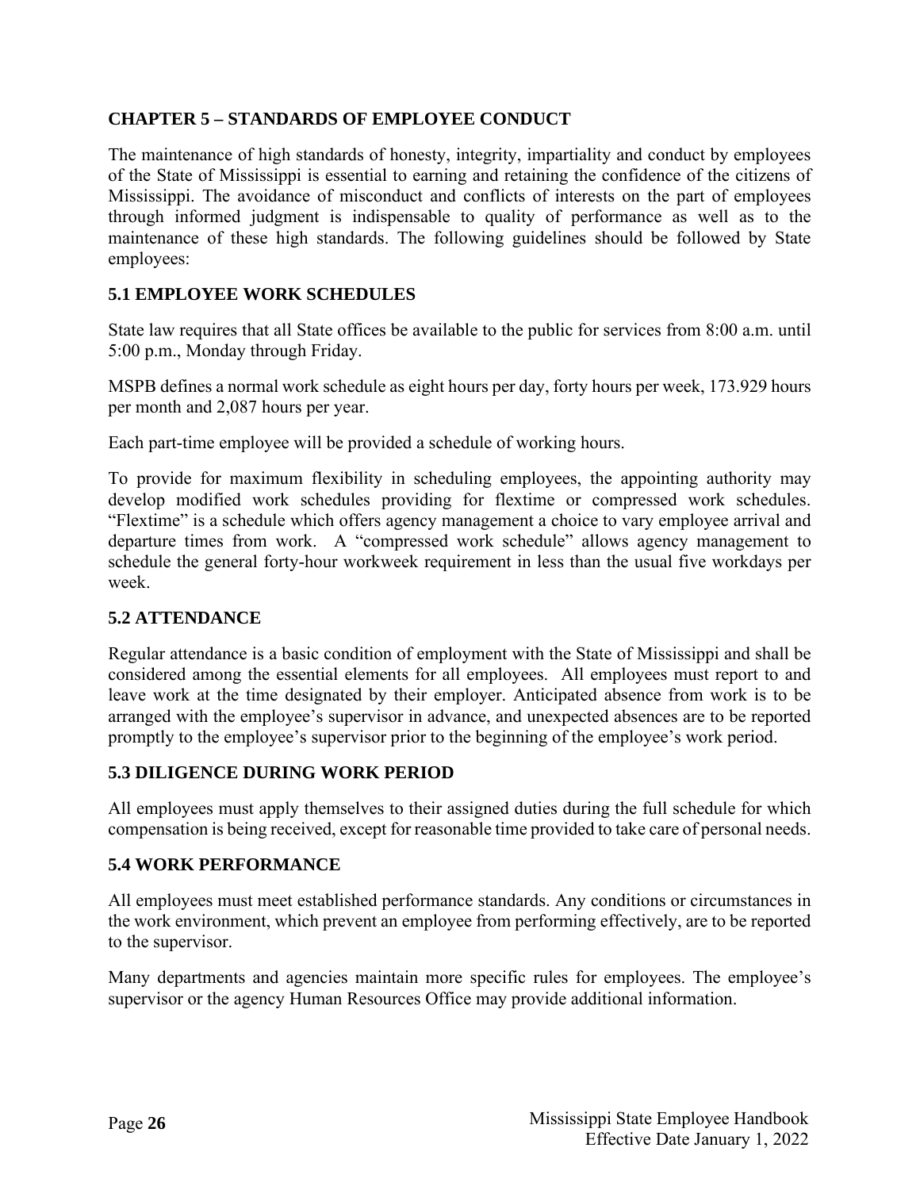## CHAPTER 5 – STANDARDS OF EMPLOYEE CONDUCT

The maintenance of high standards of honesty, integrity, impartiality and conduct by employees of the State of Mississippi is essential to earning and retaining the confidence of the citizens of Mississippi. The avoidance of misconduct and conflicts of interests on the part of employees through informed judgment is indispensable to quality of performance as well as to the maintenance of these high standards. The following guidelines should be followed by State employees:

### 5.1 EMPLOYEE WORK SCHEDULES

State law requires that all State offices be available to the public for services from 8:00 a.m. until 5:00 p.m., Monday through Friday.

MSPB defines a normal work schedule as eight hours per day, forty hours per week, 173.929 hours per month and 2,087 hours per year.

Each part-time employee will be provided a schedule of working hours.

To provide for maximum flexibility in scheduling employees, the appointing authority may develop modified work schedules providing for flextime or compressed work schedules. "Flextime" is a schedule which offers agency management a choice to vary employee arrival and departure times from work. A "compressed work schedule" allows agency management to schedule the general forty-hour workweek requirement in less than the usual five workdays per week.

### 5.2 ATTENDANCE

Regular attendance is a basic condition of employment with the State of Mississippi and shall be considered among the essential elements for all employees. All employees must report to and leave work at the time designated by their employer. Anticipated absence from work is to be arranged with the employee's supervisor in advance, and unexpected absences are to be reported promptly to the employee's supervisor prior to the beginning of the employee's work period.

### 5.3 DILIGENCE DURING WORK PERIOD

All employees must apply themselves to their assigned duties during the full schedule for which compensation is being received, except for reasonable time provided to take care of personal needs.

### 5.4 WORK PERFORMANCE

All employees must meet established performance standards. Any conditions or circumstances in the work environment, which prevent an employee from performing effectively, are to be reported to the supervisor.

Many departments and agencies maintain more specific rules for employees. The employee's supervisor or the agency Human Resources Office may provide additional information.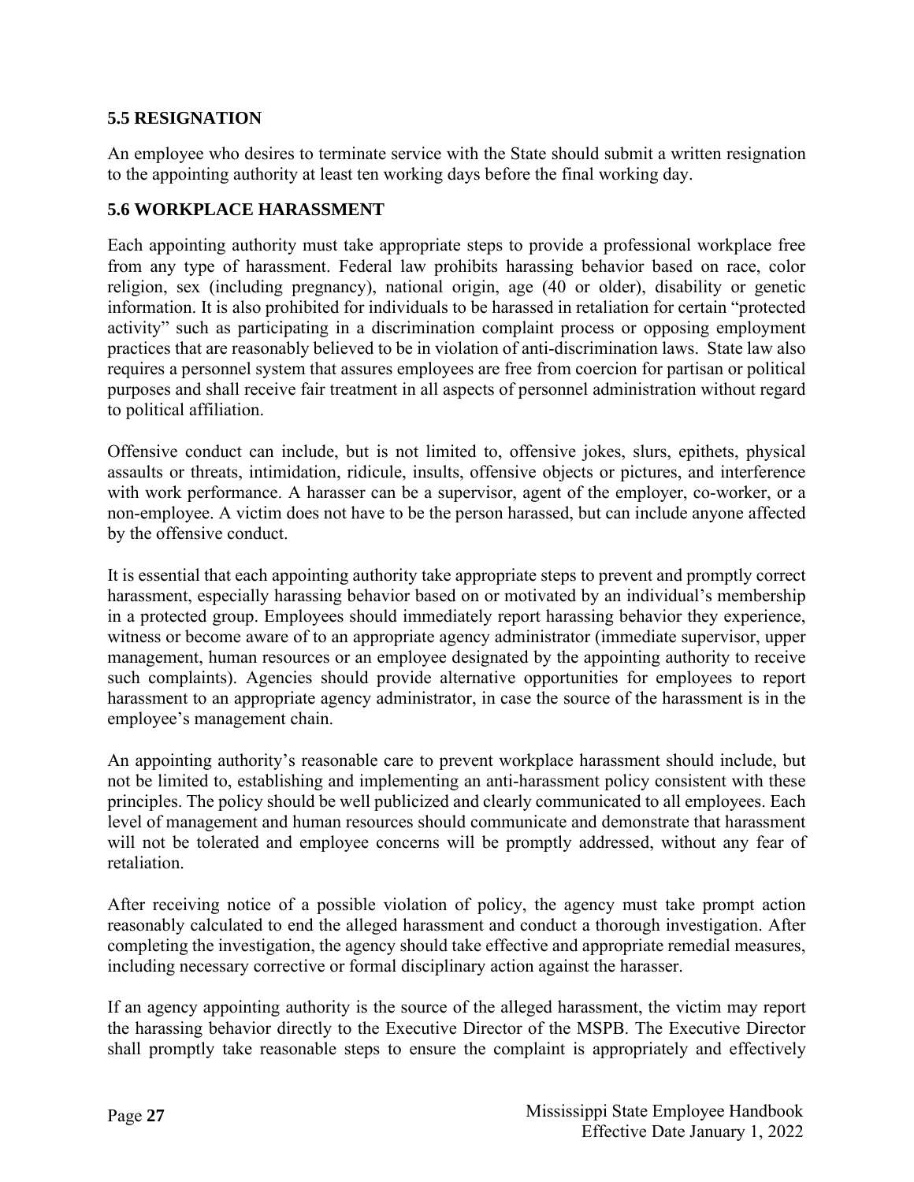### 5.5 RESIGNATION

An employee who desires to terminate service with the State should submit a written resignation to the appointing authority at least ten working days before the final working day.

### 5.6 WORKPLACE HARASSMENT

Each appointing authority must take appropriate steps to provide a professional workplace free from any type of harassment. Federal law prohibits harassing behavior based on race, color religion, sex (including pregnancy), national origin, age (40 or older), disability or genetic information. It is also prohibited for individuals to be harassed in retaliation for certain "protected activity" such as participating in a discrimination complaint process or opposing employment practices that are reasonably believed to be in violation of anti-discrimination laws. State law also requires a personnel system that assures employees are free from coercion for partisan or political purposes and shall receive fair treatment in all aspects of personnel administration without regard to political affiliation.

Offensive conduct can include, but is not limited to, offensive jokes, slurs, epithets, physical assaults or threats, intimidation, ridicule, insults, offensive objects or pictures, and interference with work performance. A harasser can be a supervisor, agent of the employer, co-worker, or a non-employee. A victim does not have to be the person harassed, but can include anyone affected by the offensive conduct.

It is essential that each appointing authority take appropriate steps to prevent and promptly correct harassment, especially harassing behavior based on or motivated by an individual's membership in a protected group. Employees should immediately report harassing behavior they experience, witness or become aware of to an appropriate agency administrator (immediate supervisor, upper management, human resources or an employee designated by the appointing authority to receive such complaints). Agencies should provide alternative opportunities for employees to report harassment to an appropriate agency administrator, in case the source of the harassment is in the employee's management chain.

An appointing authority's reasonable care to prevent workplace harassment should include, but not be limited to, establishing and implementing an anti-harassment policy consistent with these principles. The policy should be well publicized and clearly communicated to all employees. Each level of management and human resources should communicate and demonstrate that harassment will not be tolerated and employee concerns will be promptly addressed, without any fear of retaliation.

After receiving notice of a possible violation of policy, the agency must take prompt action reasonably calculated to end the alleged harassment and conduct a thorough investigation. After completing the investigation, the agency should take effective and appropriate remedial measures, including necessary corrective or formal disciplinary action against the harasser.

If an agency appointing authority is the source of the alleged harassment, the victim may report the harassing behavior directly to the Executive Director of the MSPB. The Executive Director shall promptly take reasonable steps to ensure the complaint is appropriately and effectively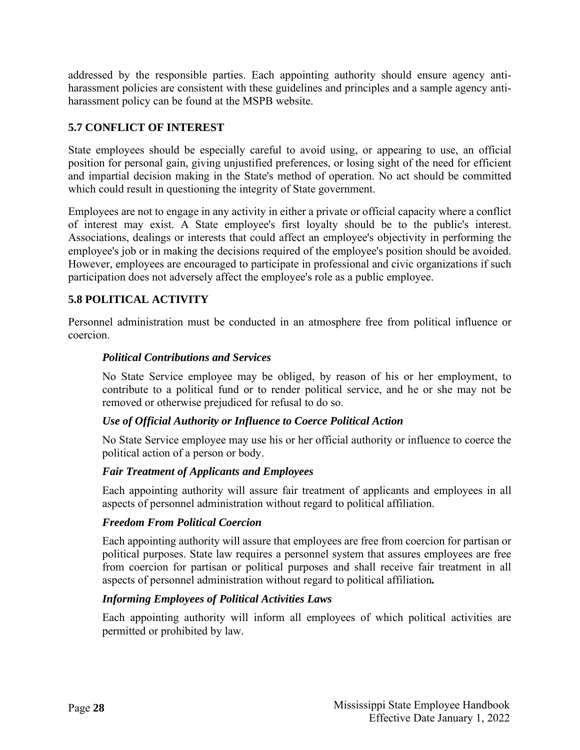addressed by the responsible parties. Each appointing authority should ensure agency anti-harassment policies are consistent with these guidelines and principles and a sample agency anti-harassment policy can be found at the MSPB website.

## 5.7 CONFLICT OF INTEREST

State employees should be especially careful to avoid using, or appearing to use, an official position for personal gain, giving unjustified preferences, or losing sight of the need for efficient and impartial decision making in the State's method of operation. No act should be committed which could result in questioning the integrity of State government.

Employees are not to engage in any activity in either a private or official capacity where a conflict of interest may exist. A State employee's first loyalty should be to the public's interest. Associations, dealings or interests that could affect an employee's objectivity in performing the employee's job or in making the decisions required of the employee's position should be avoided. However, employees are encouraged to participate in professional and civic organizations if such participation does not adversely affect the employee's role as a public employee.

## 5.8 POLITICAL ACTIVITY

Personnel administration must be conducted in an atmosphere free from political influence or coercion.

### *Political Contributions and Services*

No State Service employee may be obliged, by reason of his or her employment, to contribute to a political fund or to render political service, and he or she may not be removed or otherwise prejudiced for refusal to do so.

### *Use of Official Authority or Influence to Coerce Political Action*

No State Service employee may use his or her official authority or influence to coerce the political action of a person or body.

### *Fair Treatment of Applicants and Employees*

Each appointing authority will assure fair treatment of applicants and employees in all aspects of personnel administration without regard to political affiliation.

### *Freedom From Political Coercion*

Each appointing authority will assure that employees are free from coercion for partisan or political purposes. State law requires a personnel system that assures employees are free from coercion for partisan or political purposes and shall receive fair treatment in all aspects of personnel administration without regard to political affiliation**.**

### *Informing Employees of Political Activities Laws*

Each appointing authority will inform all employees of which political activities are permitted or prohibited by law.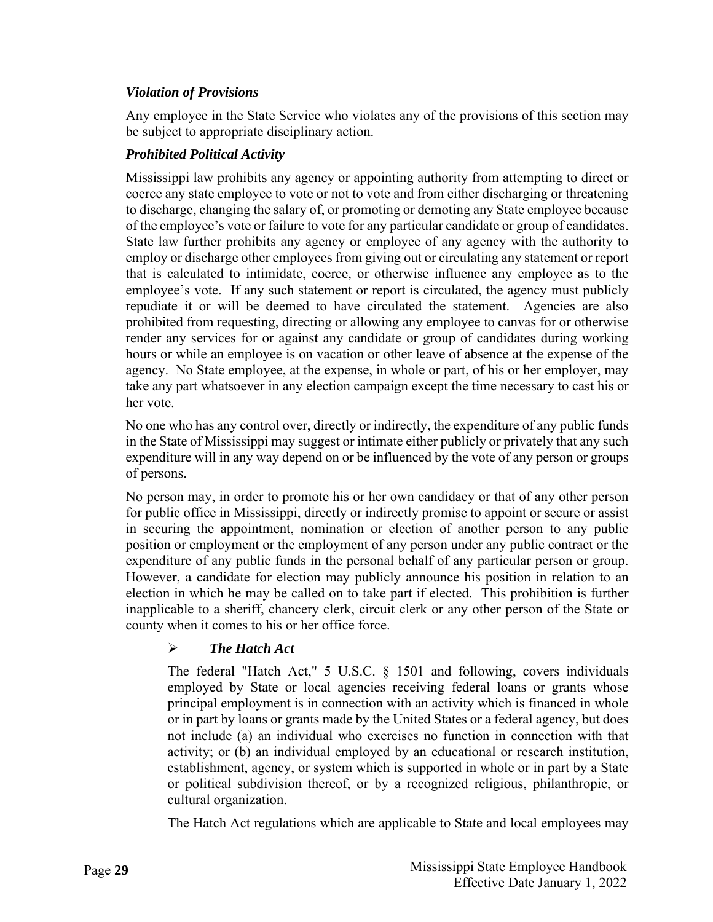### *Violation of Provisions*

Any employee in the State Service who violates any of the provisions of this section may be subject to appropriate disciplinary action.

### *Prohibited Political Activity*

Mississippi law prohibits any agency or appointing authority from attempting to direct or coerce any state employee to vote or not to vote and from either discharging or threatening to discharge, changing the salary of, or promoting or demoting any State employee because of the employee's vote or failure to vote for any particular candidate or group of candidates. State law further prohibits any agency or employee of any agency with the authority to employ or discharge other employees from giving out or circulating any statement or report that is calculated to intimidate, coerce, or otherwise influence any employee as to the employee's vote. If any such statement or report is circulated, the agency must publicly repudiate it or will be deemed to have circulated the statement. Agencies are also prohibited from requesting, directing or allowing any employee to canvas for or otherwise render any services for or against any candidate or group of candidates during working hours or while an employee is on vacation or other leave of absence at the expense of the agency. No State employee, at the expense, in whole or part, of his or her employer, may take any part whatsoever in any election campaign except the time necessary to cast his or her vote.

No one who has any control over, directly or indirectly, the expenditure of any public funds in the State of Mississippi may suggest or intimate either publicly or privately that any such expenditure will in any way depend on or be influenced by the vote of any person or groups of persons.

No person may, in order to promote his or her own candidacy or that of any other person for public office in Mississippi, directly or indirectly promise to appoint or secure or assist in securing the appointment, nomination or election of another person to any public position or employment or the employment of any person under any public contract or the expenditure of any public funds in the personal behalf of any particular person or group. However, a candidate for election may publicly announce his position in relation to an election in which he may be called on to take part if elected. This prohibition is further inapplicable to a sheriff, chancery clerk, circuit clerk or any other person of the State or county when it comes to his or her office force.

- ***The Hatch Act***

  The federal "Hatch Act," 5 U.S.C. § 1501 and following, covers individuals employed by State or local agencies receiving federal loans or grants whose principal employment is in connection with an activity which is financed in whole or in part by loans or grants made by the United States or a federal agency, but does not include (a) an individual who exercises no function in connection with that activity; or (b) an individual employed by an educational or research institution, establishment, agency, or system which is supported in whole or in part by a State or political subdivision thereof, or by a recognized religious, philanthropic, or cultural organization.

  The Hatch Act regulations which are applicable to State and local employees may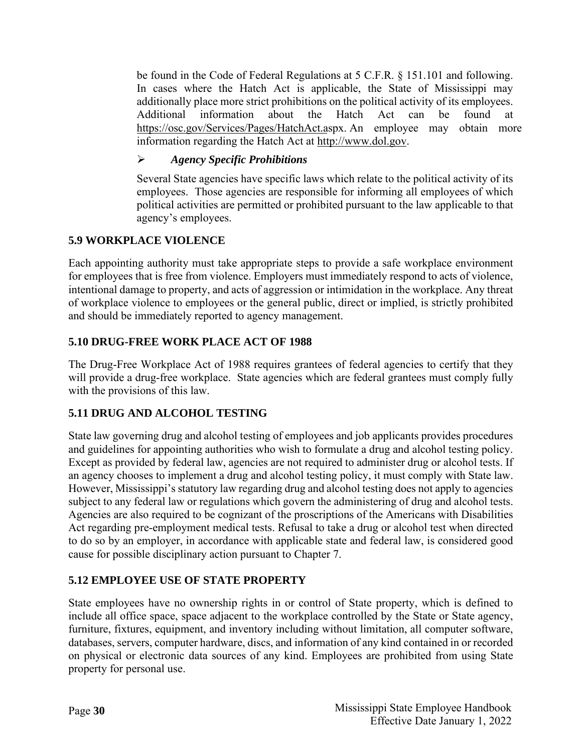be found in the Code of Federal Regulations at 5 C.F.R. § 151.101 and following. In cases where the Hatch Act is applicable, the State of Mississippi may additionally place more strict prohibitions on the political activity of its employees. Additional information about the Hatch Act can be found at https://osc.gov/Services/Pages/HatchAct.aspx. An employee may obtain more information regarding the Hatch Act at http://www.dol.gov.

- ***Agency Specific Prohibitions***

  Several State agencies have specific laws which relate to the political activity of its employees. Those agencies are responsible for informing all employees of which political activities are permitted or prohibited pursuant to the law applicable to that agency's employees.

## 5.9 WORKPLACE VIOLENCE

Each appointing authority must take appropriate steps to provide a safe workplace environment for employees that is free from violence. Employers must immediately respond to acts of violence, intentional damage to property, and acts of aggression or intimidation in the workplace. Any threat of workplace violence to employees or the general public, direct or implied, is strictly prohibited and should be immediately reported to agency management.

## 5.10 DRUG-FREE WORK PLACE ACT OF 1988

The Drug-Free Workplace Act of 1988 requires grantees of federal agencies to certify that they will provide a drug-free workplace. State agencies which are federal grantees must comply fully with the provisions of this law.

## 5.11 DRUG AND ALCOHOL TESTING

State law governing drug and alcohol testing of employees and job applicants provides procedures and guidelines for appointing authorities who wish to formulate a drug and alcohol testing policy. Except as provided by federal law, agencies are not required to administer drug or alcohol tests. If an agency chooses to implement a drug and alcohol testing policy, it must comply with State law. However, Mississippi's statutory law regarding drug and alcohol testing does not apply to agencies subject to any federal law or regulations which govern the administering of drug and alcohol tests. Agencies are also required to be cognizant of the proscriptions of the Americans with Disabilities Act regarding pre-employment medical tests. Refusal to take a drug or alcohol test when directed to do so by an employer, in accordance with applicable state and federal law, is considered good cause for possible disciplinary action pursuant to Chapter 7.

## 5.12 EMPLOYEE USE OF STATE PROPERTY

State employees have no ownership rights in or control of State property, which is defined to include all office space, space adjacent to the workplace controlled by the State or State agency, furniture, fixtures, equipment, and inventory including without limitation, all computer software, databases, servers, computer hardware, discs, and information of any kind contained in or recorded on physical or electronic data sources of any kind. Employees are prohibited from using State property for personal use.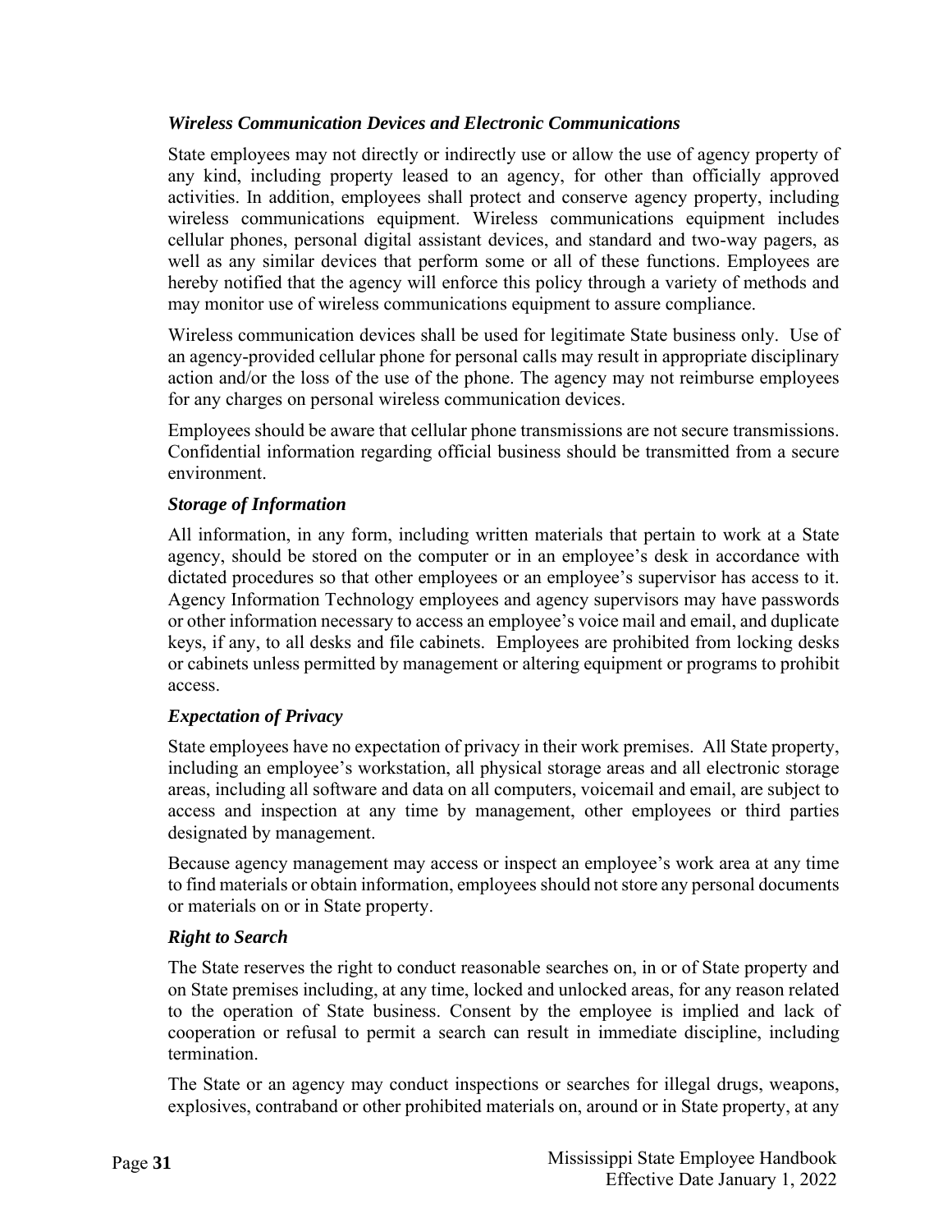### *Wireless Communication Devices and Electronic Communications*

State employees may not directly or indirectly use or allow the use of agency property of any kind, including property leased to an agency, for other than officially approved activities. In addition, employees shall protect and conserve agency property, including wireless communications equipment. Wireless communications equipment includes cellular phones, personal digital assistant devices, and standard and two-way pagers, as well as any similar devices that perform some or all of these functions. Employees are hereby notified that the agency will enforce this policy through a variety of methods and may monitor use of wireless communications equipment to assure compliance.

Wireless communication devices shall be used for legitimate State business only. Use of an agency-provided cellular phone for personal calls may result in appropriate disciplinary action and/or the loss of the use of the phone. The agency may not reimburse employees for any charges on personal wireless communication devices.

Employees should be aware that cellular phone transmissions are not secure transmissions. Confidential information regarding official business should be transmitted from a secure environment.

### *Storage of Information*

All information, in any form, including written materials that pertain to work at a State agency, should be stored on the computer or in an employee's desk in accordance with dictated procedures so that other employees or an employee's supervisor has access to it. Agency Information Technology employees and agency supervisors may have passwords or other information necessary to access an employee's voice mail and email, and duplicate keys, if any, to all desks and file cabinets. Employees are prohibited from locking desks or cabinets unless permitted by management or altering equipment or programs to prohibit access.

### *Expectation of Privacy*

State employees have no expectation of privacy in their work premises. All State property, including an employee's workstation, all physical storage areas and all electronic storage areas, including all software and data on all computers, voicemail and email, are subject to access and inspection at any time by management, other employees or third parties designated by management.

Because agency management may access or inspect an employee's work area at any time to find materials or obtain information, employees should not store any personal documents or materials on or in State property.

### *Right to Search*

The State reserves the right to conduct reasonable searches on, in or of State property and on State premises including, at any time, locked and unlocked areas, for any reason related to the operation of State business. Consent by the employee is implied and lack of cooperation or refusal to permit a search can result in immediate discipline, including termination.

The State or an agency may conduct inspections or searches for illegal drugs, weapons, explosives, contraband or other prohibited materials on, around or in State property, at any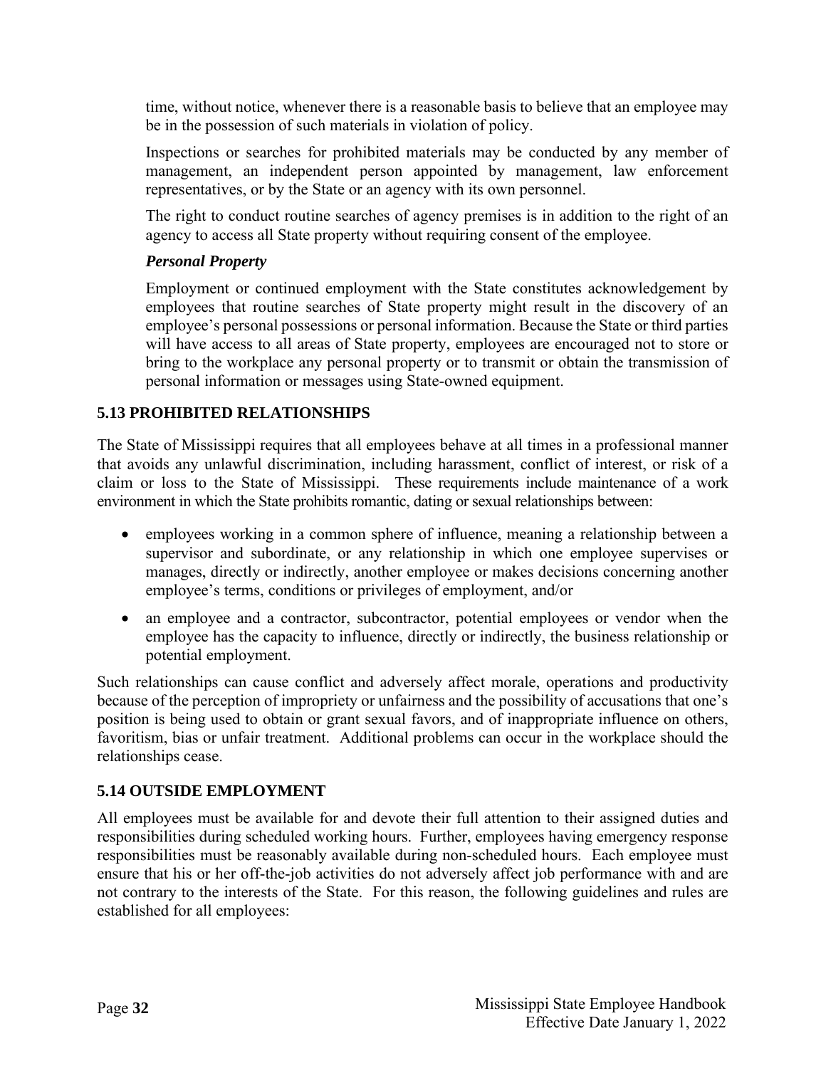time, without notice, whenever there is a reasonable basis to believe that an employee may be in the possession of such materials in violation of policy.

Inspections or searches for prohibited materials may be conducted by any member of management, an independent person appointed by management, law enforcement representatives, or by the State or an agency with its own personnel.

The right to conduct routine searches of agency premises is in addition to the right of an agency to access all State property without requiring consent of the employee.

***Personal Property***

Employment or continued employment with the State constitutes acknowledgement by employees that routine searches of State property might result in the discovery of an employee's personal possessions or personal information. Because the State or third parties will have access to all areas of State property, employees are encouraged not to store or bring to the workplace any personal property or to transmit or obtain the transmission of personal information or messages using State-owned equipment.

## 5.13 PROHIBITED RELATIONSHIPS

The State of Mississippi requires that all employees behave at all times in a professional manner that avoids any unlawful discrimination, including harassment, conflict of interest, or risk of a claim or loss to the State of Mississippi. These requirements include maintenance of a work environment in which the State prohibits romantic, dating or sexual relationships between:

- employees working in a common sphere of influence, meaning a relationship between a supervisor and subordinate, or any relationship in which one employee supervises or manages, directly or indirectly, another employee or makes decisions concerning another employee's terms, conditions or privileges of employment, and/or
- an employee and a contractor, subcontractor, potential employees or vendor when the employee has the capacity to influence, directly or indirectly, the business relationship or potential employment.

Such relationships can cause conflict and adversely affect morale, operations and productivity because of the perception of impropriety or unfairness and the possibility of accusations that one's position is being used to obtain or grant sexual favors, and of inappropriate influence on others, favoritism, bias or unfair treatment. Additional problems can occur in the workplace should the relationships cease.

## 5.14 OUTSIDE EMPLOYMENT

All employees must be available for and devote their full attention to their assigned duties and responsibilities during scheduled working hours. Further, employees having emergency response responsibilities must be reasonably available during non-scheduled hours. Each employee must ensure that his or her off-the-job activities do not adversely affect job performance with and are not contrary to the interests of the State. For this reason, the following guidelines and rules are established for all employees: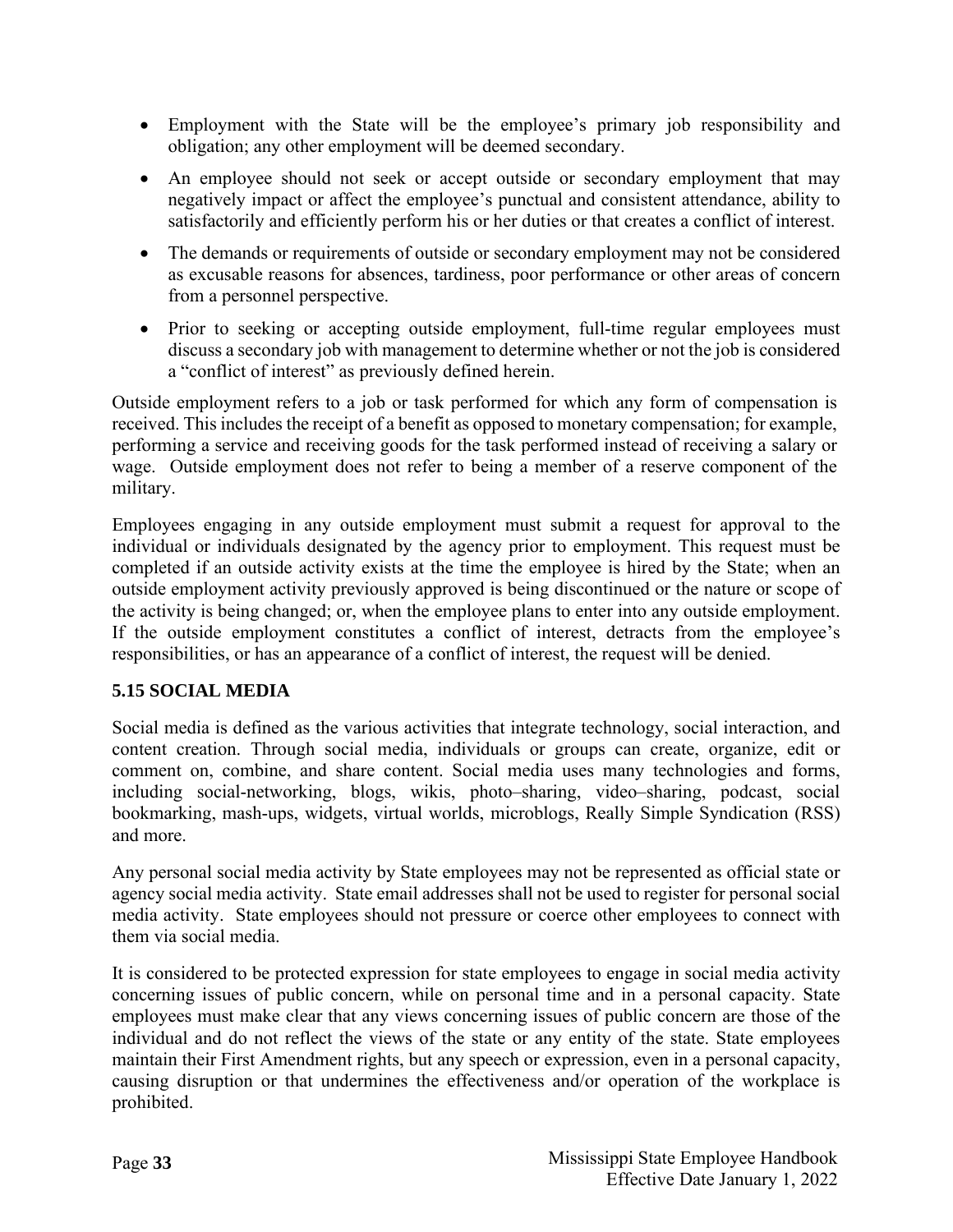- Employment with the State will be the employee's primary job responsibility and obligation; any other employment will be deemed secondary.
- An employee should not seek or accept outside or secondary employment that may negatively impact or affect the employee's punctual and consistent attendance, ability to satisfactorily and efficiently perform his or her duties or that creates a conflict of interest.
- The demands or requirements of outside or secondary employment may not be considered as excusable reasons for absences, tardiness, poor performance or other areas of concern from a personnel perspective.
- Prior to seeking or accepting outside employment, full-time regular employees must discuss a secondary job with management to determine whether or not the job is considered a "conflict of interest" as previously defined herein.

Outside employment refers to a job or task performed for which any form of compensation is received. This includes the receipt of a benefit as opposed to monetary compensation; for example, performing a service and receiving goods for the task performed instead of receiving a salary or wage. Outside employment does not refer to being a member of a reserve component of the military.

Employees engaging in any outside employment must submit a request for approval to the individual or individuals designated by the agency prior to employment. This request must be completed if an outside activity exists at the time the employee is hired by the State; when an outside employment activity previously approved is being discontinued or the nature or scope of the activity is being changed; or, when the employee plans to enter into any outside employment. If the outside employment constitutes a conflict of interest, detracts from the employee's responsibilities, or has an appearance of a conflict of interest, the request will be denied.

## 5.15 SOCIAL MEDIA

Social media is defined as the various activities that integrate technology, social interaction, and content creation. Through social media, individuals or groups can create, organize, edit or comment on, combine, and share content. Social media uses many technologies and forms, including social-networking, blogs, wikis, photo–sharing, video–sharing, podcast, social bookmarking, mash-ups, widgets, virtual worlds, microblogs, Really Simple Syndication (RSS) and more.

Any personal social media activity by State employees may not be represented as official state or agency social media activity. State email addresses shall not be used to register for personal social media activity. State employees should not pressure or coerce other employees to connect with them via social media.

It is considered to be protected expression for state employees to engage in social media activity concerning issues of public concern, while on personal time and in a personal capacity. State employees must make clear that any views concerning issues of public concern are those of the individual and do not reflect the views of the state or any entity of the state. State employees maintain their First Amendment rights, but any speech or expression, even in a personal capacity, causing disruption or that undermines the effectiveness and/or operation of the workplace is prohibited.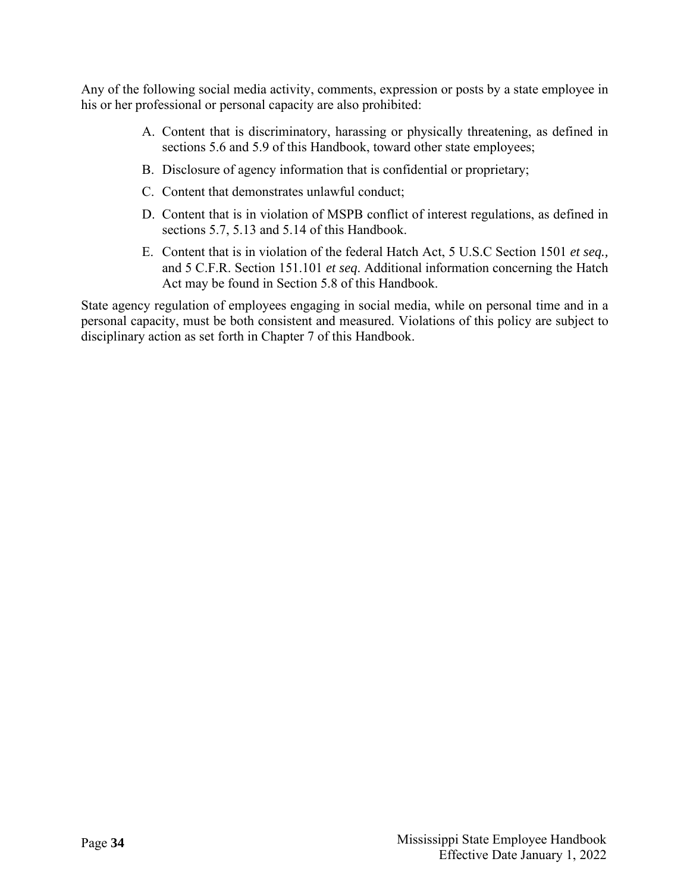Any of the following social media activity, comments, expression or posts by a state employee in his or her professional or personal capacity are also prohibited:

A. Content that is discriminatory, harassing or physically threatening, as defined in sections 5.6 and 5.9 of this Handbook, toward other state employees;
B. Disclosure of agency information that is confidential or proprietary;
C. Content that demonstrates unlawful conduct;
D. Content that is in violation of MSPB conflict of interest regulations, as defined in sections 5.7, 5.13 and 5.14 of this Handbook.
E. Content that is in violation of the federal Hatch Act, 5 U.S.C Section 1501 *et seq.,* and 5 C.F.R. Section 151.101 *et seq*. Additional information concerning the Hatch Act may be found in Section 5.8 of this Handbook.

State agency regulation of employees engaging in social media, while on personal time and in a personal capacity, must be both consistent and measured. Violations of this policy are subject to disciplinary action as set forth in Chapter 7 of this Handbook.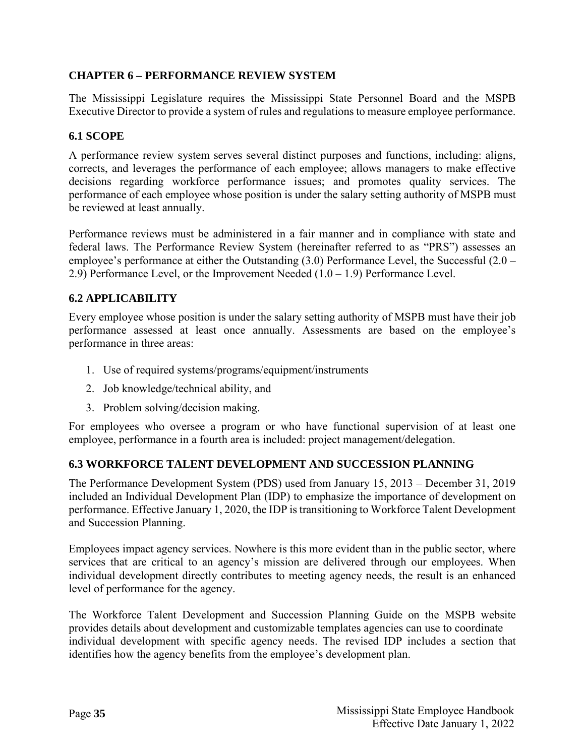## CHAPTER 6 – PERFORMANCE REVIEW SYSTEM

The Mississippi Legislature requires the Mississippi State Personnel Board and the MSPB Executive Director to provide a system of rules and regulations to measure employee performance.

### 6.1 SCOPE

A performance review system serves several distinct purposes and functions, including: aligns, corrects, and leverages the performance of each employee; allows managers to make effective decisions regarding workforce performance issues; and promotes quality services. The performance of each employee whose position is under the salary setting authority of MSPB must be reviewed at least annually.

Performance reviews must be administered in a fair manner and in compliance with state and federal laws. The Performance Review System (hereinafter referred to as "PRS") assesses an employee's performance at either the Outstanding (3.0) Performance Level, the Successful (2.0 – 2.9) Performance Level, or the Improvement Needed (1.0 – 1.9) Performance Level.

### 6.2 APPLICABILITY

Every employee whose position is under the salary setting authority of MSPB must have their job performance assessed at least once annually. Assessments are based on the employee's performance in three areas:

1. Use of required systems/programs/equipment/instruments
2. Job knowledge/technical ability, and
3. Problem solving/decision making.

For employees who oversee a program or who have functional supervision of at least one employee, performance in a fourth area is included: project management/delegation.

### 6.3 WORKFORCE TALENT DEVELOPMENT AND SUCCESSION PLANNING

The Performance Development System (PDS) used from January 15, 2013 – December 31, 2019 included an Individual Development Plan (IDP) to emphasize the importance of development on performance. Effective January 1, 2020, the IDP is transitioning to Workforce Talent Development and Succession Planning.

Employees impact agency services. Nowhere is this more evident than in the public sector, where services that are critical to an agency's mission are delivered through our employees. When individual development directly contributes to meeting agency needs, the result is an enhanced level of performance for the agency.

The Workforce Talent Development and Succession Planning Guide on the MSPB website provides details about development and customizable templates agencies can use to coordinate individual development with specific agency needs. The revised IDP includes a section that identifies how the agency benefits from the employee's development plan.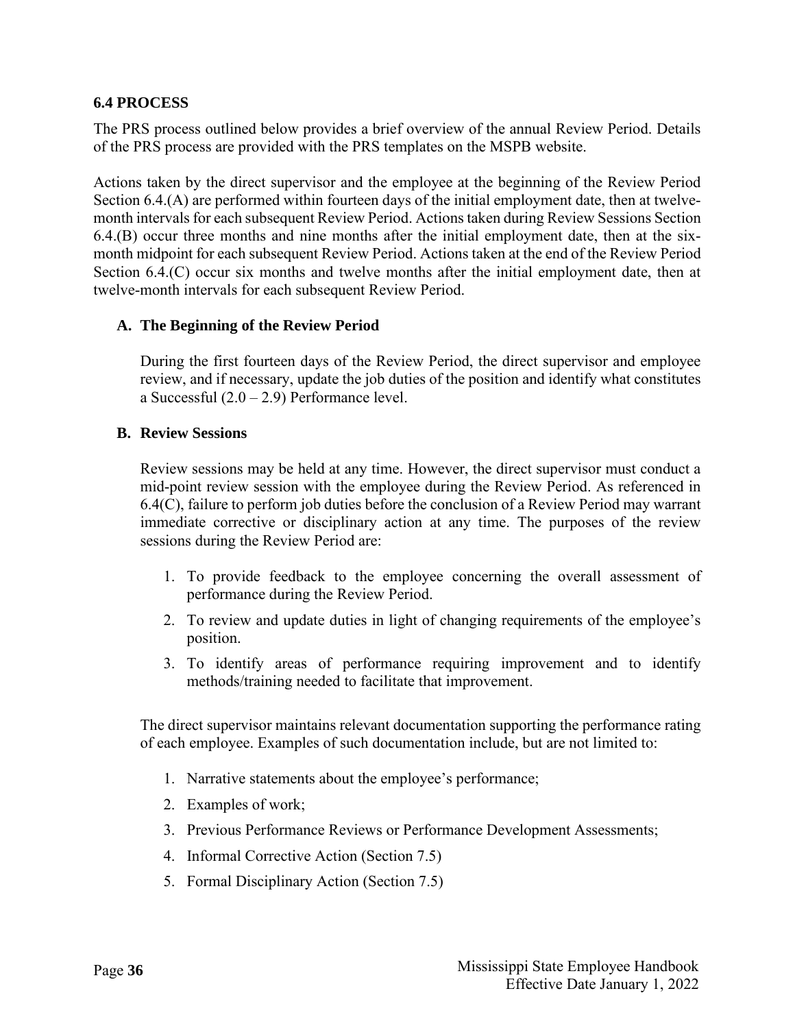## 6.4 PROCESS

The PRS process outlined below provides a brief overview of the annual Review Period. Details of the PRS process are provided with the PRS templates on the MSPB website.

Actions taken by the direct supervisor and the employee at the beginning of the Review Period Section 6.4.(A) are performed within fourteen days of the initial employment date, then at twelve-month intervals for each subsequent Review Period. Actions taken during Review Sessions Section 6.4.(B) occur three months and nine months after the initial employment date, then at the six-month midpoint for each subsequent Review Period. Actions taken at the end of the Review Period Section 6.4.(C) occur six months and twelve months after the initial employment date, then at twelve-month intervals for each subsequent Review Period.

### A. The Beginning of the Review Period

During the first fourteen days of the Review Period, the direct supervisor and employee review, and if necessary, update the job duties of the position and identify what constitutes a Successful (2.0 – 2.9) Performance level.

### B. Review Sessions

Review sessions may be held at any time. However, the direct supervisor must conduct a mid-point review session with the employee during the Review Period. As referenced in 6.4(C), failure to perform job duties before the conclusion of a Review Period may warrant immediate corrective or disciplinary action at any time. The purposes of the review sessions during the Review Period are:

1. To provide feedback to the employee concerning the overall assessment of performance during the Review Period.
2. To review and update duties in light of changing requirements of the employee's position.
3. To identify areas of performance requiring improvement and to identify methods/training needed to facilitate that improvement.

The direct supervisor maintains relevant documentation supporting the performance rating of each employee. Examples of such documentation include, but are not limited to:

1. Narrative statements about the employee's performance;
2. Examples of work;
3. Previous Performance Reviews or Performance Development Assessments;
4. Informal Corrective Action (Section 7.5)
5. Formal Disciplinary Action (Section 7.5)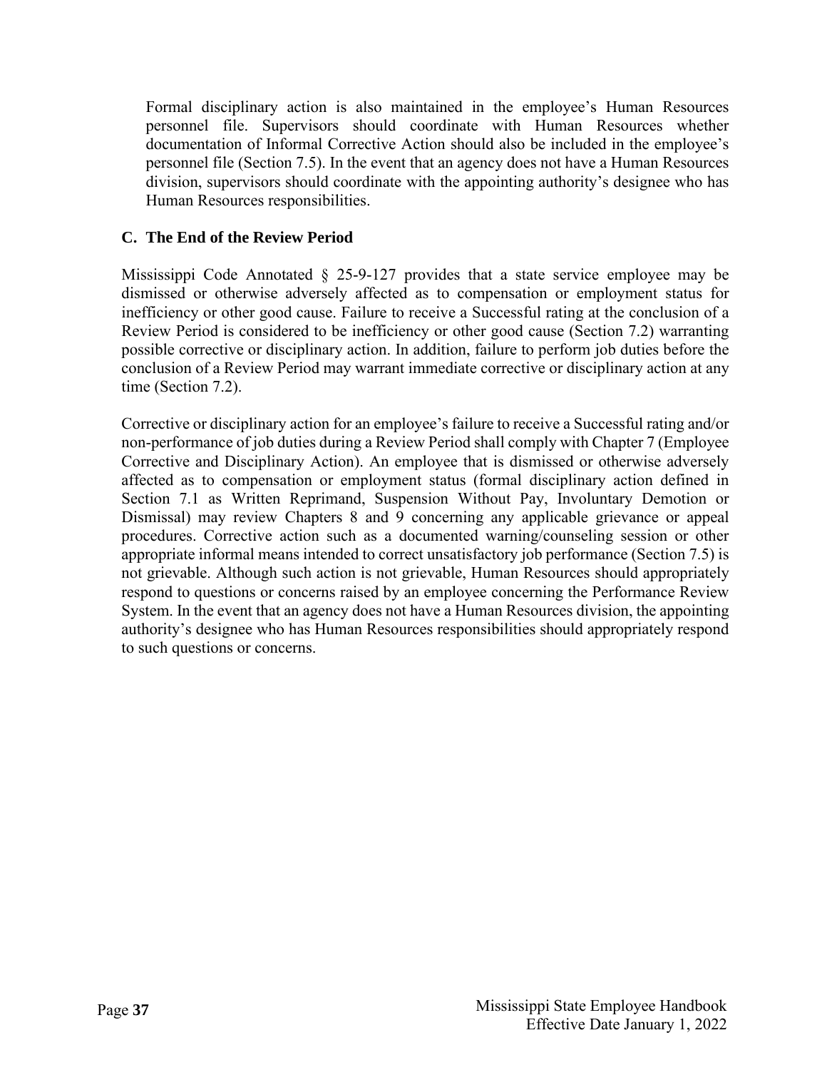Formal disciplinary action is also maintained in the employee's Human Resources personnel file. Supervisors should coordinate with Human Resources whether documentation of Informal Corrective Action should also be included in the employee's personnel file (Section 7.5). In the event that an agency does not have a Human Resources division, supervisors should coordinate with the appointing authority's designee who has Human Resources responsibilities.

### C. The End of the Review Period

Mississippi Code Annotated § 25-9-127 provides that a state service employee may be dismissed or otherwise adversely affected as to compensation or employment status for inefficiency or other good cause. Failure to receive a Successful rating at the conclusion of a Review Period is considered to be inefficiency or other good cause (Section 7.2) warranting possible corrective or disciplinary action. In addition, failure to perform job duties before the conclusion of a Review Period may warrant immediate corrective or disciplinary action at any time (Section 7.2).

Corrective or disciplinary action for an employee's failure to receive a Successful rating and/or non-performance of job duties during a Review Period shall comply with Chapter 7 (Employee Corrective and Disciplinary Action). An employee that is dismissed or otherwise adversely affected as to compensation or employment status (formal disciplinary action defined in Section 7.1 as Written Reprimand, Suspension Without Pay, Involuntary Demotion or Dismissal) may review Chapters 8 and 9 concerning any applicable grievance or appeal procedures. Corrective action such as a documented warning/counseling session or other appropriate informal means intended to correct unsatisfactory job performance (Section 7.5) is not grievable. Although such action is not grievable, Human Resources should appropriately respond to questions or concerns raised by an employee concerning the Performance Review System. In the event that an agency does not have a Human Resources division, the appointing authority's designee who has Human Resources responsibilities should appropriately respond to such questions or concerns.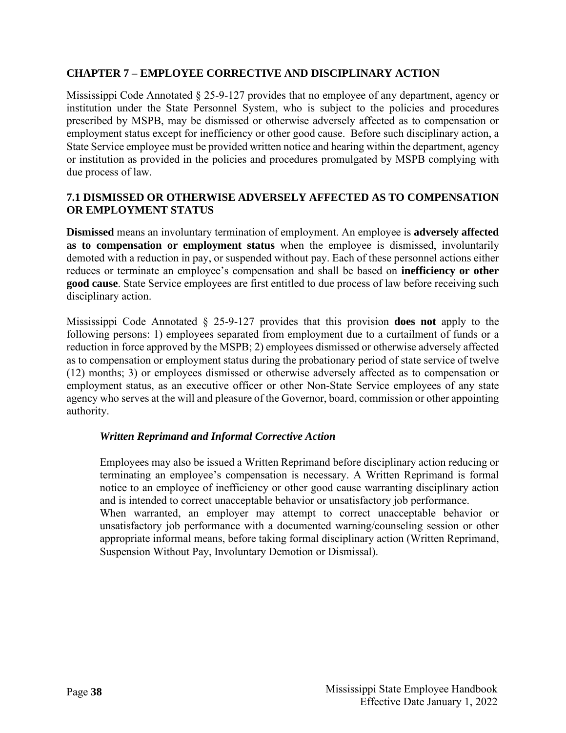## CHAPTER 7 – EMPLOYEE CORRECTIVE AND DISCIPLINARY ACTION

Mississippi Code Annotated § 25-9-127 provides that no employee of any department, agency or institution under the State Personnel System, who is subject to the policies and procedures prescribed by MSPB, may be dismissed or otherwise adversely affected as to compensation or employment status except for inefficiency or other good cause. Before such disciplinary action, a State Service employee must be provided written notice and hearing within the department, agency or institution as provided in the policies and procedures promulgated by MSPB complying with due process of law.

### 7.1 DISMISSED OR OTHERWISE ADVERSELY AFFECTED AS TO COMPENSATION OR EMPLOYMENT STATUS

**Dismissed** means an involuntary termination of employment. An employee is **adversely affected as to compensation or employment status** when the employee is dismissed, involuntarily demoted with a reduction in pay, or suspended without pay. Each of these personnel actions either reduces or terminate an employee's compensation and shall be based on **inefficiency or other good cause**. State Service employees are first entitled to due process of law before receiving such disciplinary action.

Mississippi Code Annotated § 25-9-127 provides that this provision **does not** apply to the following persons: 1) employees separated from employment due to a curtailment of funds or a reduction in force approved by the MSPB; 2) employees dismissed or otherwise adversely affected as to compensation or employment status during the probationary period of state service of twelve (12) months; 3) or employees dismissed or otherwise adversely affected as to compensation or employment status, as an executive officer or other Non-State Service employees of any state agency who serves at the will and pleasure of the Governor, board, commission or other appointing authority.

#### *Written Reprimand and Informal Corrective Action*

Employees may also be issued a Written Reprimand before disciplinary action reducing or terminating an employee's compensation is necessary. A Written Reprimand is formal notice to an employee of inefficiency or other good cause warranting disciplinary action and is intended to correct unacceptable behavior or unsatisfactory job performance.
When warranted, an employer may attempt to correct unacceptable behavior or unsatisfactory job performance with a documented warning/counseling session or other appropriate informal means, before taking formal disciplinary action (Written Reprimand, Suspension Without Pay, Involuntary Demotion or Dismissal).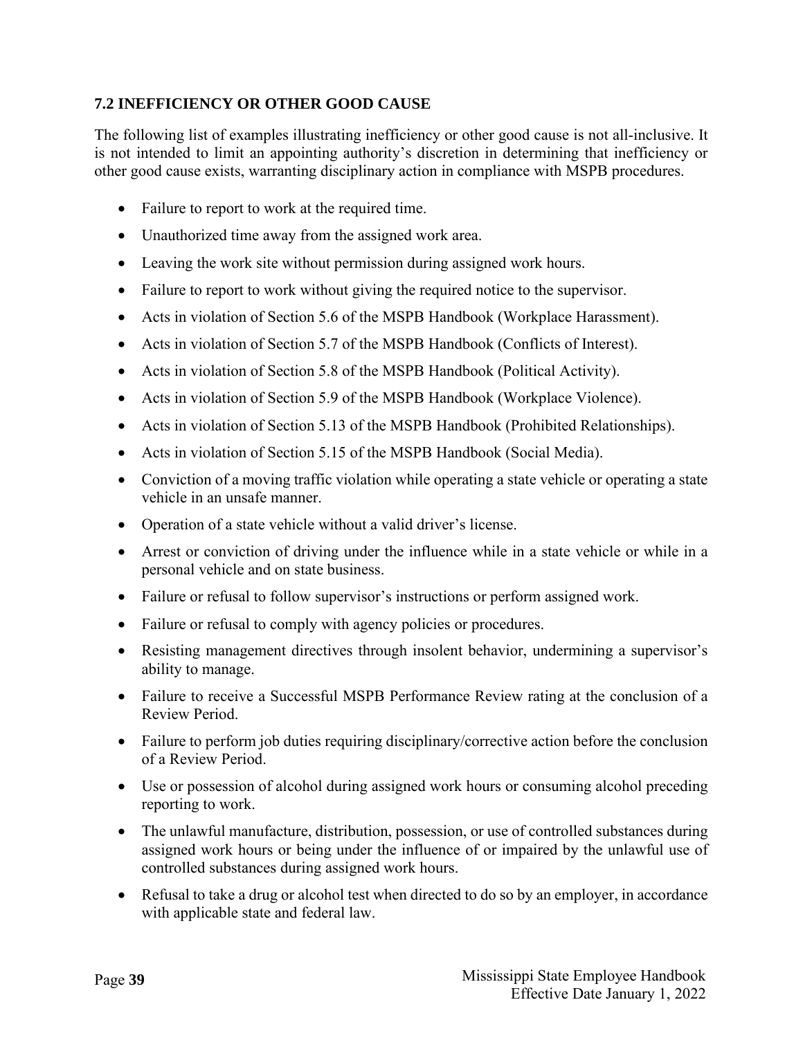## 7.2 INEFFICIENCY OR OTHER GOOD CAUSE

The following list of examples illustrating inefficiency or other good cause is not all-inclusive. It is not intended to limit an appointing authority's discretion in determining that inefficiency or other good cause exists, warranting disciplinary action in compliance with MSPB procedures.

- Failure to report to work at the required time.
- Unauthorized time away from the assigned work area.
- Leaving the work site without permission during assigned work hours.
- Failure to report to work without giving the required notice to the supervisor.
- Acts in violation of Section 5.6 of the MSPB Handbook (Workplace Harassment).
- Acts in violation of Section 5.7 of the MSPB Handbook (Conflicts of Interest).
- Acts in violation of Section 5.8 of the MSPB Handbook (Political Activity).
- Acts in violation of Section 5.9 of the MSPB Handbook (Workplace Violence).
- Acts in violation of Section 5.13 of the MSPB Handbook (Prohibited Relationships).
- Acts in violation of Section 5.15 of the MSPB Handbook (Social Media).
- Conviction of a moving traffic violation while operating a state vehicle or operating a state vehicle in an unsafe manner.
- Operation of a state vehicle without a valid driver's license.
- Arrest or conviction of driving under the influence while in a state vehicle or while in a personal vehicle and on state business.
- Failure or refusal to follow supervisor's instructions or perform assigned work.
- Failure or refusal to comply with agency policies or procedures.
- Resisting management directives through insolent behavior, undermining a supervisor's ability to manage.
- Failure to receive a Successful MSPB Performance Review rating at the conclusion of a Review Period.
- Failure to perform job duties requiring disciplinary/corrective action before the conclusion of a Review Period.
- Use or possession of alcohol during assigned work hours or consuming alcohol preceding reporting to work.
- The unlawful manufacture, distribution, possession, or use of controlled substances during assigned work hours or being under the influence of or impaired by the unlawful use of controlled substances during assigned work hours.
- Refusal to take a drug or alcohol test when directed to do so by an employer, in accordance with applicable state and federal law.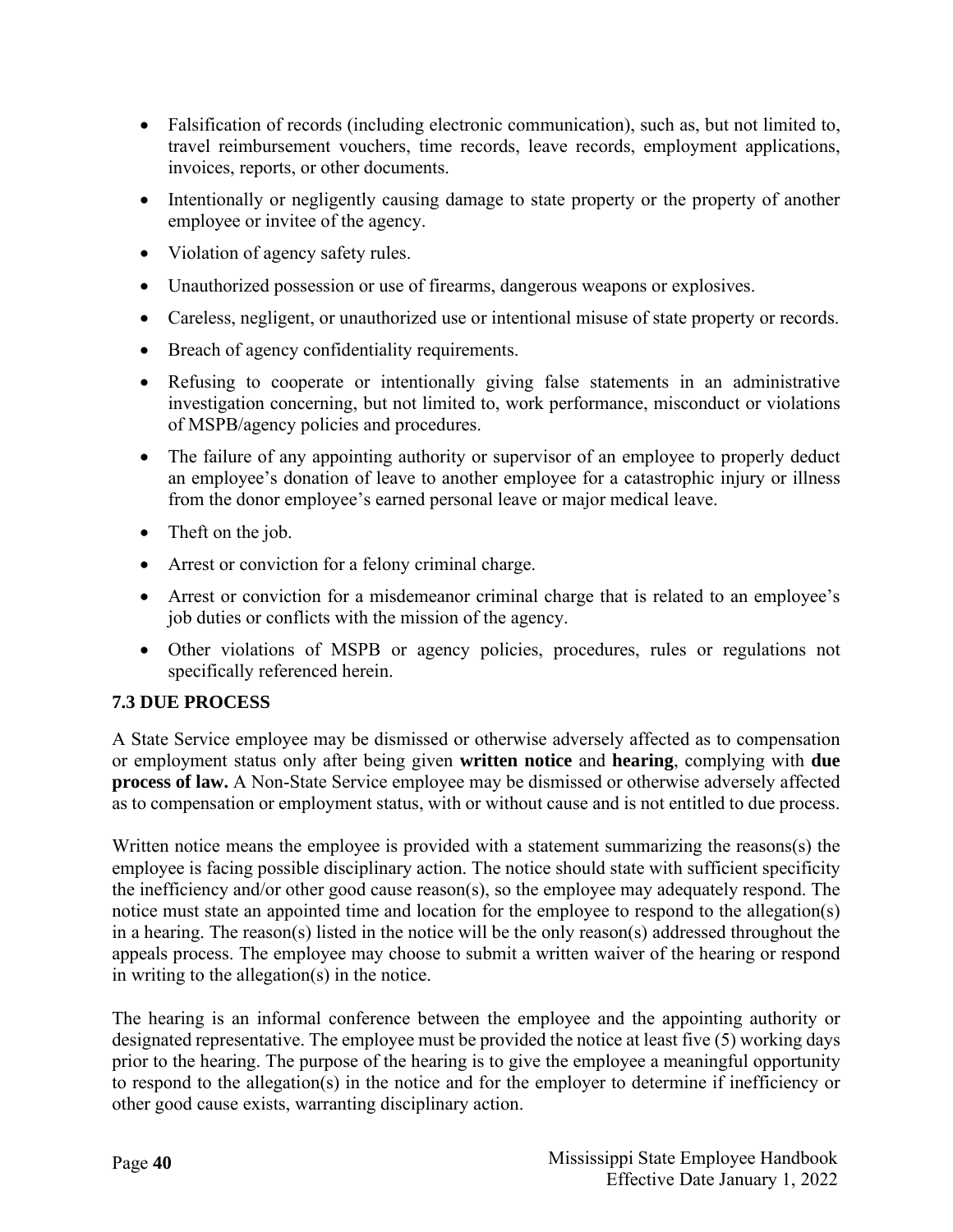- Falsification of records (including electronic communication), such as, but not limited to, travel reimbursement vouchers, time records, leave records, employment applications, invoices, reports, or other documents.
- Intentionally or negligently causing damage to state property or the property of another employee or invitee of the agency.
- Violation of agency safety rules.
- Unauthorized possession or use of firearms, dangerous weapons or explosives.
- Careless, negligent, or unauthorized use or intentional misuse of state property or records.
- Breach of agency confidentiality requirements.
- Refusing to cooperate or intentionally giving false statements in an administrative investigation concerning, but not limited to, work performance, misconduct or violations of MSPB/agency policies and procedures.
- The failure of any appointing authority or supervisor of an employee to properly deduct an employee's donation of leave to another employee for a catastrophic injury or illness from the donor employee's earned personal leave or major medical leave.
- Theft on the job.
- Arrest or conviction for a felony criminal charge.
- Arrest or conviction for a misdemeanor criminal charge that is related to an employee's job duties or conflicts with the mission of the agency.
- Other violations of MSPB or agency policies, procedures, rules or regulations not specifically referenced herein.

### 7.3 DUE PROCESS

A State Service employee may be dismissed or otherwise adversely affected as to compensation or employment status only after being given **written notice** and **hearing**, complying with **due process of law.** A Non-State Service employee may be dismissed or otherwise adversely affected as to compensation or employment status, with or without cause and is not entitled to due process.

Written notice means the employee is provided with a statement summarizing the reasons(s) the employee is facing possible disciplinary action. The notice should state with sufficient specificity the inefficiency and/or other good cause reason(s), so the employee may adequately respond. The notice must state an appointed time and location for the employee to respond to the allegation(s) in a hearing. The reason(s) listed in the notice will be the only reason(s) addressed throughout the appeals process. The employee may choose to submit a written waiver of the hearing or respond in writing to the allegation(s) in the notice.

The hearing is an informal conference between the employee and the appointing authority or designated representative. The employee must be provided the notice at least five (5) working days prior to the hearing. The purpose of the hearing is to give the employee a meaningful opportunity to respond to the allegation(s) in the notice and for the employer to determine if inefficiency or other good cause exists, warranting disciplinary action.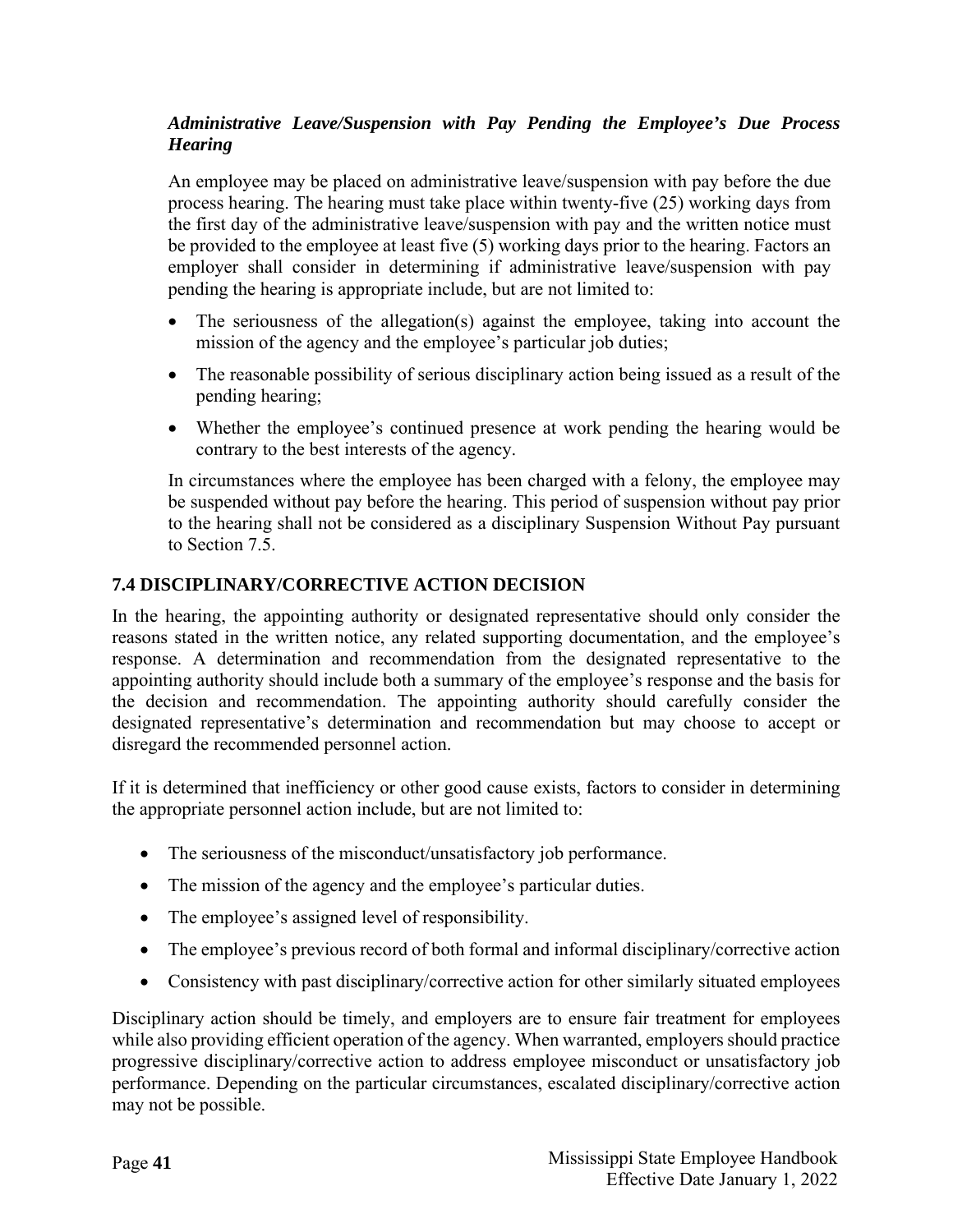***Administrative Leave/Suspension with Pay Pending the Employee's Due Process Hearing***

An employee may be placed on administrative leave/suspension with pay before the due process hearing. The hearing must take place within twenty-five (25) working days from the first day of the administrative leave/suspension with pay and the written notice must be provided to the employee at least five (5) working days prior to the hearing. Factors an employer shall consider in determining if administrative leave/suspension with pay pending the hearing is appropriate include, but are not limited to:

- The seriousness of the allegation(s) against the employee, taking into account the mission of the agency and the employee's particular job duties;
- The reasonable possibility of serious disciplinary action being issued as a result of the pending hearing;
- Whether the employee's continued presence at work pending the hearing would be contrary to the best interests of the agency.

In circumstances where the employee has been charged with a felony, the employee may be suspended without pay before the hearing. This period of suspension without pay prior to the hearing shall not be considered as a disciplinary Suspension Without Pay pursuant to Section 7.5.

## 7.4 DISCIPLINARY/CORRECTIVE ACTION DECISION

In the hearing, the appointing authority or designated representative should only consider the reasons stated in the written notice, any related supporting documentation, and the employee's response. A determination and recommendation from the designated representative to the appointing authority should include both a summary of the employee's response and the basis for the decision and recommendation. The appointing authority should carefully consider the designated representative's determination and recommendation but may choose to accept or disregard the recommended personnel action.

If it is determined that inefficiency or other good cause exists, factors to consider in determining the appropriate personnel action include, but are not limited to:

- The seriousness of the misconduct/unsatisfactory job performance.
- The mission of the agency and the employee's particular duties.
- The employee's assigned level of responsibility.
- The employee's previous record of both formal and informal disciplinary/corrective action
- Consistency with past disciplinary/corrective action for other similarly situated employees

Disciplinary action should be timely, and employers are to ensure fair treatment for employees while also providing efficient operation of the agency. When warranted, employers should practice progressive disciplinary/corrective action to address employee misconduct or unsatisfactory job performance. Depending on the particular circumstances, escalated disciplinary/corrective action may not be possible.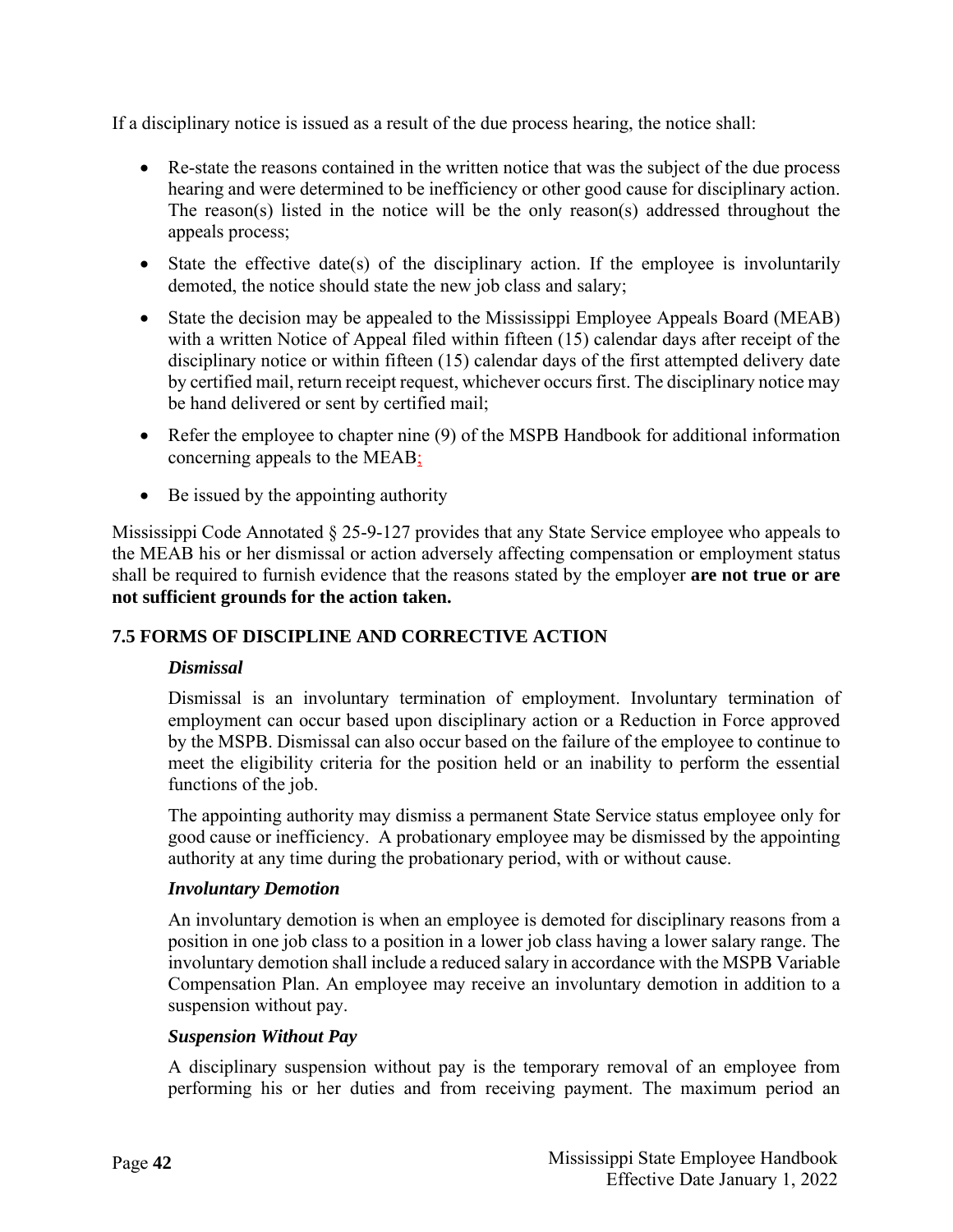If a disciplinary notice is issued as a result of the due process hearing, the notice shall:

- Re-state the reasons contained in the written notice that was the subject of the due process hearing and were determined to be inefficiency or other good cause for disciplinary action. The reason(s) listed in the notice will be the only reason(s) addressed throughout the appeals process;
- State the effective date(s) of the disciplinary action. If the employee is involuntarily demoted, the notice should state the new job class and salary;
- State the decision may be appealed to the Mississippi Employee Appeals Board (MEAB) with a written Notice of Appeal filed within fifteen (15) calendar days after receipt of the disciplinary notice or within fifteen (15) calendar days of the first attempted delivery date by certified mail, return receipt request, whichever occurs first. The disciplinary notice may be hand delivered or sent by certified mail;
- Refer the employee to chapter nine (9) of the MSPB Handbook for additional information concerning appeals to the MEAB;
- Be issued by the appointing authority

Mississippi Code Annotated § 25-9-127 provides that any State Service employee who appeals to the MEAB his or her dismissal or action adversely affecting compensation or employment status shall be required to furnish evidence that the reasons stated by the employer **are not true or are not sufficient grounds for the action taken.**

## 7.5 FORMS OF DISCIPLINE AND CORRECTIVE ACTION

***Dismissal***

Dismissal is an involuntary termination of employment. Involuntary termination of employment can occur based upon disciplinary action or a Reduction in Force approved by the MSPB. Dismissal can also occur based on the failure of the employee to continue to meet the eligibility criteria for the position held or an inability to perform the essential functions of the job.

The appointing authority may dismiss a permanent State Service status employee only for good cause or inefficiency. A probationary employee may be dismissed by the appointing authority at any time during the probationary period, with or without cause.

***Involuntary Demotion***

An involuntary demotion is when an employee is demoted for disciplinary reasons from a position in one job class to a position in a lower job class having a lower salary range. The involuntary demotion shall include a reduced salary in accordance with the MSPB Variable Compensation Plan. An employee may receive an involuntary demotion in addition to a suspension without pay.

***Suspension Without Pay***

A disciplinary suspension without pay is the temporary removal of an employee from performing his or her duties and from receiving payment. The maximum period an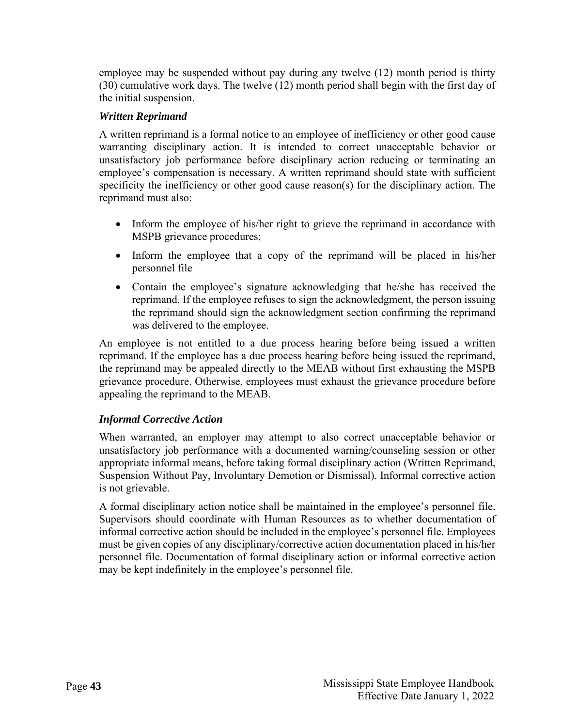employee may be suspended without pay during any twelve (12) month period is thirty (30) cumulative work days. The twelve (12) month period shall begin with the first day of the initial suspension.

### *Written Reprimand*

A written reprimand is a formal notice to an employee of inefficiency or other good cause warranting disciplinary action. It is intended to correct unacceptable behavior or unsatisfactory job performance before disciplinary action reducing or terminating an employee's compensation is necessary. A written reprimand should state with sufficient specificity the inefficiency or other good cause reason(s) for the disciplinary action. The reprimand must also:

- Inform the employee of his/her right to grieve the reprimand in accordance with MSPB grievance procedures;
- Inform the employee that a copy of the reprimand will be placed in his/her personnel file
- Contain the employee's signature acknowledging that he/she has received the reprimand. If the employee refuses to sign the acknowledgment, the person issuing the reprimand should sign the acknowledgment section confirming the reprimand was delivered to the employee.

An employee is not entitled to a due process hearing before being issued a written reprimand. If the employee has a due process hearing before being issued the reprimand, the reprimand may be appealed directly to the MEAB without first exhausting the MSPB grievance procedure. Otherwise, employees must exhaust the grievance procedure before appealing the reprimand to the MEAB.

### *Informal Corrective Action*

When warranted, an employer may attempt to also correct unacceptable behavior or unsatisfactory job performance with a documented warning/counseling session or other appropriate informal means, before taking formal disciplinary action (Written Reprimand, Suspension Without Pay, Involuntary Demotion or Dismissal). Informal corrective action is not grievable.

A formal disciplinary action notice shall be maintained in the employee's personnel file. Supervisors should coordinate with Human Resources as to whether documentation of informal corrective action should be included in the employee's personnel file. Employees must be given copies of any disciplinary/corrective action documentation placed in his/her personnel file. Documentation of formal disciplinary action or informal corrective action may be kept indefinitely in the employee's personnel file.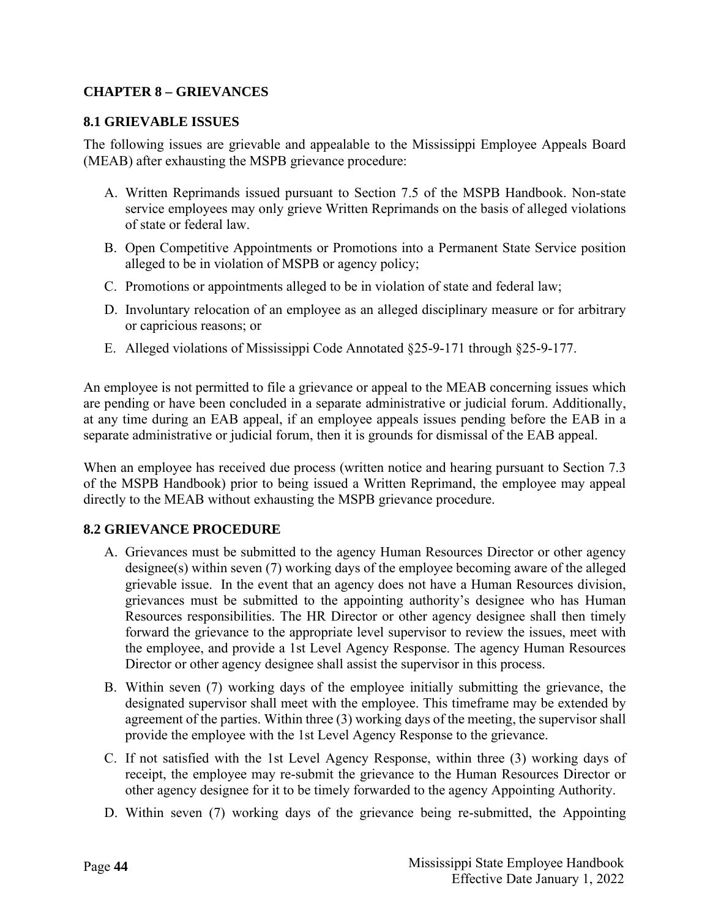## CHAPTER 8 – GRIEVANCES

### 8.1 GRIEVABLE ISSUES

The following issues are grievable and appealable to the Mississippi Employee Appeals Board (MEAB) after exhausting the MSPB grievance procedure:

A. Written Reprimands issued pursuant to Section 7.5 of the MSPB Handbook. Non-state service employees may only grieve Written Reprimands on the basis of alleged violations of state or federal law.

B. Open Competitive Appointments or Promotions into a Permanent State Service position alleged to be in violation of MSPB or agency policy;

C. Promotions or appointments alleged to be in violation of state and federal law;

D. Involuntary relocation of an employee as an alleged disciplinary measure or for arbitrary or capricious reasons; or

E. Alleged violations of Mississippi Code Annotated §25-9-171 through §25-9-177.

An employee is not permitted to file a grievance or appeal to the MEAB concerning issues which are pending or have been concluded in a separate administrative or judicial forum. Additionally, at any time during an EAB appeal, if an employee appeals issues pending before the EAB in a separate administrative or judicial forum, then it is grounds for dismissal of the EAB appeal.

When an employee has received due process (written notice and hearing pursuant to Section 7.3 of the MSPB Handbook) prior to being issued a Written Reprimand, the employee may appeal directly to the MEAB without exhausting the MSPB grievance procedure.

### 8.2 GRIEVANCE PROCEDURE

A. Grievances must be submitted to the agency Human Resources Director or other agency designee(s) within seven (7) working days of the employee becoming aware of the alleged grievable issue. In the event that an agency does not have a Human Resources division, grievances must be submitted to the appointing authority's designee who has Human Resources responsibilities. The HR Director or other agency designee shall then timely forward the grievance to the appropriate level supervisor to review the issues, meet with the employee, and provide a 1st Level Agency Response. The agency Human Resources Director or other agency designee shall assist the supervisor in this process.

B. Within seven (7) working days of the employee initially submitting the grievance, the designated supervisor shall meet with the employee. This timeframe may be extended by agreement of the parties. Within three (3) working days of the meeting, the supervisor shall provide the employee with the 1st Level Agency Response to the grievance.

C. If not satisfied with the 1st Level Agency Response, within three (3) working days of receipt, the employee may re-submit the grievance to the Human Resources Director or other agency designee for it to be timely forwarded to the agency Appointing Authority.

D. Within seven (7) working days of the grievance being re-submitted, the Appointing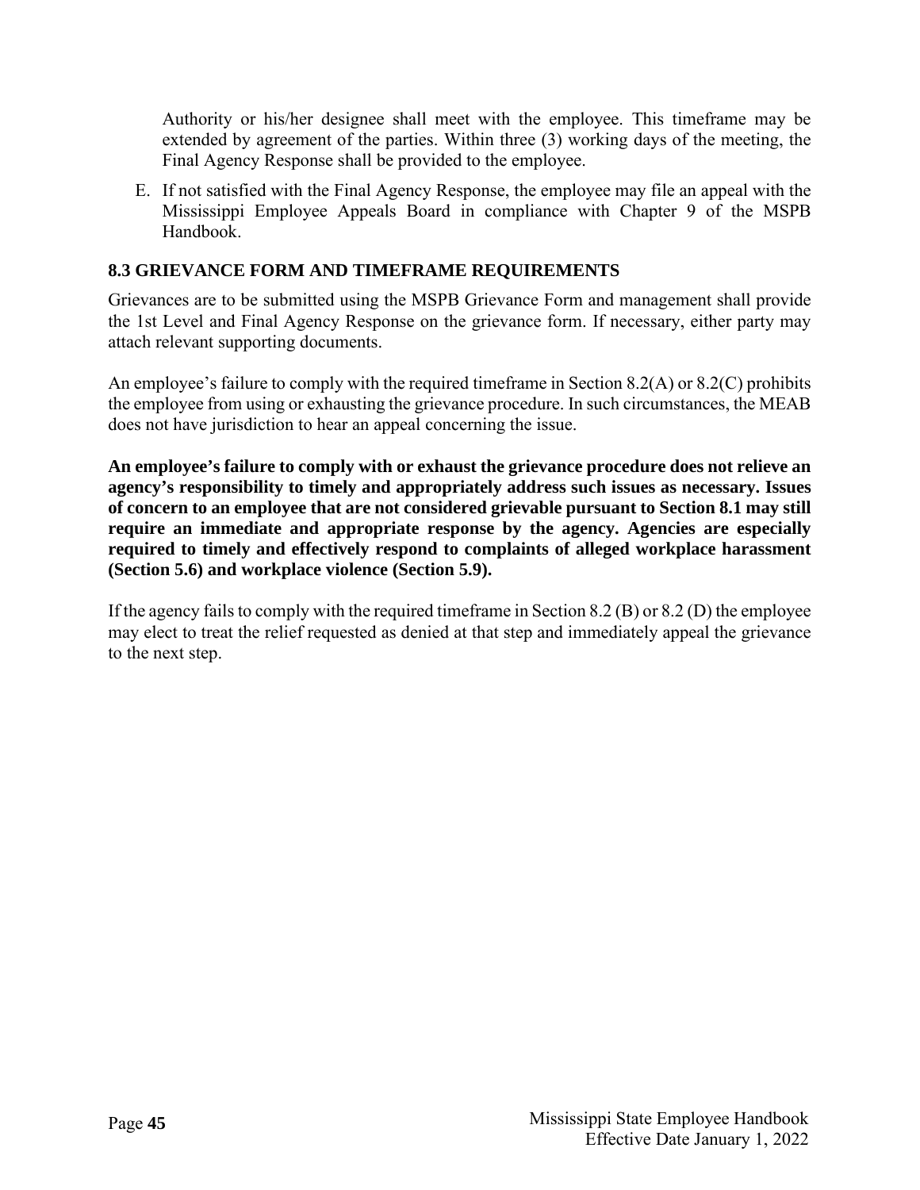Authority or his/her designee shall meet with the employee. This timeframe may be extended by agreement of the parties. Within three (3) working days of the meeting, the Final Agency Response shall be provided to the employee.

E. If not satisfied with the Final Agency Response, the employee may file an appeal with the Mississippi Employee Appeals Board in compliance with Chapter 9 of the MSPB Handbook.

### 8.3 GRIEVANCE FORM AND TIMEFRAME REQUIREMENTS

Grievances are to be submitted using the MSPB Grievance Form and management shall provide the 1st Level and Final Agency Response on the grievance form. If necessary, either party may attach relevant supporting documents.

An employee's failure to comply with the required timeframe in Section 8.2(A) or 8.2(C) prohibits the employee from using or exhausting the grievance procedure. In such circumstances, the MEAB does not have jurisdiction to hear an appeal concerning the issue.

**An employee's failure to comply with or exhaust the grievance procedure does not relieve an agency's responsibility to timely and appropriately address such issues as necessary. Issues of concern to an employee that are not considered grievable pursuant to Section 8.1 may still require an immediate and appropriate response by the agency. Agencies are especially required to timely and effectively respond to complaints of alleged workplace harassment (Section 5.6) and workplace violence (Section 5.9).**

If the agency fails to comply with the required timeframe in Section 8.2 (B) or 8.2 (D) the employee may elect to treat the relief requested as denied at that step and immediately appeal the grievance to the next step.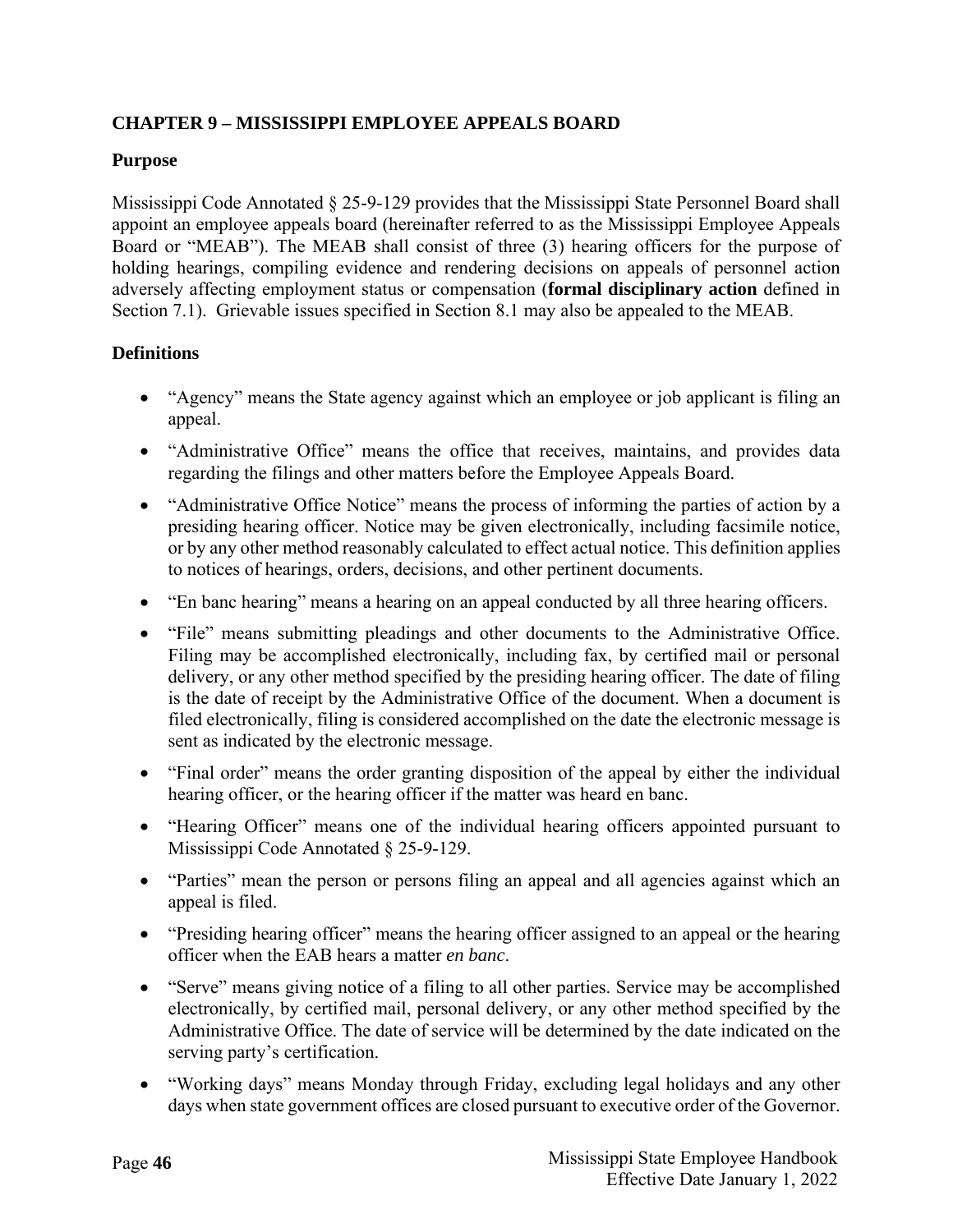## CHAPTER 9 – MISSISSIPPI EMPLOYEE APPEALS BOARD

### Purpose

Mississippi Code Annotated § 25-9-129 provides that the Mississippi State Personnel Board shall appoint an employee appeals board (hereinafter referred to as the Mississippi Employee Appeals Board or "MEAB"). The MEAB shall consist of three (3) hearing officers for the purpose of holding hearings, compiling evidence and rendering decisions on appeals of personnel action adversely affecting employment status or compensation (**formal disciplinary action** defined in Section 7.1). Grievable issues specified in Section 8.1 may also be appealed to the MEAB.

### Definitions

- "Agency" means the State agency against which an employee or job applicant is filing an appeal.
- "Administrative Office" means the office that receives, maintains, and provides data regarding the filings and other matters before the Employee Appeals Board.
- "Administrative Office Notice" means the process of informing the parties of action by a presiding hearing officer. Notice may be given electronically, including facsimile notice, or by any other method reasonably calculated to effect actual notice. This definition applies to notices of hearings, orders, decisions, and other pertinent documents.
- "En banc hearing" means a hearing on an appeal conducted by all three hearing officers.
- "File" means submitting pleadings and other documents to the Administrative Office. Filing may be accomplished electronically, including fax, by certified mail or personal delivery, or any other method specified by the presiding hearing officer. The date of filing is the date of receipt by the Administrative Office of the document. When a document is filed electronically, filing is considered accomplished on the date the electronic message is sent as indicated by the electronic message.
- "Final order" means the order granting disposition of the appeal by either the individual hearing officer, or the hearing officer if the matter was heard en banc.
- "Hearing Officer" means one of the individual hearing officers appointed pursuant to Mississippi Code Annotated § 25-9-129.
- "Parties" mean the person or persons filing an appeal and all agencies against which an appeal is filed.
- "Presiding hearing officer" means the hearing officer assigned to an appeal or the hearing officer when the EAB hears a matter *en banc*.
- "Serve" means giving notice of a filing to all other parties. Service may be accomplished electronically, by certified mail, personal delivery, or any other method specified by the Administrative Office. The date of service will be determined by the date indicated on the serving party's certification.
- "Working days" means Monday through Friday, excluding legal holidays and any other days when state government offices are closed pursuant to executive order of the Governor.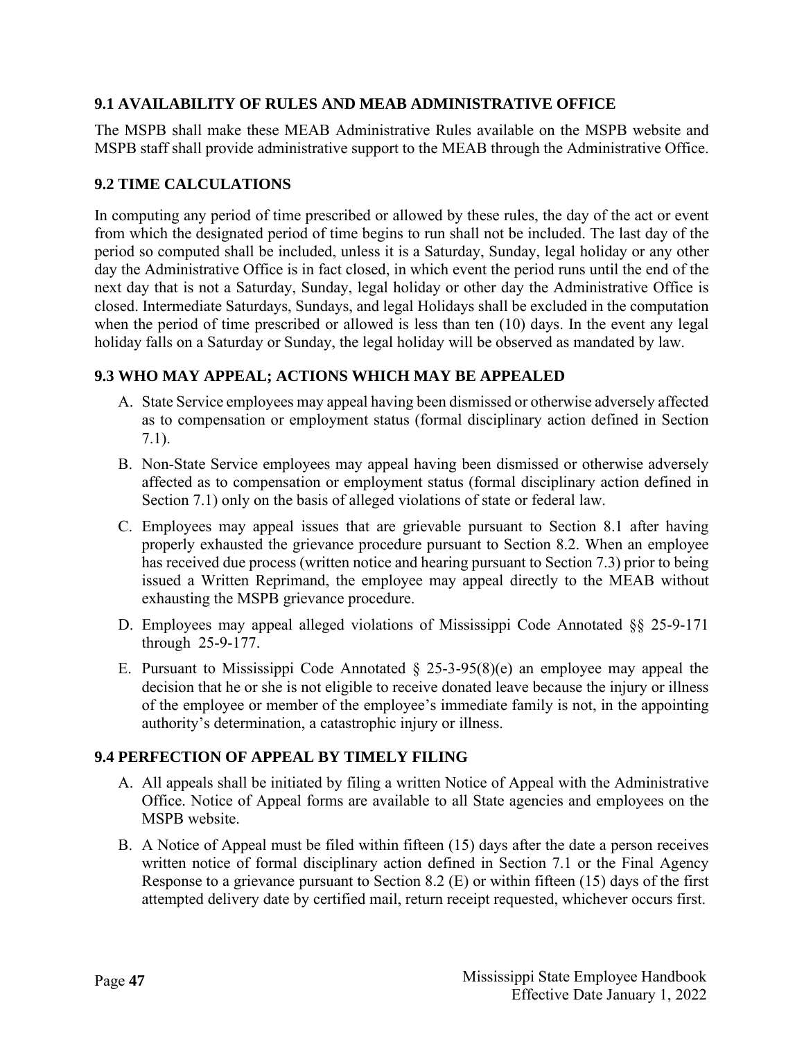### 9.1 AVAILABILITY OF RULES AND MEAB ADMINISTRATIVE OFFICE

The MSPB shall make these MEAB Administrative Rules available on the MSPB website and MSPB staff shall provide administrative support to the MEAB through the Administrative Office.

### 9.2 TIME CALCULATIONS

In computing any period of time prescribed or allowed by these rules, the day of the act or event from which the designated period of time begins to run shall not be included. The last day of the period so computed shall be included, unless it is a Saturday, Sunday, legal holiday or any other day the Administrative Office is in fact closed, in which event the period runs until the end of the next day that is not a Saturday, Sunday, legal holiday or other day the Administrative Office is closed. Intermediate Saturdays, Sundays, and legal Holidays shall be excluded in the computation when the period of time prescribed or allowed is less than ten (10) days. In the event any legal holiday falls on a Saturday or Sunday, the legal holiday will be observed as mandated by law.

### 9.3 WHO MAY APPEAL; ACTIONS WHICH MAY BE APPEALED

A. State Service employees may appeal having been dismissed or otherwise adversely affected as to compensation or employment status (formal disciplinary action defined in Section 7.1).

B. Non-State Service employees may appeal having been dismissed or otherwise adversely affected as to compensation or employment status (formal disciplinary action defined in Section 7.1) only on the basis of alleged violations of state or federal law.

C. Employees may appeal issues that are grievable pursuant to Section 8.1 after having properly exhausted the grievance procedure pursuant to Section 8.2. When an employee has received due process (written notice and hearing pursuant to Section 7.3) prior to being issued a Written Reprimand, the employee may appeal directly to the MEAB without exhausting the MSPB grievance procedure.

D. Employees may appeal alleged violations of Mississippi Code Annotated §§ 25-9-171 through 25-9-177.

E. Pursuant to Mississippi Code Annotated § 25-3-95(8)(e) an employee may appeal the decision that he or she is not eligible to receive donated leave because the injury or illness of the employee or member of the employee's immediate family is not, in the appointing authority's determination, a catastrophic injury or illness.

### 9.4 PERFECTION OF APPEAL BY TIMELY FILING

A. All appeals shall be initiated by filing a written Notice of Appeal with the Administrative Office. Notice of Appeal forms are available to all State agencies and employees on the MSPB website.

B. A Notice of Appeal must be filed within fifteen (15) days after the date a person receives written notice of formal disciplinary action defined in Section 7.1 or the Final Agency Response to a grievance pursuant to Section 8.2 (E) or within fifteen (15) days of the first attempted delivery date by certified mail, return receipt requested, whichever occurs first.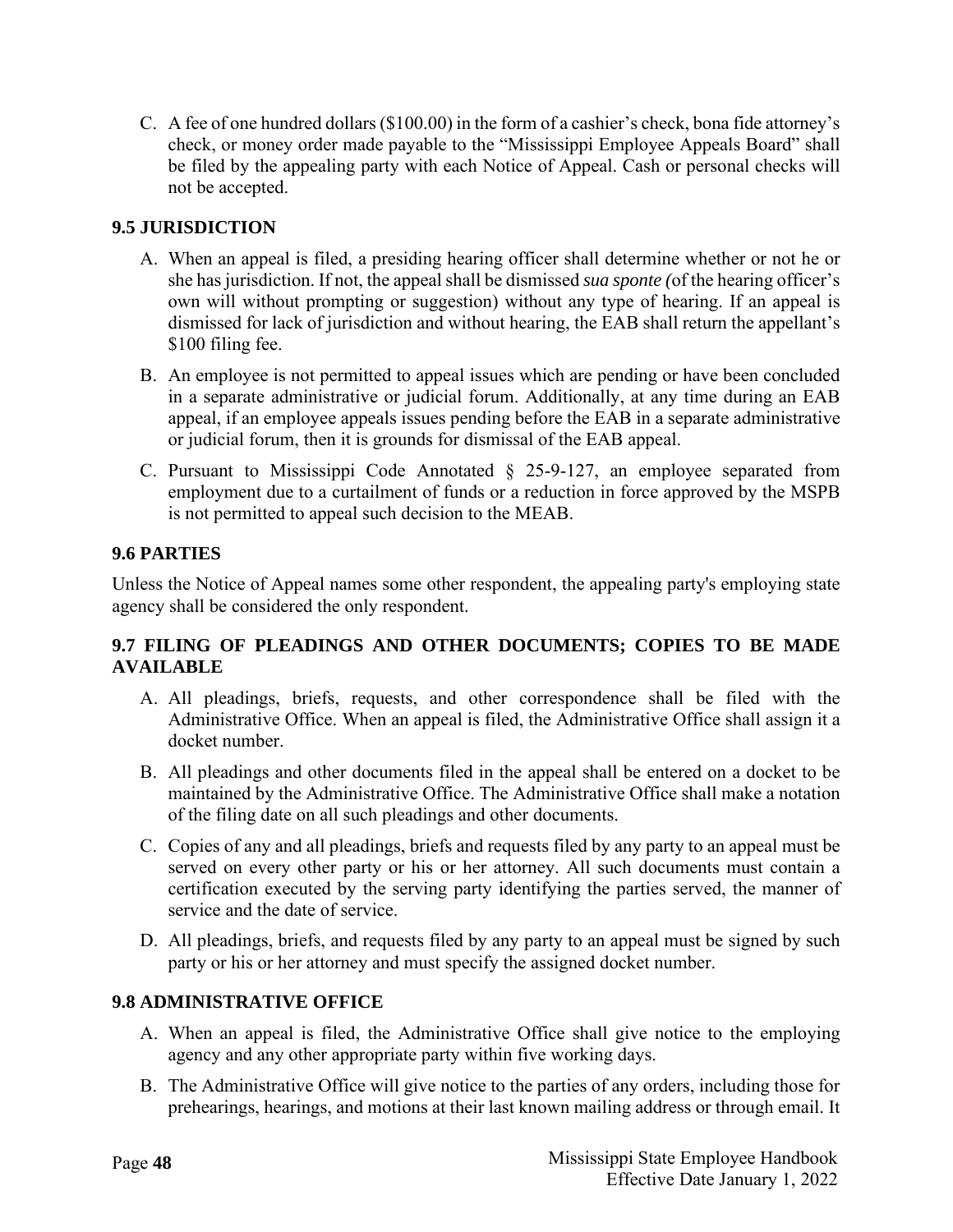C. A fee of one hundred dollars ($100.00) in the form of a cashier's check, bona fide attorney's check, or money order made payable to the "Mississippi Employee Appeals Board" shall be filed by the appealing party with each Notice of Appeal. Cash or personal checks will not be accepted.

## 9.5 JURISDICTION

A. When an appeal is filed, a presiding hearing officer shall determine whether or not he or she has jurisdiction. If not, the appeal shall be dismissed *sua sponte (*of the hearing officer's own will without prompting or suggestion) without any type of hearing. If an appeal is dismissed for lack of jurisdiction and without hearing, the EAB shall return the appellant's $100 filing fee.

B. An employee is not permitted to appeal issues which are pending or have been concluded in a separate administrative or judicial forum. Additionally, at any time during an EAB appeal, if an employee appeals issues pending before the EAB in a separate administrative or judicial forum, then it is grounds for dismissal of the EAB appeal.

C. Pursuant to Mississippi Code Annotated § 25-9-127, an employee separated from employment due to a curtailment of funds or a reduction in force approved by the MSPB is not permitted to appeal such decision to the MEAB.

## 9.6 PARTIES

Unless the Notice of Appeal names some other respondent, the appealing party's employing state agency shall be considered the only respondent.

## 9.7 FILING OF PLEADINGS AND OTHER DOCUMENTS; COPIES TO BE MADE AVAILABLE

A. All pleadings, briefs, requests, and other correspondence shall be filed with the Administrative Office. When an appeal is filed, the Administrative Office shall assign it a docket number.

B. All pleadings and other documents filed in the appeal shall be entered on a docket to be maintained by the Administrative Office. The Administrative Office shall make a notation of the filing date on all such pleadings and other documents.

C. Copies of any and all pleadings, briefs and requests filed by any party to an appeal must be served on every other party or his or her attorney. All such documents must contain a certification executed by the serving party identifying the parties served, the manner of service and the date of service.

D. All pleadings, briefs, and requests filed by any party to an appeal must be signed by such party or his or her attorney and must specify the assigned docket number.

## 9.8 ADMINISTRATIVE OFFICE

A. When an appeal is filed, the Administrative Office shall give notice to the employing agency and any other appropriate party within five working days.

B. The Administrative Office will give notice to the parties of any orders, including those for prehearings, hearings, and motions at their last known mailing address or through email. It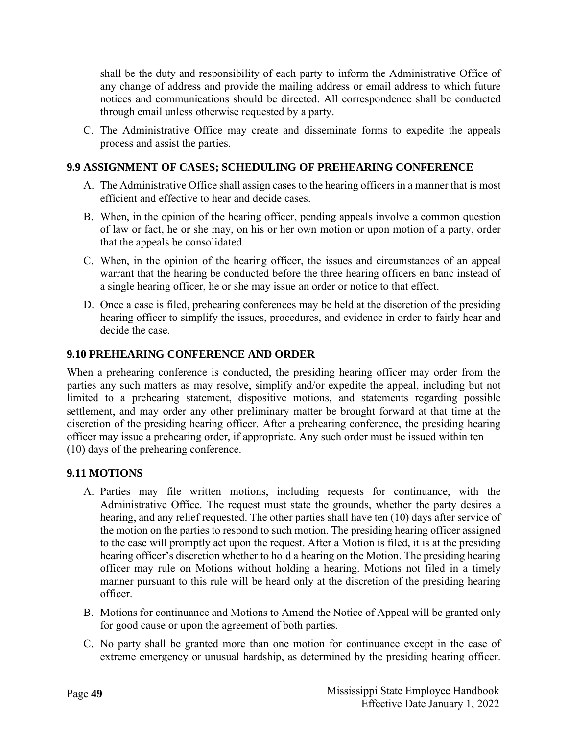shall be the duty and responsibility of each party to inform the Administrative Office of any change of address and provide the mailing address or email address to which future notices and communications should be directed. All correspondence shall be conducted through email unless otherwise requested by a party.

C. The Administrative Office may create and disseminate forms to expedite the appeals process and assist the parties.

### 9.9 ASSIGNMENT OF CASES; SCHEDULING OF PREHEARING CONFERENCE

A. The Administrative Office shall assign cases to the hearing officers in a manner that is most efficient and effective to hear and decide cases.

B. When, in the opinion of the hearing officer, pending appeals involve a common question of law or fact, he or she may, on his or her own motion or upon motion of a party, order that the appeals be consolidated.

C. When, in the opinion of the hearing officer, the issues and circumstances of an appeal warrant that the hearing be conducted before the three hearing officers en banc instead of a single hearing officer, he or she may issue an order or notice to that effect.

D. Once a case is filed, prehearing conferences may be held at the discretion of the presiding hearing officer to simplify the issues, procedures, and evidence in order to fairly hear and decide the case.

### 9.10 PREHEARING CONFERENCE AND ORDER

When a prehearing conference is conducted, the presiding hearing officer may order from the parties any such matters as may resolve, simplify and/or expedite the appeal, including but not limited to a prehearing statement, dispositive motions, and statements regarding possible settlement, and may order any other preliminary matter be brought forward at that time at the discretion of the presiding hearing officer. After a prehearing conference, the presiding hearing officer may issue a prehearing order, if appropriate. Any such order must be issued within ten (10) days of the prehearing conference.

### 9.11 MOTIONS

A. Parties may file written motions, including requests for continuance, with the Administrative Office. The request must state the grounds, whether the party desires a hearing, and any relief requested. The other parties shall have ten (10) days after service of the motion on the parties to respond to such motion. The presiding hearing officer assigned to the case will promptly act upon the request. After a Motion is filed, it is at the presiding hearing officer's discretion whether to hold a hearing on the Motion. The presiding hearing officer may rule on Motions without holding a hearing. Motions not filed in a timely manner pursuant to this rule will be heard only at the discretion of the presiding hearing officer.

B. Motions for continuance and Motions to Amend the Notice of Appeal will be granted only for good cause or upon the agreement of both parties.

C. No party shall be granted more than one motion for continuance except in the case of extreme emergency or unusual hardship, as determined by the presiding hearing officer.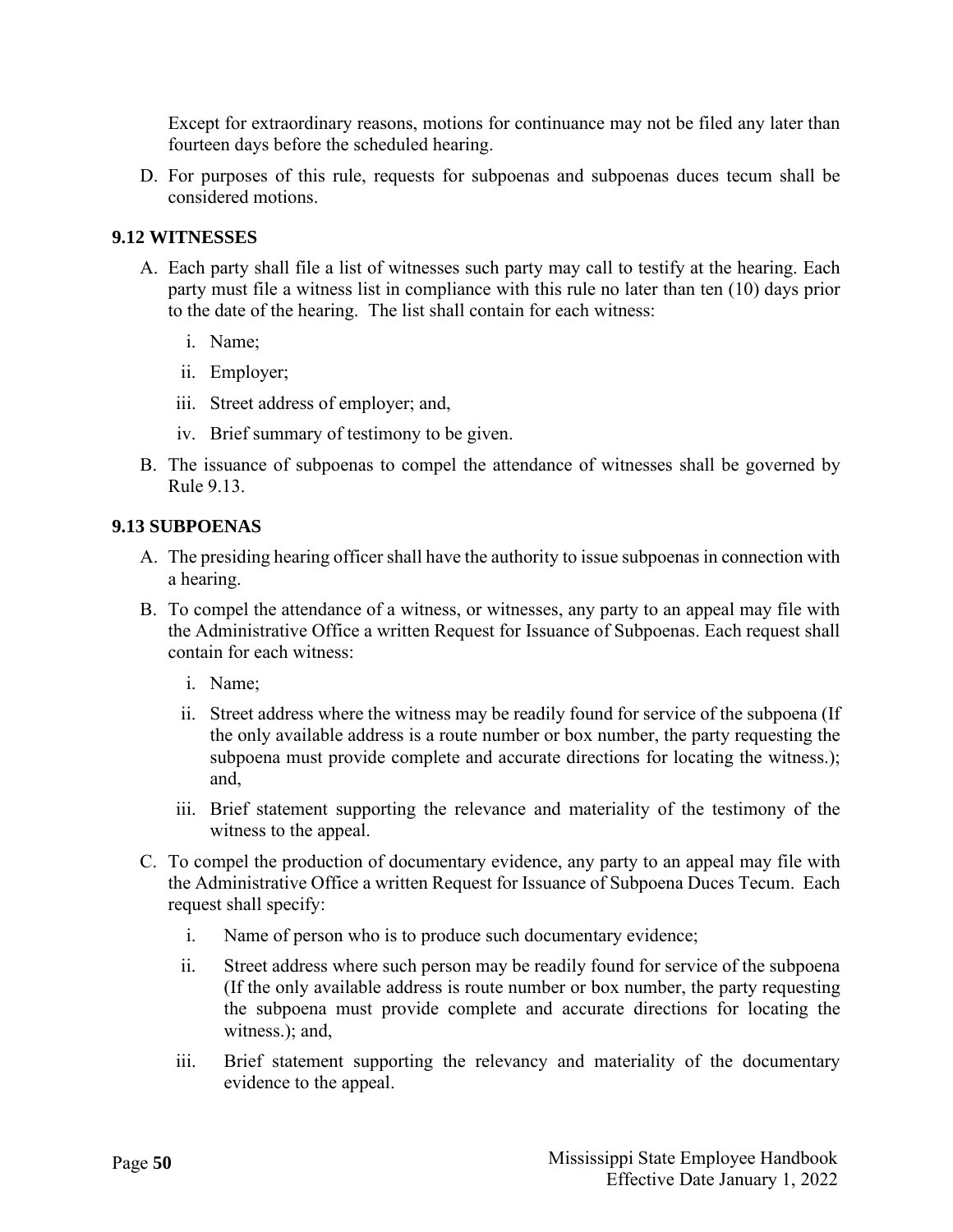Except for extraordinary reasons, motions for continuance may not be filed any later than fourteen days before the scheduled hearing.

D. For purposes of this rule, requests for subpoenas and subpoenas duces tecum shall be considered motions.

### 9.12 WITNESSES

A. Each party shall file a list of witnesses such party may call to testify at the hearing. Each party must file a witness list in compliance with this rule no later than ten (10) days prior to the date of the hearing. The list shall contain for each witness:

   i. Name;

   ii. Employer;

   iii. Street address of employer; and,

   iv. Brief summary of testimony to be given.

B. The issuance of subpoenas to compel the attendance of witnesses shall be governed by Rule 9.13.

### 9.13 SUBPOENAS

A. The presiding hearing officer shall have the authority to issue subpoenas in connection with a hearing.

B. To compel the attendance of a witness, or witnesses, any party to an appeal may file with the Administrative Office a written Request for Issuance of Subpoenas. Each request shall contain for each witness:

   i. Name;

   ii. Street address where the witness may be readily found for service of the subpoena (If the only available address is a route number or box number, the party requesting the subpoena must provide complete and accurate directions for locating the witness.); and,

   iii. Brief statement supporting the relevance and materiality of the testimony of the witness to the appeal.

C. To compel the production of documentary evidence, any party to an appeal may file with the Administrative Office a written Request for Issuance of Subpoena Duces Tecum. Each request shall specify:

   i. Name of person who is to produce such documentary evidence;

   ii. Street address where such person may be readily found for service of the subpoena (If the only available address is route number or box number, the party requesting the subpoena must provide complete and accurate directions for locating the witness.); and,

   iii. Brief statement supporting the relevancy and materiality of the documentary evidence to the appeal.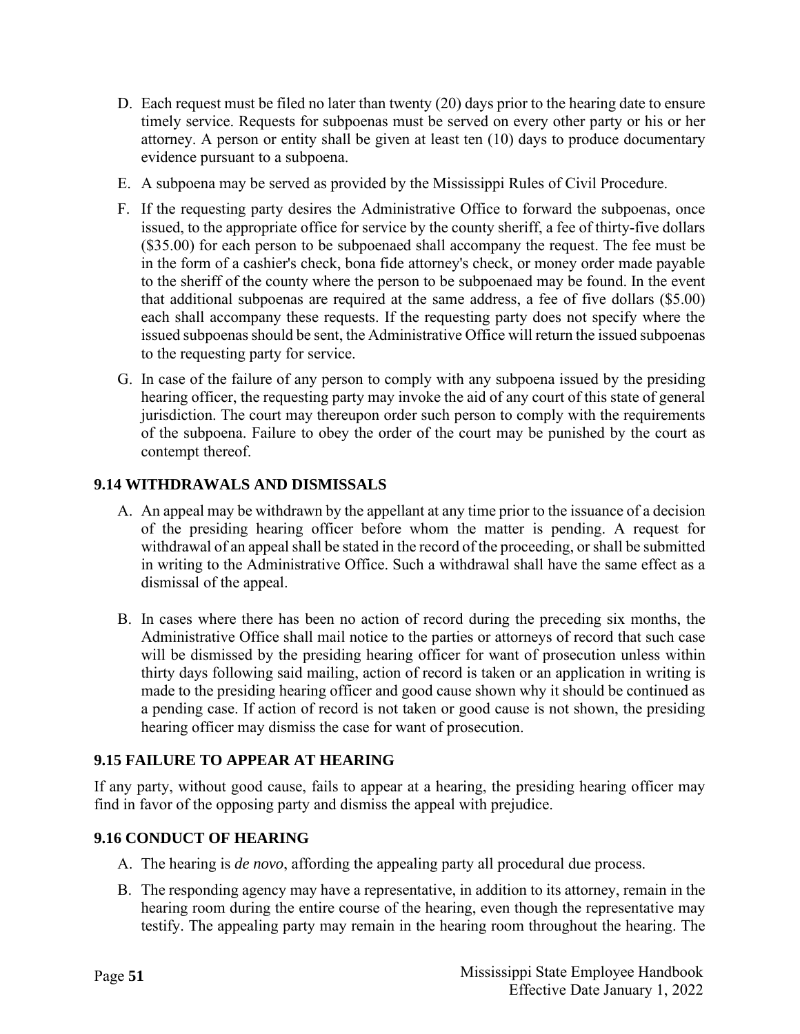D. Each request must be filed no later than twenty (20) days prior to the hearing date to ensure timely service. Requests for subpoenas must be served on every other party or his or her attorney. A person or entity shall be given at least ten (10) days to produce documentary evidence pursuant to a subpoena.

E. A subpoena may be served as provided by the Mississippi Rules of Civil Procedure.

F. If the requesting party desires the Administrative Office to forward the subpoenas, once issued, to the appropriate office for service by the county sheriff, a fee of thirty-five dollars ($35.00) for each person to be subpoenaed shall accompany the request. The fee must be in the form of a cashier's check, bona fide attorney's check, or money order made payable to the sheriff of the county where the person to be subpoenaed may be found. In the event that additional subpoenas are required at the same address, a fee of five dollars ($5.00) each shall accompany these requests. If the requesting party does not specify where the issued subpoenas should be sent, the Administrative Office will return the issued subpoenas to the requesting party for service.

G. In case of the failure of any person to comply with any subpoena issued by the presiding hearing officer, the requesting party may invoke the aid of any court of this state of general jurisdiction. The court may thereupon order such person to comply with the requirements of the subpoena. Failure to obey the order of the court may be punished by the court as contempt thereof.

### 9.14 WITHDRAWALS AND DISMISSALS

A. An appeal may be withdrawn by the appellant at any time prior to the issuance of a decision of the presiding hearing officer before whom the matter is pending. A request for withdrawal of an appeal shall be stated in the record of the proceeding, or shall be submitted in writing to the Administrative Office. Such a withdrawal shall have the same effect as a dismissal of the appeal.

B. In cases where there has been no action of record during the preceding six months, the Administrative Office shall mail notice to the parties or attorneys of record that such case will be dismissed by the presiding hearing officer for want of prosecution unless within thirty days following said mailing, action of record is taken or an application in writing is made to the presiding hearing officer and good cause shown why it should be continued as a pending case. If action of record is not taken or good cause is not shown, the presiding hearing officer may dismiss the case for want of prosecution.

### 9.15 FAILURE TO APPEAR AT HEARING

If any party, without good cause, fails to appear at a hearing, the presiding hearing officer may find in favor of the opposing party and dismiss the appeal with prejudice.

### 9.16 CONDUCT OF HEARING

A. The hearing is *de novo*, affording the appealing party all procedural due process.

B. The responding agency may have a representative, in addition to its attorney, remain in the hearing room during the entire course of the hearing, even though the representative may testify. The appealing party may remain in the hearing room throughout the hearing. The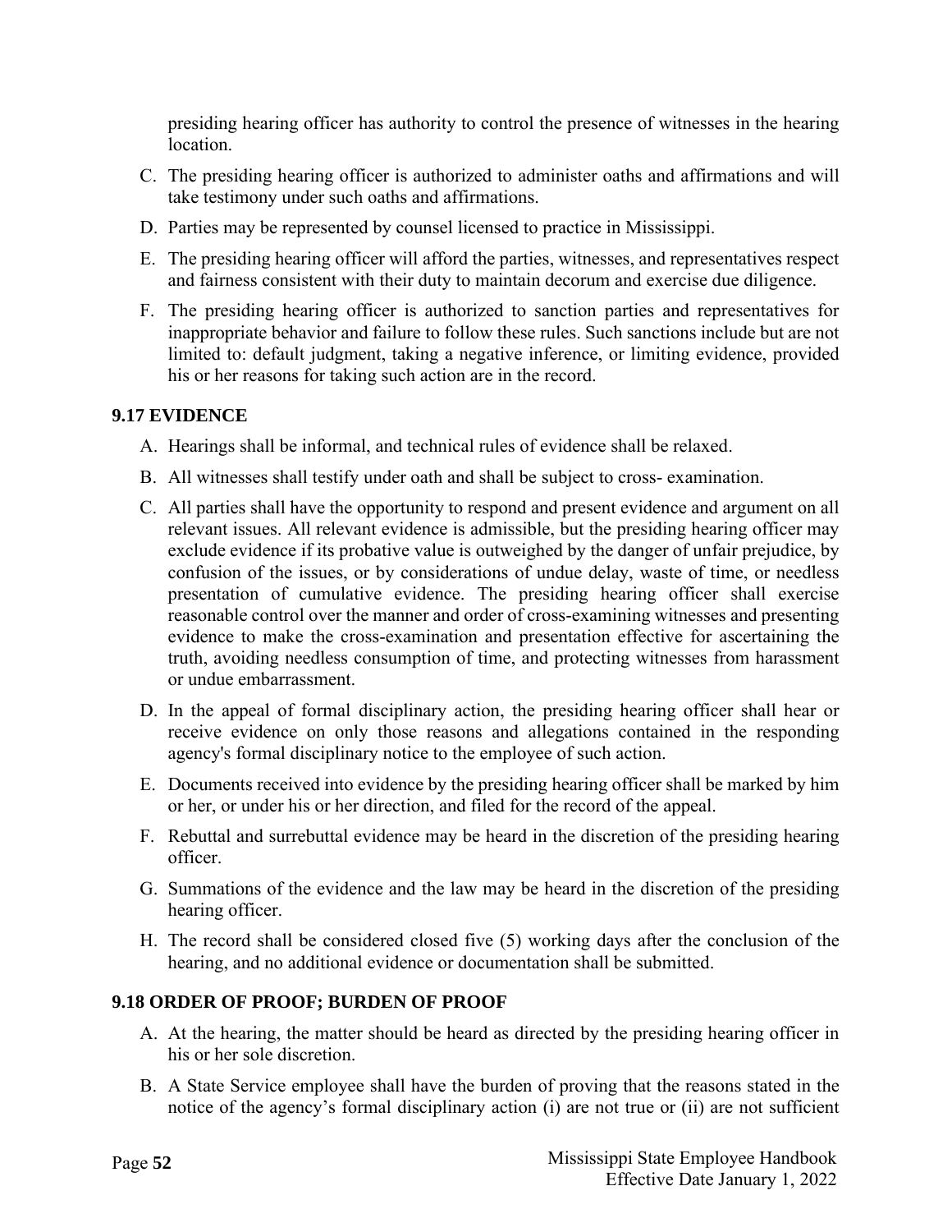presiding hearing officer has authority to control the presence of witnesses in the hearing location.

C. The presiding hearing officer is authorized to administer oaths and affirmations and will take testimony under such oaths and affirmations.

D. Parties may be represented by counsel licensed to practice in Mississippi.

E. The presiding hearing officer will afford the parties, witnesses, and representatives respect and fairness consistent with their duty to maintain decorum and exercise due diligence.

F. The presiding hearing officer is authorized to sanction parties and representatives for inappropriate behavior and failure to follow these rules. Such sanctions include but are not limited to: default judgment, taking a negative inference, or limiting evidence, provided his or her reasons for taking such action are in the record.

## 9.17 EVIDENCE

A. Hearings shall be informal, and technical rules of evidence shall be relaxed.

B. All witnesses shall testify under oath and shall be subject to cross- examination.

C. All parties shall have the opportunity to respond and present evidence and argument on all relevant issues. All relevant evidence is admissible, but the presiding hearing officer may exclude evidence if its probative value is outweighed by the danger of unfair prejudice, by confusion of the issues, or by considerations of undue delay, waste of time, or needless presentation of cumulative evidence. The presiding hearing officer shall exercise reasonable control over the manner and order of cross-examining witnesses and presenting evidence to make the cross-examination and presentation effective for ascertaining the truth, avoiding needless consumption of time, and protecting witnesses from harassment or undue embarrassment.

D. In the appeal of formal disciplinary action, the presiding hearing officer shall hear or receive evidence on only those reasons and allegations contained in the responding agency's formal disciplinary notice to the employee of such action.

E. Documents received into evidence by the presiding hearing officer shall be marked by him or her, or under his or her direction, and filed for the record of the appeal.

F. Rebuttal and surrebuttal evidence may be heard in the discretion of the presiding hearing officer.

G. Summations of the evidence and the law may be heard in the discretion of the presiding hearing officer.

H. The record shall be considered closed five (5) working days after the conclusion of the hearing, and no additional evidence or documentation shall be submitted.

## 9.18 ORDER OF PROOF; BURDEN OF PROOF

A. At the hearing, the matter should be heard as directed by the presiding hearing officer in his or her sole discretion.

B. A State Service employee shall have the burden of proving that the reasons stated in the notice of the agency's formal disciplinary action (i) are not true or (ii) are not sufficient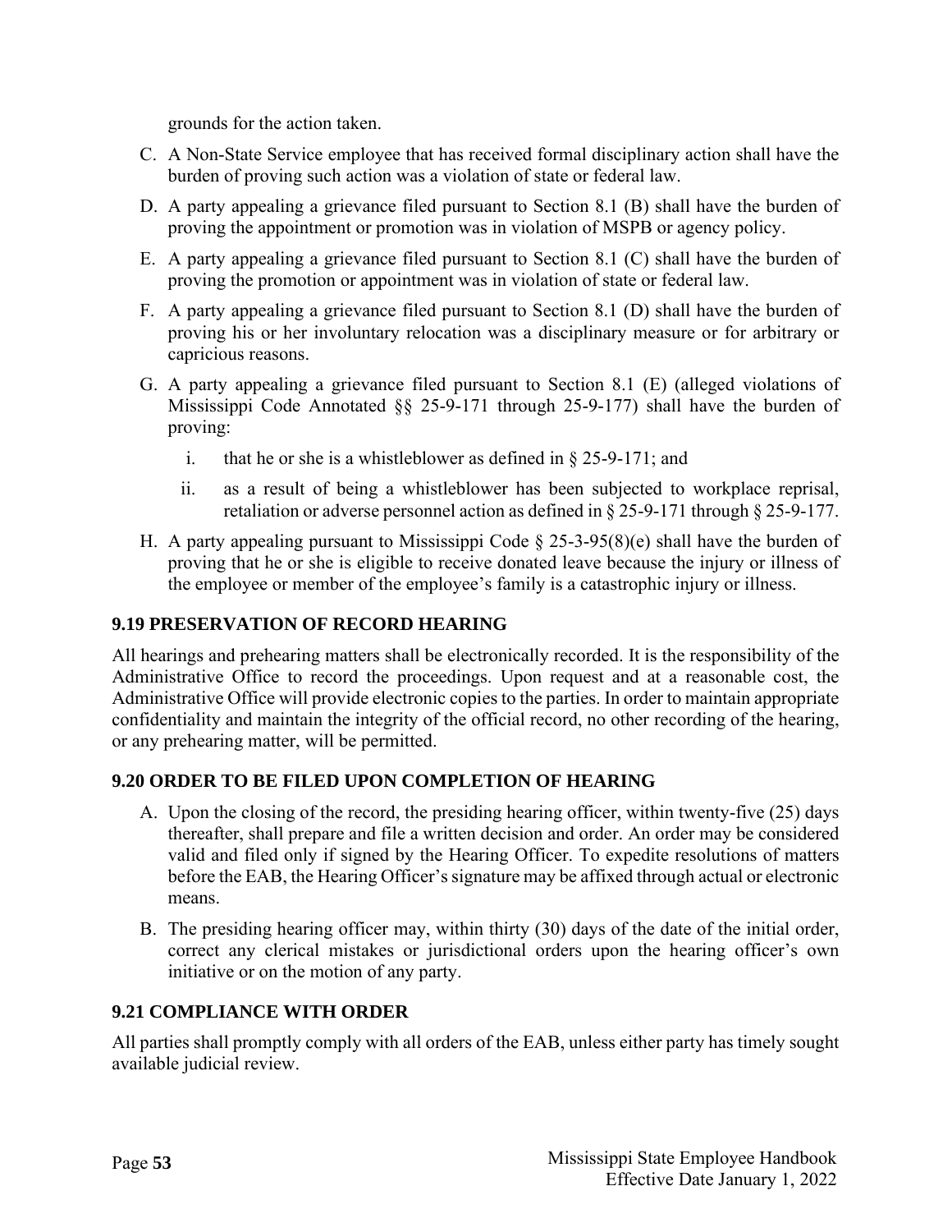grounds for the action taken.

C. A Non-State Service employee that has received formal disciplinary action shall have the burden of proving such action was a violation of state or federal law.

D. A party appealing a grievance filed pursuant to Section 8.1 (B) shall have the burden of proving the appointment or promotion was in violation of MSPB or agency policy.

E. A party appealing a grievance filed pursuant to Section 8.1 (C) shall have the burden of proving the promotion or appointment was in violation of state or federal law.

F. A party appealing a grievance filed pursuant to Section 8.1 (D) shall have the burden of proving his or her involuntary relocation was a disciplinary measure or for arbitrary or capricious reasons.

G. A party appealing a grievance filed pursuant to Section 8.1 (E) (alleged violations of Mississippi Code Annotated §§ 25-9-171 through 25-9-177) shall have the burden of proving:

   i. that he or she is a whistleblower as defined in § 25-9-171; and

   ii. as a result of being a whistleblower has been subjected to workplace reprisal, retaliation or adverse personnel action as defined in § 25-9-171 through § 25-9-177.

H. A party appealing pursuant to Mississippi Code § 25-3-95(8)(e) shall have the burden of proving that he or she is eligible to receive donated leave because the injury or illness of the employee or member of the employee's family is a catastrophic injury or illness.

## 9.19 PRESERVATION OF RECORD HEARING

All hearings and prehearing matters shall be electronically recorded. It is the responsibility of the Administrative Office to record the proceedings. Upon request and at a reasonable cost, the Administrative Office will provide electronic copies to the parties. In order to maintain appropriate confidentiality and maintain the integrity of the official record, no other recording of the hearing, or any prehearing matter, will be permitted.

## 9.20 ORDER TO BE FILED UPON COMPLETION OF HEARING

A. Upon the closing of the record, the presiding hearing officer, within twenty-five (25) days thereafter, shall prepare and file a written decision and order. An order may be considered valid and filed only if signed by the Hearing Officer. To expedite resolutions of matters before the EAB, the Hearing Officer's signature may be affixed through actual or electronic means.

B. The presiding hearing officer may, within thirty (30) days of the date of the initial order, correct any clerical mistakes or jurisdictional orders upon the hearing officer's own initiative or on the motion of any party.

## 9.21 COMPLIANCE WITH ORDER

All parties shall promptly comply with all orders of the EAB, unless either party has timely sought available judicial review.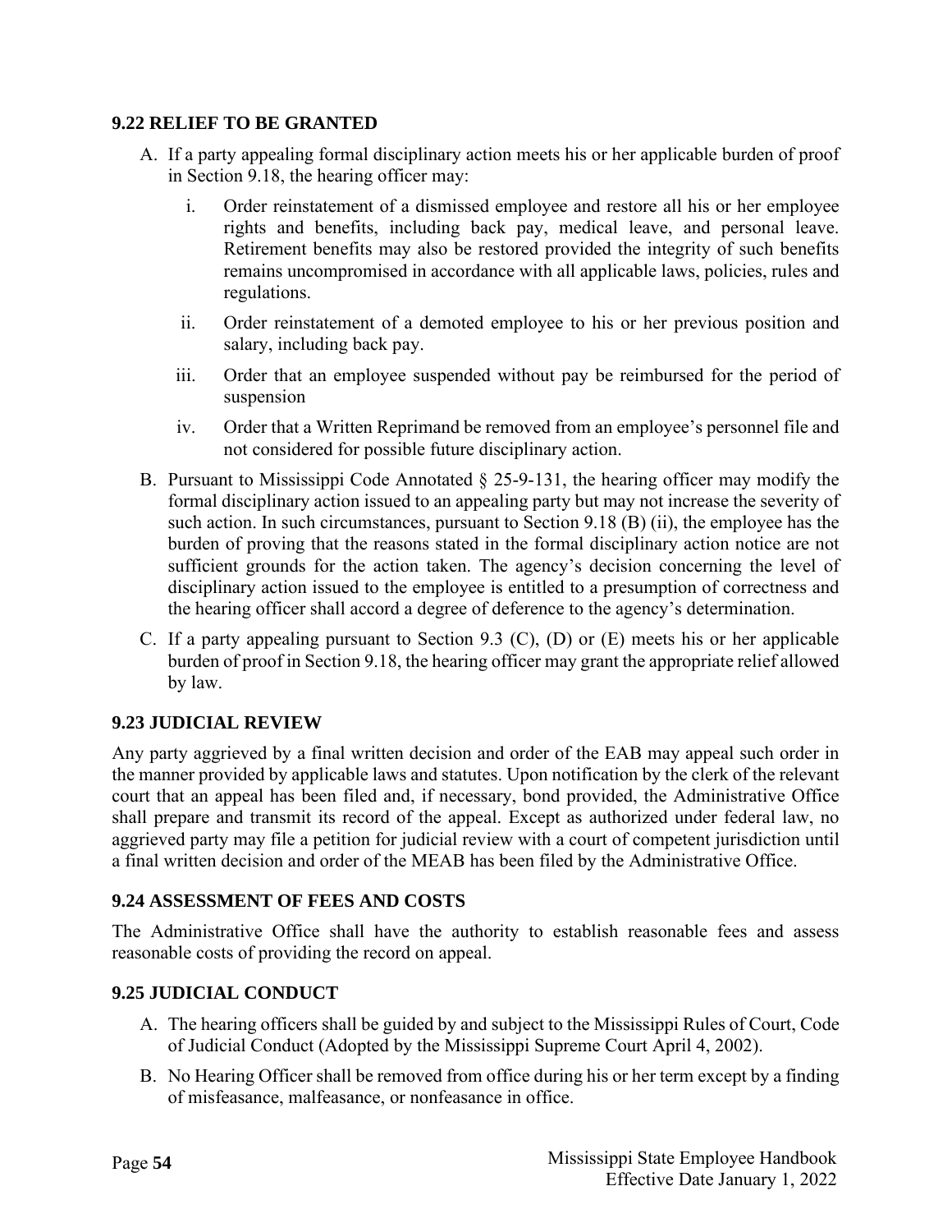### 9.22 RELIEF TO BE GRANTED

A. If a party appealing formal disciplinary action meets his or her applicable burden of proof in Section 9.18, the hearing officer may:

   i. Order reinstatement of a dismissed employee and restore all his or her employee rights and benefits, including back pay, medical leave, and personal leave. Retirement benefits may also be restored provided the integrity of such benefits remains uncompromised in accordance with all applicable laws, policies, rules and regulations.

   ii. Order reinstatement of a demoted employee to his or her previous position and salary, including back pay.

   iii. Order that an employee suspended without pay be reimbursed for the period of suspension

   iv. Order that a Written Reprimand be removed from an employee's personnel file and not considered for possible future disciplinary action.

B. Pursuant to Mississippi Code Annotated § 25-9-131, the hearing officer may modify the formal disciplinary action issued to an appealing party but may not increase the severity of such action. In such circumstances, pursuant to Section 9.18 (B) (ii), the employee has the burden of proving that the reasons stated in the formal disciplinary action notice are not sufficient grounds for the action taken. The agency's decision concerning the level of disciplinary action issued to the employee is entitled to a presumption of correctness and the hearing officer shall accord a degree of deference to the agency's determination.

C. If a party appealing pursuant to Section 9.3 (C), (D) or (E) meets his or her applicable burden of proof in Section 9.18, the hearing officer may grant the appropriate relief allowed by law.

### 9.23 JUDICIAL REVIEW

Any party aggrieved by a final written decision and order of the EAB may appeal such order in the manner provided by applicable laws and statutes. Upon notification by the clerk of the relevant court that an appeal has been filed and, if necessary, bond provided, the Administrative Office shall prepare and transmit its record of the appeal. Except as authorized under federal law, no aggrieved party may file a petition for judicial review with a court of competent jurisdiction until a final written decision and order of the MEAB has been filed by the Administrative Office.

### 9.24 ASSESSMENT OF FEES AND COSTS

The Administrative Office shall have the authority to establish reasonable fees and assess reasonable costs of providing the record on appeal.

### 9.25 JUDICIAL CONDUCT

A. The hearing officers shall be guided by and subject to the Mississippi Rules of Court, Code of Judicial Conduct (Adopted by the Mississippi Supreme Court April 4, 2002).

B. No Hearing Officer shall be removed from office during his or her term except by a finding of misfeasance, malfeasance, or nonfeasance in office.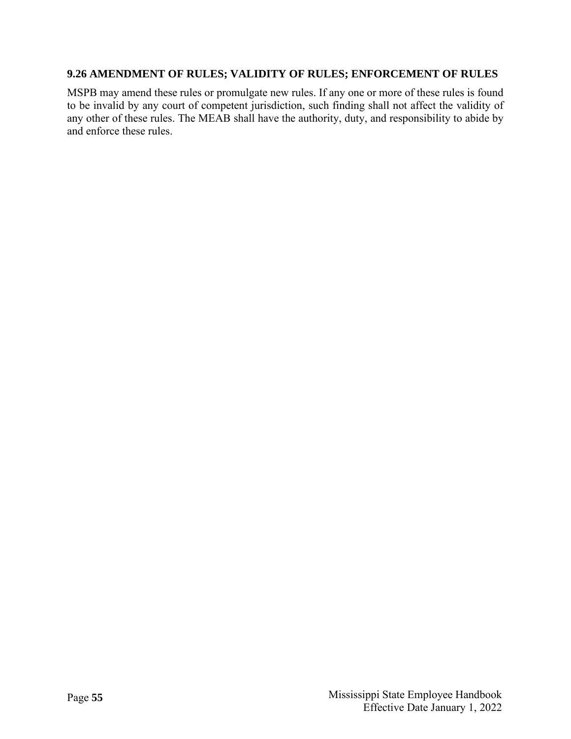### 9.26 AMENDMENT OF RULES; VALIDITY OF RULES; ENFORCEMENT OF RULES

MSPB may amend these rules or promulgate new rules. If any one or more of these rules is found to be invalid by any court of competent jurisdiction, such finding shall not affect the validity of any other of these rules. The MEAB shall have the authority, duty, and responsibility to abide by and enforce these rules.